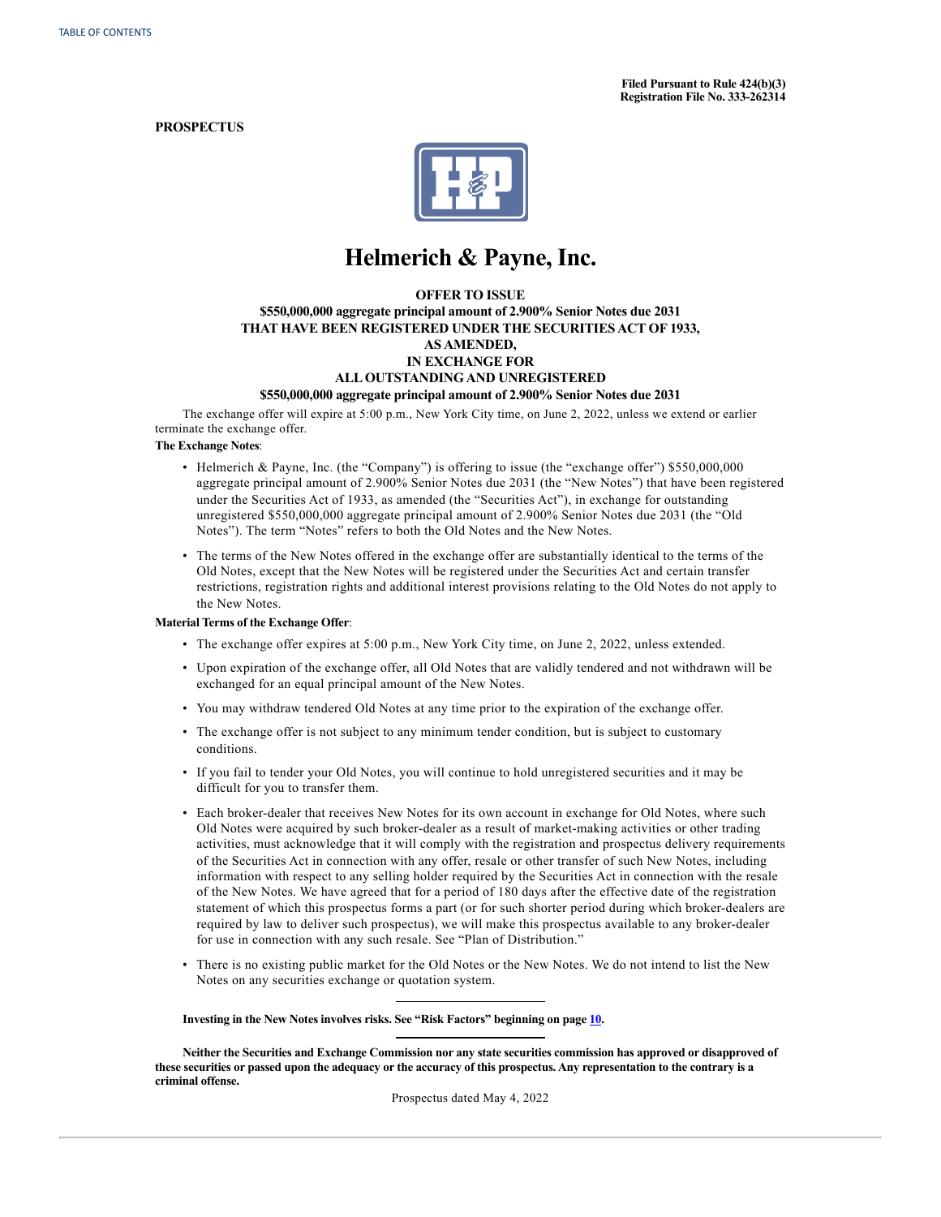Filed Pursuant to Rule 424(b)(3)
Registration File No. 333-262314

**PROSPECTUS**

# Helmerich & Payne, Inc.

**OFFER TO ISSUE**
**$550,000,000 aggregate principal amount of 2.900% Senior Notes due 2031**
**THAT HAVE BEEN REGISTERED UNDER THE SECURITIES ACT OF 1933, AS AMENDED,**
**IN EXCHANGE FOR**
**ALL OUTSTANDING AND UNREGISTERED**
**$550,000,000 aggregate principal amount of 2.900% Senior Notes due 2031**

The exchange offer will expire at 5:00 p.m., New York City time, on June 2, 2022, unless we extend or earlier terminate the exchange offer.

**The Exchange Notes**:

- Helmerich & Payne, Inc. (the "Company") is offering to issue (the "exchange offer") $550,000,000 aggregate principal amount of 2.900% Senior Notes due 2031 (the "New Notes") that have been registered under the Securities Act of 1933, as amended (the "Securities Act"), in exchange for outstanding unregistered $550,000,000 aggregate principal amount of 2.900% Senior Notes due 2031 (the "Old Notes"). The term "Notes" refers to both the Old Notes and the New Notes.
- The terms of the New Notes offered in the exchange offer are substantially identical to the terms of the Old Notes, except that the New Notes will be registered under the Securities Act and certain transfer restrictions, registration rights and additional interest provisions relating to the Old Notes do not apply to the New Notes.

**Material Terms of the Exchange Offer**:

- The exchange offer expires at 5:00 p.m., New York City time, on June 2, 2022, unless extended.
- Upon expiration of the exchange offer, all Old Notes that are validly tendered and not withdrawn will be exchanged for an equal principal amount of the New Notes.
- You may withdraw tendered Old Notes at any time prior to the expiration of the exchange offer.
- The exchange offer is not subject to any minimum tender condition, but is subject to customary conditions.
- If you fail to tender your Old Notes, you will continue to hold unregistered securities and it may be difficult for you to transfer them.
- Each broker-dealer that receives New Notes for its own account in exchange for Old Notes, where such Old Notes were acquired by such broker-dealer as a result of market-making activities or other trading activities, must acknowledge that it will comply with the registration and prospectus delivery requirements of the Securities Act in connection with any offer, resale or other transfer of such New Notes, including information with respect to any selling holder required by the Securities Act in connection with the resale of the New Notes. We have agreed that for a period of 180 days after the effective date of the registration statement of which this prospectus forms a part (or for such shorter period during which broker-dealers are required by law to deliver such prospectus), we will make this prospectus available to any broker-dealer for use in connection with any such resale. See "Plan of Distribution."
- There is no existing public market for the Old Notes or the New Notes. We do not intend to list the New Notes on any securities exchange or quotation system.

---

**Investing in the New Notes involves risks. See "Risk Factors" beginning on page 10.**

---

**Neither the Securities and Exchange Commission nor any state securities commission has approved or disapproved of these securities or passed upon the adequacy or the accuracy of this prospectus. Any representation to the contrary is a criminal offense.**

Prospectus dated May 4, 2022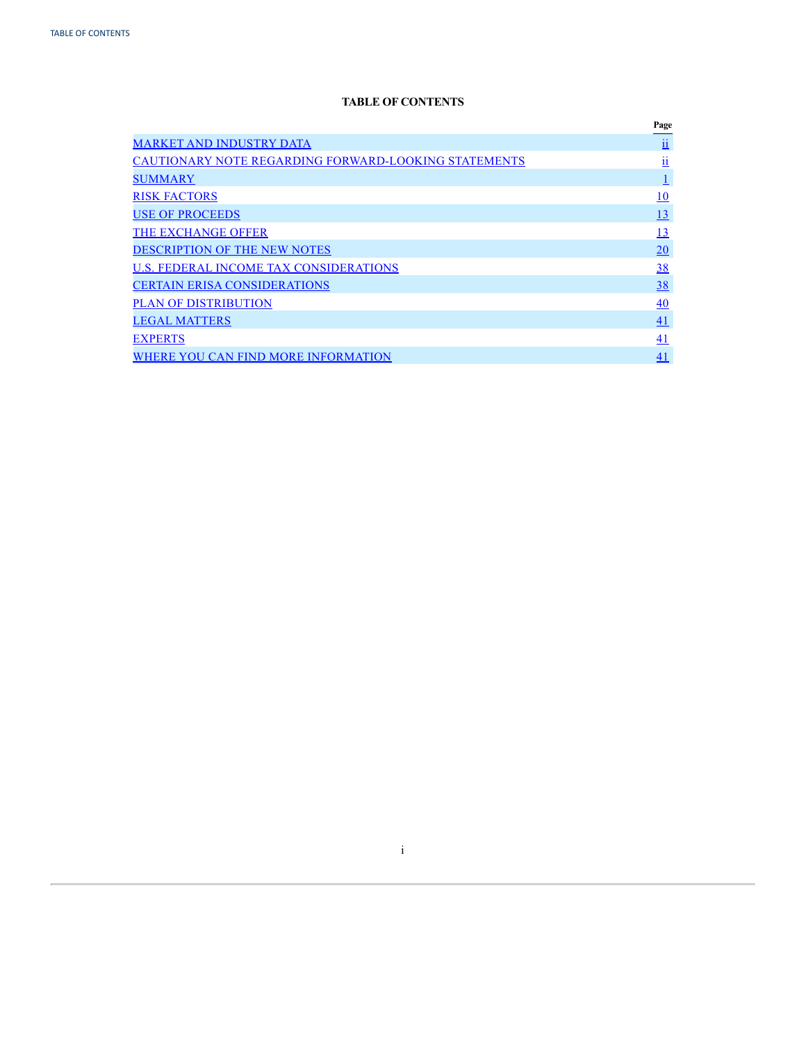## TABLE OF CONTENTS

| | Page |
|---|---|
| MARKET AND INDUSTRY DATA | ii |
| CAUTIONARY NOTE REGARDING FORWARD-LOOKING STATEMENTS | ii |
| SUMMARY | 1 |
| RISK FACTORS | 10 |
| USE OF PROCEEDS | 13 |
| THE EXCHANGE OFFER | 13 |
| DESCRIPTION OF THE NEW NOTES | 20 |
| U.S. FEDERAL INCOME TAX CONSIDERATIONS | 38 |
| CERTAIN ERISA CONSIDERATIONS | 38 |
| PLAN OF DISTRIBUTION | 40 |
| LEGAL MATTERS | 41 |
| EXPERTS | 41 |
| WHERE YOU CAN FIND MORE INFORMATION | 41 |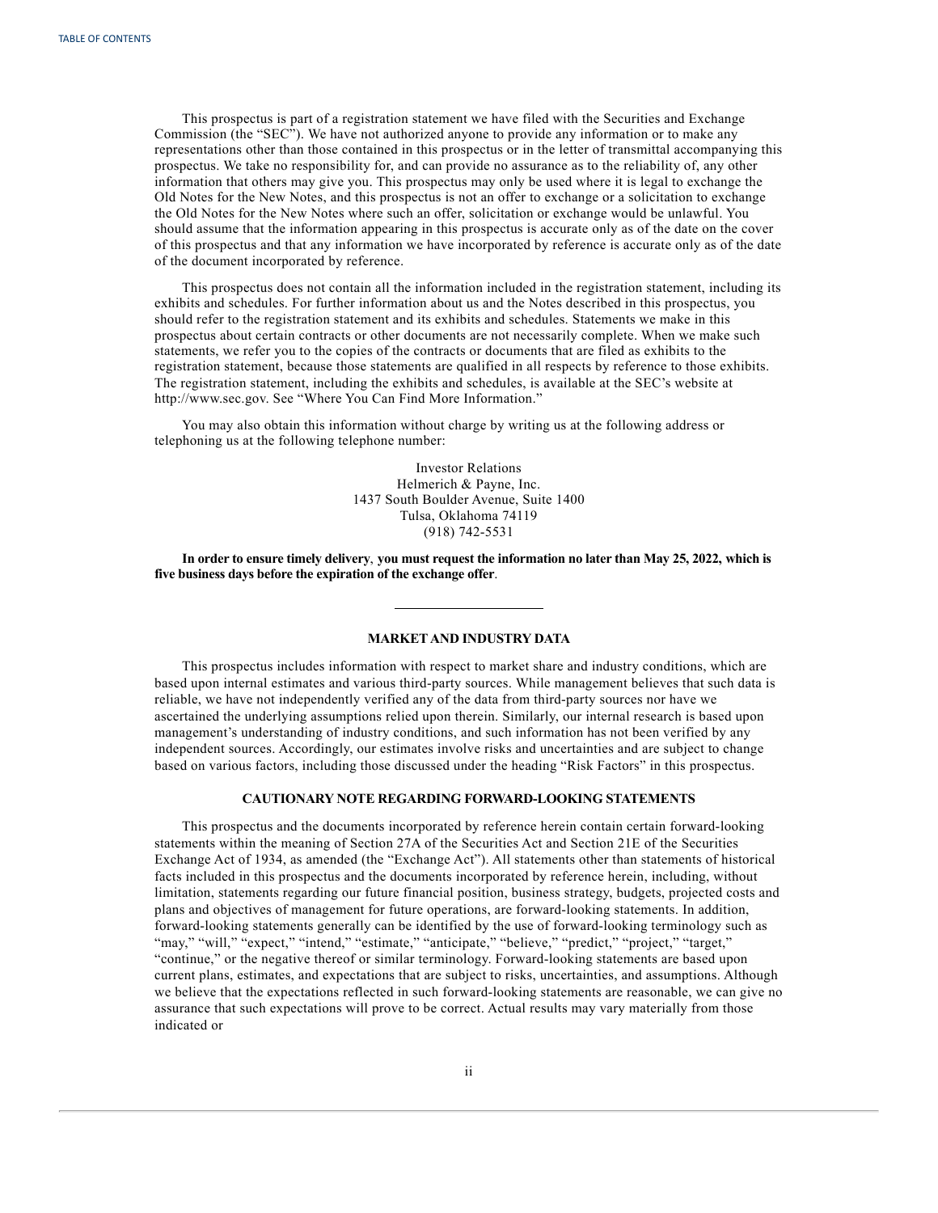This prospectus is part of a registration statement we have filed with the Securities and Exchange Commission (the "SEC"). We have not authorized anyone to provide any information or to make any representations other than those contained in this prospectus or in the letter of transmittal accompanying this prospectus. We take no responsibility for, and can provide no assurance as to the reliability of, any other information that others may give you. This prospectus may only be used where it is legal to exchange the Old Notes for the New Notes, and this prospectus is not an offer to exchange or a solicitation to exchange the Old Notes for the New Notes where such an offer, solicitation or exchange would be unlawful. You should assume that the information appearing in this prospectus is accurate only as of the date on the cover of this prospectus and that any information we have incorporated by reference is accurate only as of the date of the document incorporated by reference.

This prospectus does not contain all the information included in the registration statement, including its exhibits and schedules. For further information about us and the Notes described in this prospectus, you should refer to the registration statement and its exhibits and schedules. Statements we make in this prospectus about certain contracts or other documents are not necessarily complete. When we make such statements, we refer you to the copies of the contracts or documents that are filed as exhibits to the registration statement, because those statements are qualified in all respects by reference to those exhibits. The registration statement, including the exhibits and schedules, is available at the SEC's website at http://www.sec.gov. See "Where You Can Find More Information."

You may also obtain this information without charge by writing us at the following address or telephoning us at the following telephone number:

Investor Relations
Helmerich & Payne, Inc.
1437 South Boulder Avenue, Suite 1400
Tulsa, Oklahoma 74119
(918) 742-5531

**In order to ensure timely delivery, you must request the information no later than May 25, 2022, which is five business days before the expiration of the exchange offer.**

---

## MARKET AND INDUSTRY DATA

This prospectus includes information with respect to market share and industry conditions, which are based upon internal estimates and various third-party sources. While management believes that such data is reliable, we have not independently verified any of the data from third-party sources nor have we ascertained the underlying assumptions relied upon therein. Similarly, our internal research is based upon management's understanding of industry conditions, and such information has not been verified by any independent sources. Accordingly, our estimates involve risks and uncertainties and are subject to change based on various factors, including those discussed under the heading "Risk Factors" in this prospectus.

## CAUTIONARY NOTE REGARDING FORWARD-LOOKING STATEMENTS

This prospectus and the documents incorporated by reference herein contain certain forward-looking statements within the meaning of Section 27A of the Securities Act and Section 21E of the Securities Exchange Act of 1934, as amended (the "Exchange Act"). All statements other than statements of historical facts included in this prospectus and the documents incorporated by reference herein, including, without limitation, statements regarding our future financial position, business strategy, budgets, projected costs and plans and objectives of management for future operations, are forward-looking statements. In addition, forward-looking statements generally can be identified by the use of forward-looking terminology such as "may," "will," "expect," "intend," "estimate," "anticipate," "believe," "predict," "project," "target," "continue," or the negative thereof or similar terminology. Forward-looking statements are based upon current plans, estimates, and expectations that are subject to risks, uncertainties, and assumptions. Although we believe that the expectations reflected in such forward-looking statements are reasonable, we can give no assurance that such expectations will prove to be correct. Actual results may vary materially from those indicated or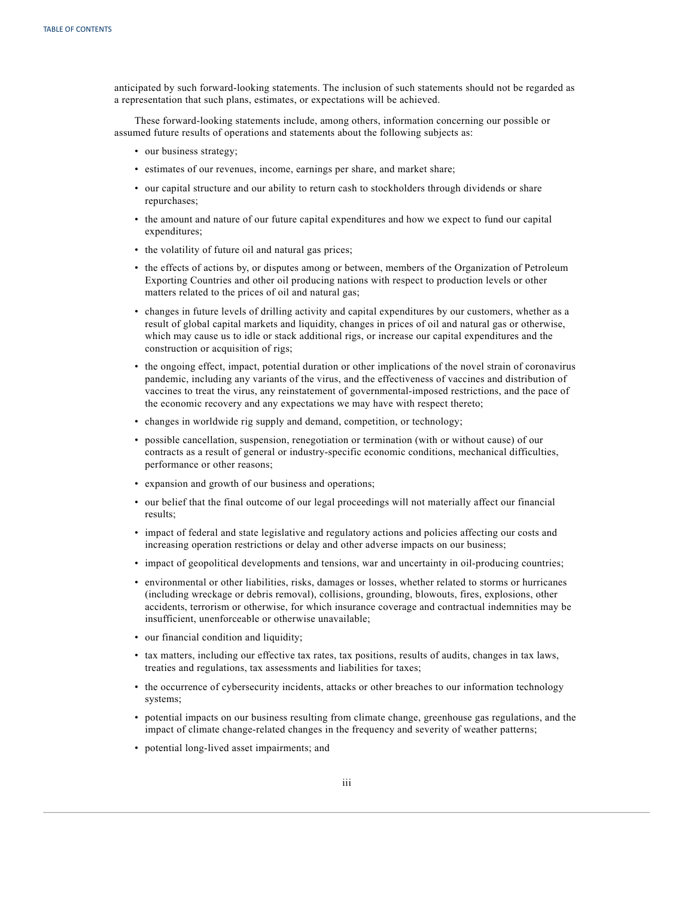anticipated by such forward-looking statements. The inclusion of such statements should not be regarded as a representation that such plans, estimates, or expectations will be achieved.

These forward-looking statements include, among others, information concerning our possible or assumed future results of operations and statements about the following subjects as:

- our business strategy;
- estimates of our revenues, income, earnings per share, and market share;
- our capital structure and our ability to return cash to stockholders through dividends or share repurchases;
- the amount and nature of our future capital expenditures and how we expect to fund our capital expenditures;
- the volatility of future oil and natural gas prices;
- the effects of actions by, or disputes among or between, members of the Organization of Petroleum Exporting Countries and other oil producing nations with respect to production levels or other matters related to the prices of oil and natural gas;
- changes in future levels of drilling activity and capital expenditures by our customers, whether as a result of global capital markets and liquidity, changes in prices of oil and natural gas or otherwise, which may cause us to idle or stack additional rigs, or increase our capital expenditures and the construction or acquisition of rigs;
- the ongoing effect, impact, potential duration or other implications of the novel strain of coronavirus pandemic, including any variants of the virus, and the effectiveness of vaccines and distribution of vaccines to treat the virus, any reinstatement of governmental-imposed restrictions, and the pace of the economic recovery and any expectations we may have with respect thereto;
- changes in worldwide rig supply and demand, competition, or technology;
- possible cancellation, suspension, renegotiation or termination (with or without cause) of our contracts as a result of general or industry-specific economic conditions, mechanical difficulties, performance or other reasons;
- expansion and growth of our business and operations;
- our belief that the final outcome of our legal proceedings will not materially affect our financial results;
- impact of federal and state legislative and regulatory actions and policies affecting our costs and increasing operation restrictions or delay and other adverse impacts on our business;
- impact of geopolitical developments and tensions, war and uncertainty in oil-producing countries;
- environmental or other liabilities, risks, damages or losses, whether related to storms or hurricanes (including wreckage or debris removal), collisions, grounding, blowouts, fires, explosions, other accidents, terrorism or otherwise, for which insurance coverage and contractual indemnities may be insufficient, unenforceable or otherwise unavailable;
- our financial condition and liquidity;
- tax matters, including our effective tax rates, tax positions, results of audits, changes in tax laws, treaties and regulations, tax assessments and liabilities for taxes;
- the occurrence of cybersecurity incidents, attacks or other breaches to our information technology systems;
- potential impacts on our business resulting from climate change, greenhouse gas regulations, and the impact of climate change-related changes in the frequency and severity of weather patterns;
- potential long-lived asset impairments; and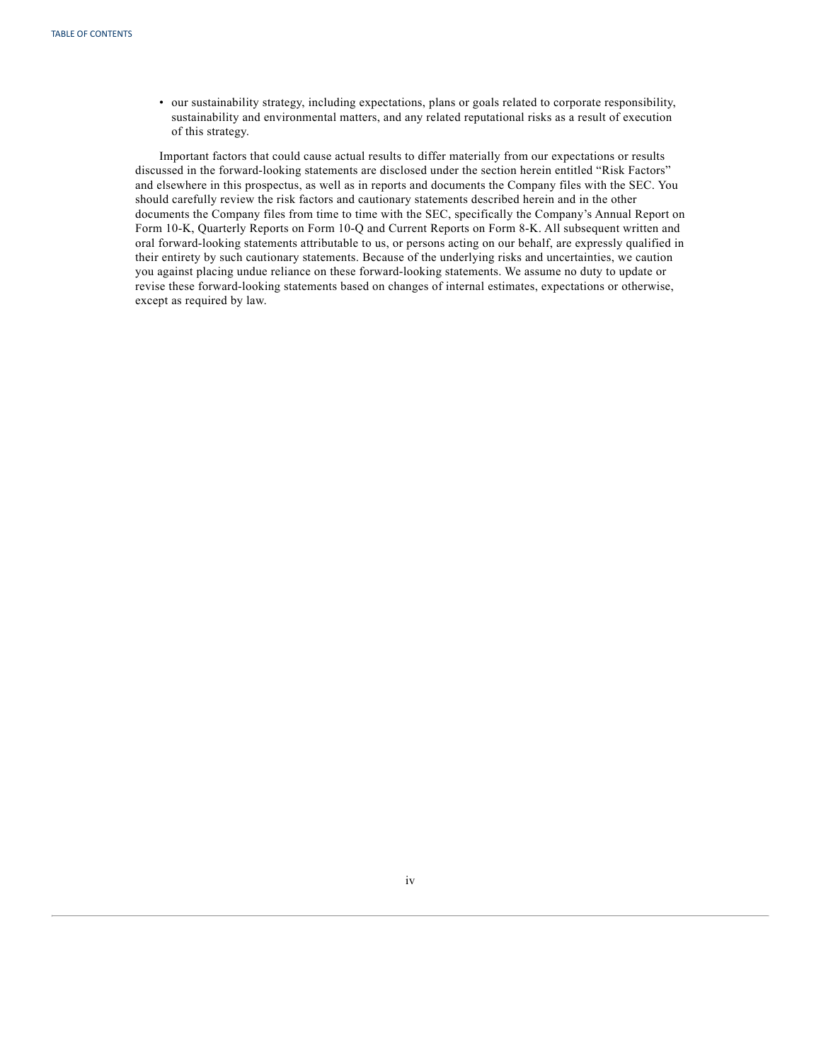- our sustainability strategy, including expectations, plans or goals related to corporate responsibility, sustainability and environmental matters, and any related reputational risks as a result of execution of this strategy.

Important factors that could cause actual results to differ materially from our expectations or results discussed in the forward-looking statements are disclosed under the section herein entitled "Risk Factors" and elsewhere in this prospectus, as well as in reports and documents the Company files with the SEC. You should carefully review the risk factors and cautionary statements described herein and in the other documents the Company files from time to time with the SEC, specifically the Company's Annual Report on Form 10-K, Quarterly Reports on Form 10-Q and Current Reports on Form 8-K. All subsequent written and oral forward-looking statements attributable to us, or persons acting on our behalf, are expressly qualified in their entirety by such cautionary statements. Because of the underlying risks and uncertainties, we caution you against placing undue reliance on these forward-looking statements. We assume no duty to update or revise these forward-looking statements based on changes of internal estimates, expectations or otherwise, except as required by law.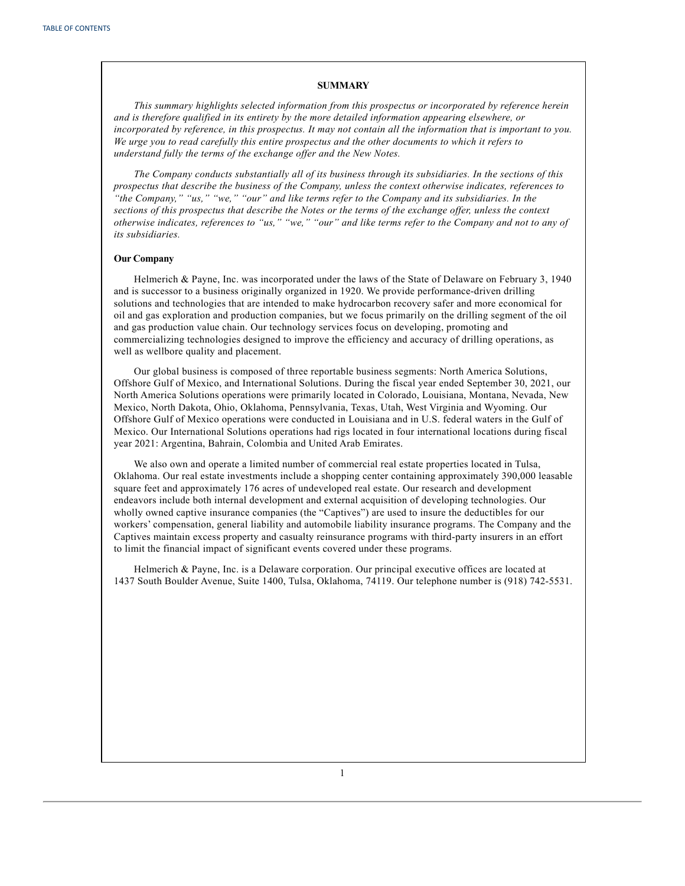## SUMMARY

*This summary highlights selected information from this prospectus or incorporated by reference herein and is therefore qualified in its entirety by the more detailed information appearing elsewhere, or incorporated by reference, in this prospectus. It may not contain all the information that is important to you. We urge you to read carefully this entire prospectus and the other documents to which it refers to understand fully the terms of the exchange offer and the New Notes.*

*The Company conducts substantially all of its business through its subsidiaries. In the sections of this prospectus that describe the business of the Company, unless the context otherwise indicates, references to "the Company," "us," "we," "our" and like terms refer to the Company and its subsidiaries. In the sections of this prospectus that describe the Notes or the terms of the exchange offer, unless the context otherwise indicates, references to "us," "we," "our" and like terms refer to the Company and not to any of its subsidiaries.*

### Our Company

Helmerich & Payne, Inc. was incorporated under the laws of the State of Delaware on February 3, 1940 and is successor to a business originally organized in 1920. We provide performance-driven drilling solutions and technologies that are intended to make hydrocarbon recovery safer and more economical for oil and gas exploration and production companies, but we focus primarily on the drilling segment of the oil and gas production value chain. Our technology services focus on developing, promoting and commercializing technologies designed to improve the efficiency and accuracy of drilling operations, as well as wellbore quality and placement.

Our global business is composed of three reportable business segments: North America Solutions, Offshore Gulf of Mexico, and International Solutions. During the fiscal year ended September 30, 2021, our North America Solutions operations were primarily located in Colorado, Louisiana, Montana, Nevada, New Mexico, North Dakota, Ohio, Oklahoma, Pennsylvania, Texas, Utah, West Virginia and Wyoming. Our Offshore Gulf of Mexico operations were conducted in Louisiana and in U.S. federal waters in the Gulf of Mexico. Our International Solutions operations had rigs located in four international locations during fiscal year 2021: Argentina, Bahrain, Colombia and United Arab Emirates.

We also own and operate a limited number of commercial real estate properties located in Tulsa, Oklahoma. Our real estate investments include a shopping center containing approximately 390,000 leasable square feet and approximately 176 acres of undeveloped real estate. Our research and development endeavors include both internal development and external acquisition of developing technologies. Our wholly owned captive insurance companies (the "Captives") are used to insure the deductibles for our workers' compensation, general liability and automobile liability insurance programs. The Company and the Captives maintain excess property and casualty reinsurance programs with third-party insurers in an effort to limit the financial impact of significant events covered under these programs.

Helmerich & Payne, Inc. is a Delaware corporation. Our principal executive offices are located at 1437 South Boulder Avenue, Suite 1400, Tulsa, Oklahoma, 74119. Our telephone number is (918) 742-5531.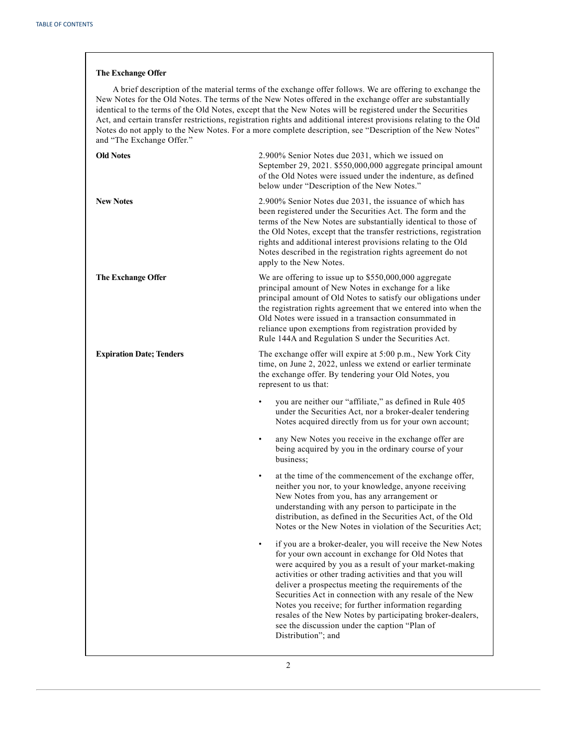**The Exchange Offer**

A brief description of the material terms of the exchange offer follows. We are offering to exchange the New Notes for the Old Notes. The terms of the New Notes offered in the exchange offer are substantially identical to the terms of the Old Notes, except that the New Notes will be registered under the Securities Act, and certain transfer restrictions, registration rights and additional interest provisions relating to the Old Notes do not apply to the New Notes. For a more complete description, see "Description of the New Notes" and "The Exchange Offer."

| | |
|---|---|
| **Old Notes** | 2.900% Senior Notes due 2031, which we issued on September 29, 2021. $550,000,000 aggregate principal amount of the Old Notes were issued under the indenture, as defined below under "Description of the New Notes." |
| **New Notes** | 2.900% Senior Notes due 2031, the issuance of which has been registered under the Securities Act. The form and the terms of the New Notes are substantially identical to those of the Old Notes, except that the transfer restrictions, registration rights and additional interest provisions relating to the Old Notes described in the registration rights agreement do not apply to the New Notes. |
| **The Exchange Offer** | We are offering to issue up to $550,000,000 aggregate principal amount of New Notes in exchange for a like principal amount of Old Notes to satisfy our obligations under the registration rights agreement that we entered into when the Old Notes were issued in a transaction consummated in reliance upon exemptions from registration provided by Rule 144A and Regulation S under the Securities Act. |
| **Expiration Date; Tenders** | The exchange offer will expire at 5:00 p.m., New York City time, on June 2, 2022, unless we extend or earlier terminate the exchange offer. By tendering your Old Notes, you represent to us that: |

- you are neither our "affiliate," as defined in Rule 405 under the Securities Act, nor a broker-dealer tendering Notes acquired directly from us for your own account;
- any New Notes you receive in the exchange offer are being acquired by you in the ordinary course of your business;
- at the time of the commencement of the exchange offer, neither you nor, to your knowledge, anyone receiving New Notes from you, has any arrangement or understanding with any person to participate in the distribution, as defined in the Securities Act, of the Old Notes or the New Notes in violation of the Securities Act;
- if you are a broker-dealer, you will receive the New Notes for your own account in exchange for Old Notes that were acquired by you as a result of your market-making activities or other trading activities and that you will deliver a prospectus meeting the requirements of the Securities Act in connection with any resale of the New Notes you receive; for further information regarding resales of the New Notes by participating broker-dealers, see the discussion under the caption "Plan of Distribution"; and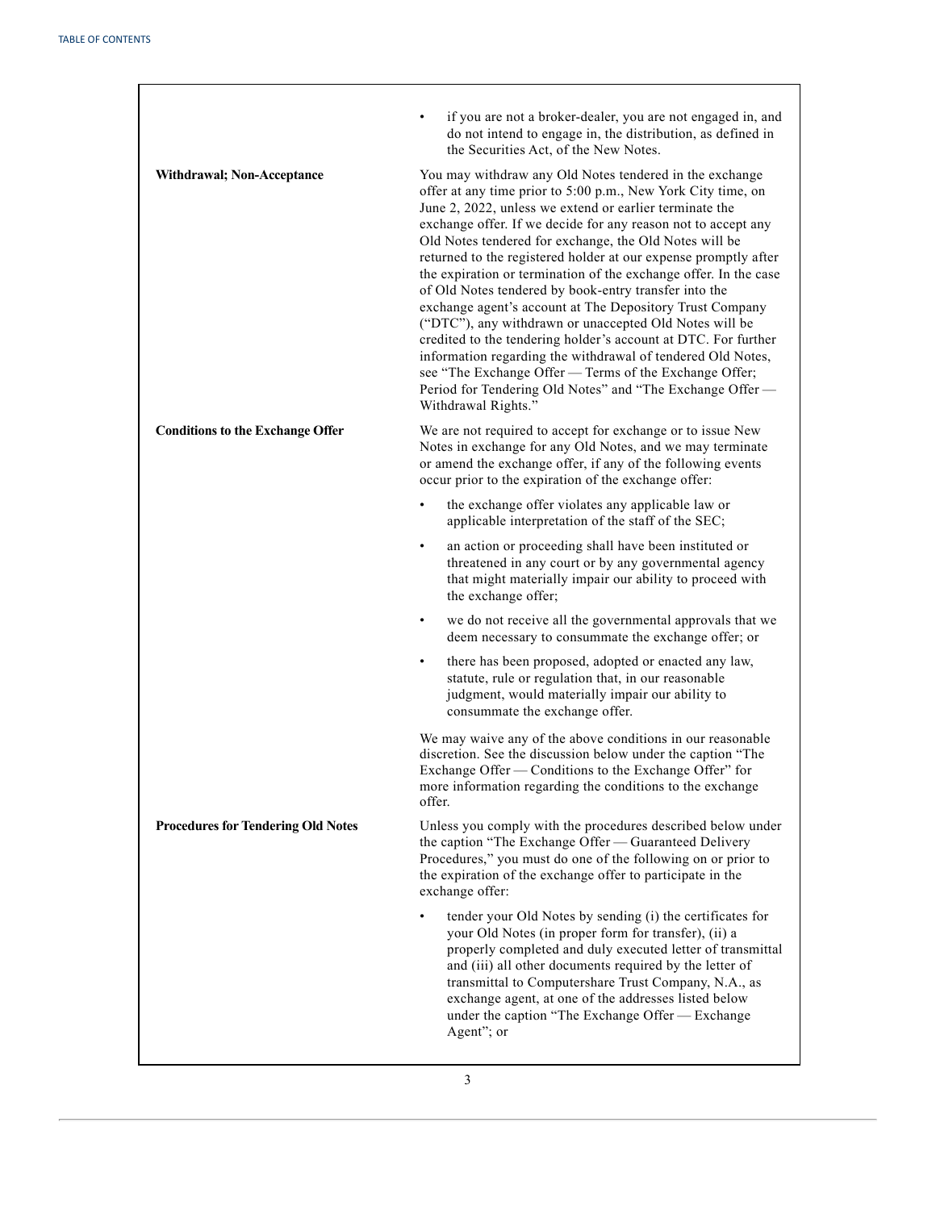| | |
|---|---|
| | • if you are not a broker-dealer, you are not engaged in, and do not intend to engage in, the distribution, as defined in the Securities Act, of the New Notes. |
| **Withdrawal; Non-Acceptance** | You may withdraw any Old Notes tendered in the exchange offer at any time prior to 5:00 p.m., New York City time, on June 2, 2022, unless we extend or earlier terminate the exchange offer. If we decide for any reason not to accept any Old Notes tendered for exchange, the Old Notes will be returned to the registered holder at our expense promptly after the expiration or termination of the exchange offer. In the case of Old Notes tendered by book-entry transfer into the exchange agent's account at The Depository Trust Company ("DTC"), any withdrawn or unaccepted Old Notes will be credited to the tendering holder's account at DTC. For further information regarding the withdrawal of tendered Old Notes, see "The Exchange Offer — Terms of the Exchange Offer; Period for Tendering Old Notes" and "The Exchange Offer — Withdrawal Rights." |
| **Conditions to the Exchange Offer** | We are not required to accept for exchange or to issue New Notes in exchange for any Old Notes, and we may terminate or amend the exchange offer, if any of the following events occur prior to the expiration of the exchange offer:<br><br>• the exchange offer violates any applicable law or applicable interpretation of the staff of the SEC;<br><br>• an action or proceeding shall have been instituted or threatened in any court or by any governmental agency that might materially impair our ability to proceed with the exchange offer;<br><br>• we do not receive all the governmental approvals that we deem necessary to consummate the exchange offer; or<br><br>• there has been proposed, adopted or enacted any law, statute, rule or regulation that, in our reasonable judgment, would materially impair our ability to consummate the exchange offer.<br><br>We may waive any of the above conditions in our reasonable discretion. See the discussion below under the caption "The Exchange Offer — Conditions to the Exchange Offer" for more information regarding the conditions to the exchange offer. |
| **Procedures for Tendering Old Notes** | Unless you comply with the procedures described below under the caption "The Exchange Offer — Guaranteed Delivery Procedures," you must do one of the following on or prior to the expiration of the exchange offer to participate in the exchange offer:<br><br>• tender your Old Notes by sending (i) the certificates for your Old Notes (in proper form for transfer), (ii) a properly completed and duly executed letter of transmittal and (iii) all other documents required by the letter of transmittal to Computershare Trust Company, N.A., as exchange agent, at one of the addresses listed below under the caption "The Exchange Offer — Exchange Agent"; or |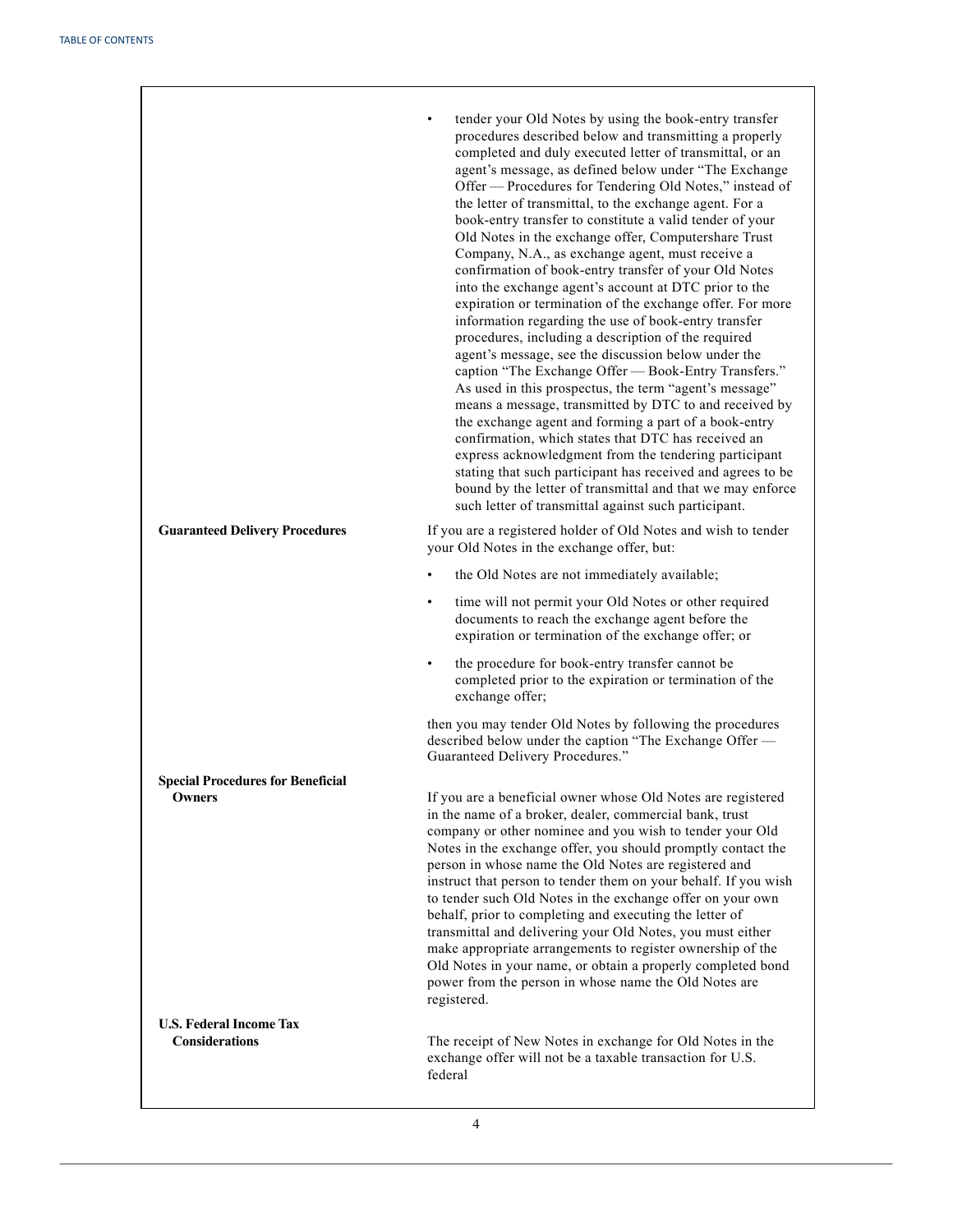| | |
|---|---|
| | • tender your Old Notes by using the book-entry transfer procedures described below and transmitting a properly completed and duly executed letter of transmittal, or an agent's message, as defined below under "The Exchange Offer — Procedures for Tendering Old Notes," instead of the letter of transmittal, to the exchange agent. For a book-entry transfer to constitute a valid tender of your Old Notes in the exchange offer, Computershare Trust Company, N.A., as exchange agent, must receive a confirmation of book-entry transfer of your Old Notes into the exchange agent's account at DTC prior to the expiration or termination of the exchange offer. For more information regarding the use of book-entry transfer procedures, including a description of the required agent's message, see the discussion below under the caption "The Exchange Offer — Book-Entry Transfers." As used in this prospectus, the term "agent's message" means a message, transmitted by DTC to and received by the exchange agent and forming a part of a book-entry confirmation, which states that DTC has received an express acknowledgment from the tendering participant stating that such participant has received and agrees to be bound by the letter of transmittal and that we may enforce such letter of transmittal against such participant. |
| **Guaranteed Delivery Procedures** | If you are a registered holder of Old Notes and wish to tender your Old Notes in the exchange offer, but:<br>• the Old Notes are not immediately available;<br>• time will not permit your Old Notes or other required documents to reach the exchange agent before the expiration or termination of the exchange offer; or<br>• the procedure for book-entry transfer cannot be completed prior to the expiration or termination of the exchange offer;<br>then you may tender Old Notes by following the procedures described below under the caption "The Exchange Offer — Guaranteed Delivery Procedures." |
| **Special Procedures for Beneficial Owners** | If you are a beneficial owner whose Old Notes are registered in the name of a broker, dealer, commercial bank, trust company or other nominee and you wish to tender your Old Notes in the exchange offer, you should promptly contact the person in whose name the Old Notes are registered and instruct that person to tender them on your behalf. If you wish to tender such Old Notes in the exchange offer on your own behalf, prior to completing and executing the letter of transmittal and delivering your Old Notes, you must either make appropriate arrangements to register ownership of the Old Notes in your name, or obtain a properly completed bond power from the person in whose name the Old Notes are registered. |
| **U.S. Federal Income Tax Considerations** | The receipt of New Notes in exchange for Old Notes in the exchange offer will not be a taxable transaction for U.S. federal |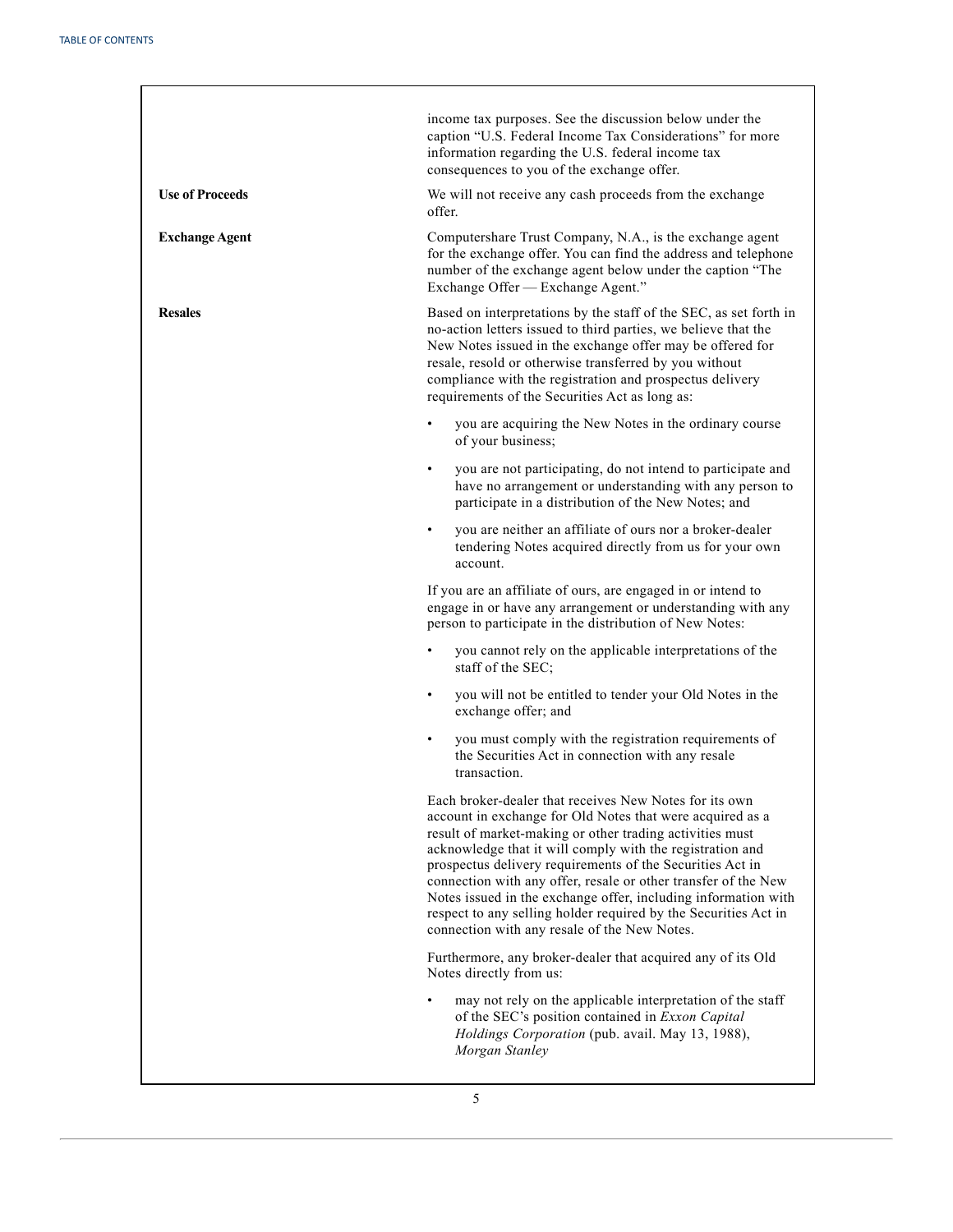| | |
|---|---|
| | income tax purposes. See the discussion below under the caption "U.S. Federal Income Tax Considerations" for more information regarding the U.S. federal income tax consequences to you of the exchange offer. |
| **Use of Proceeds** | We will not receive any cash proceeds from the exchange offer. |
| **Exchange Agent** | Computershare Trust Company, N.A., is the exchange agent for the exchange offer. You can find the address and telephone number of the exchange agent below under the caption "The Exchange Offer — Exchange Agent." |
| **Resales** | Based on interpretations by the staff of the SEC, as set forth in no-action letters issued to third parties, we believe that the New Notes issued in the exchange offer may be offered for resale, resold or otherwise transferred by you without compliance with the registration and prospectus delivery requirements of the Securities Act as long as:<br><br>• you are acquiring the New Notes in the ordinary course of your business;<br><br>• you are not participating, do not intend to participate and have no arrangement or understanding with any person to participate in a distribution of the New Notes; and<br><br>• you are neither an affiliate of ours nor a broker-dealer tendering Notes acquired directly from us for your own account.<br><br>If you are an affiliate of ours, are engaged in or intend to engage in or have any arrangement or understanding with any person to participate in the distribution of New Notes:<br><br>• you cannot rely on the applicable interpretations of the staff of the SEC;<br><br>• you will not be entitled to tender your Old Notes in the exchange offer; and<br><br>• you must comply with the registration requirements of the Securities Act in connection with any resale transaction.<br><br>Each broker-dealer that receives New Notes for its own account in exchange for Old Notes that were acquired as a result of market-making or other trading activities must acknowledge that it will comply with the registration and prospectus delivery requirements of the Securities Act in connection with any offer, resale or other transfer of the New Notes issued in the exchange offer, including information with respect to any selling holder required by the Securities Act in connection with any resale of the New Notes.<br><br>Furthermore, any broker-dealer that acquired any of its Old Notes directly from us:<br><br>• may not rely on the applicable interpretation of the staff of the SEC's position contained in *Exxon Capital Holdings Corporation* (pub. avail. May 13, 1988), *Morgan Stanley* |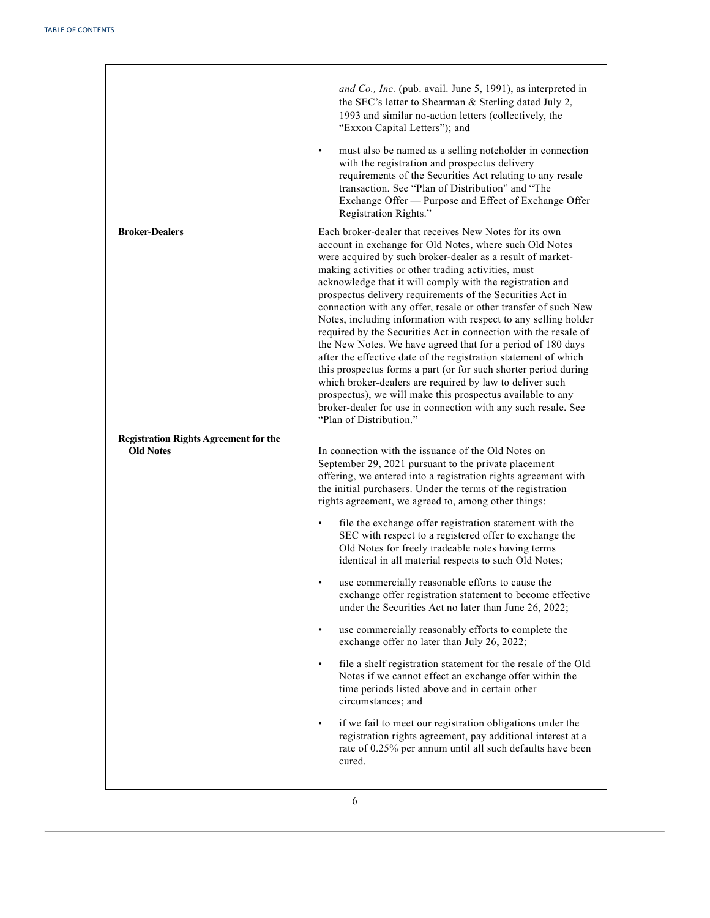| | |
|---|---|
| | *and Co., Inc.* (pub. avail. June 5, 1991), as interpreted in the SEC's letter to Shearman & Sterling dated July 2, 1993 and similar no-action letters (collectively, the "Exxon Capital Letters"); and<br><br>• must also be named as a selling noteholder in connection with the registration and prospectus delivery requirements of the Securities Act relating to any resale transaction. See "Plan of Distribution" and "The Exchange Offer — Purpose and Effect of Exchange Offer Registration Rights." |
| **Broker-Dealers** | Each broker-dealer that receives New Notes for its own account in exchange for Old Notes, where such Old Notes were acquired by such broker-dealer as a result of market-making activities or other trading activities, must acknowledge that it will comply with the registration and prospectus delivery requirements of the Securities Act in connection with any offer, resale or other transfer of such New Notes, including information with respect to any selling holder required by the Securities Act in connection with the resale of the New Notes. We have agreed that for a period of 180 days after the effective date of the registration statement of which this prospectus forms a part (or for such shorter period during which broker-dealers are required by law to deliver such prospectus), we will make this prospectus available to any broker-dealer for use in connection with any such resale. See "Plan of Distribution." |
| **Registration Rights Agreement for the Old Notes** | In connection with the issuance of the Old Notes on September 29, 2021 pursuant to the private placement offering, we entered into a registration rights agreement with the initial purchasers. Under the terms of the registration rights agreement, we agreed to, among other things:<br><br>• file the exchange offer registration statement with the SEC with respect to a registered offer to exchange the Old Notes for freely tradeable notes having terms identical in all material respects to such Old Notes;<br><br>• use commercially reasonable efforts to cause the exchange offer registration statement to become effective under the Securities Act no later than June 26, 2022;<br><br>• use commercially reasonably efforts to complete the exchange offer no later than July 26, 2022;<br><br>• file a shelf registration statement for the resale of the Old Notes if we cannot effect an exchange offer within the time periods listed above and in certain other circumstances; and<br><br>• if we fail to meet our registration obligations under the registration rights agreement, pay additional interest at a rate of 0.25% per annum until all such defaults have been cured. |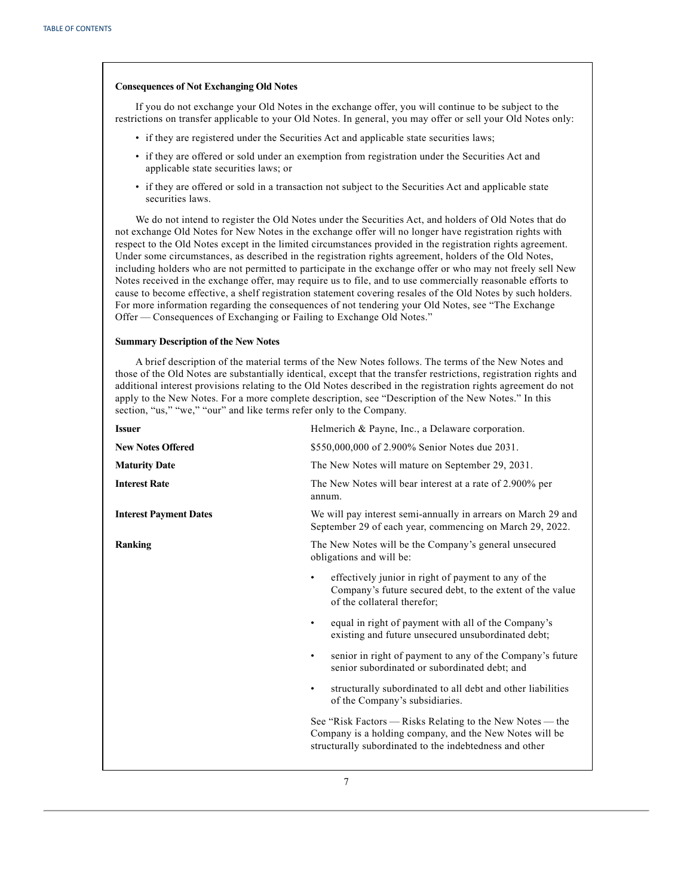**Consequences of Not Exchanging Old Notes**

If you do not exchange your Old Notes in the exchange offer, you will continue to be subject to the restrictions on transfer applicable to your Old Notes. In general, you may offer or sell your Old Notes only:

- if they are registered under the Securities Act and applicable state securities laws;
- if they are offered or sold under an exemption from registration under the Securities Act and applicable state securities laws; or
- if they are offered or sold in a transaction not subject to the Securities Act and applicable state securities laws.

We do not intend to register the Old Notes under the Securities Act, and holders of Old Notes that do not exchange Old Notes for New Notes in the exchange offer will no longer have registration rights with respect to the Old Notes except in the limited circumstances provided in the registration rights agreement. Under some circumstances, as described in the registration rights agreement, holders of the Old Notes, including holders who are not permitted to participate in the exchange offer or who may not freely sell New Notes received in the exchange offer, may require us to file, and to use commercially reasonable efforts to cause to become effective, a shelf registration statement covering resales of the Old Notes by such holders. For more information regarding the consequences of not tendering your Old Notes, see "The Exchange Offer — Consequences of Exchanging or Failing to Exchange Old Notes."

**Summary Description of the New Notes**

A brief description of the material terms of the New Notes follows. The terms of the New Notes and those of the Old Notes are substantially identical, except that the transfer restrictions, registration rights and additional interest provisions relating to the Old Notes described in the registration rights agreement do not apply to the New Notes. For a more complete description, see "Description of the New Notes." In this section, "us," "we," "our" and like terms refer only to the Company.

**Issuer**

Helmerich & Payne, Inc., a Delaware corporation.

**New Notes Offered**

$550,000,000 of 2.900% Senior Notes due 2031.

**Maturity Date**

The New Notes will mature on September 29, 2031.

**Interest Rate**

The New Notes will bear interest at a rate of 2.900% per annum.

**Interest Payment Dates**

We will pay interest semi-annually in arrears on March 29 and September 29 of each year, commencing on March 29, 2022.

**Ranking**

The New Notes will be the Company's general unsecured obligations and will be:

- effectively junior in right of payment to any of the Company's future secured debt, to the extent of the value of the collateral therefor;
- equal in right of payment with all of the Company's existing and future unsecured unsubordinated debt;
- senior in right of payment to any of the Company's future senior subordinated or subordinated debt; and
- structurally subordinated to all debt and other liabilities of the Company's subsidiaries.

See "Risk Factors — Risks Relating to the New Notes — the Company is a holding company, and the New Notes will be structurally subordinated to the indebtedness and other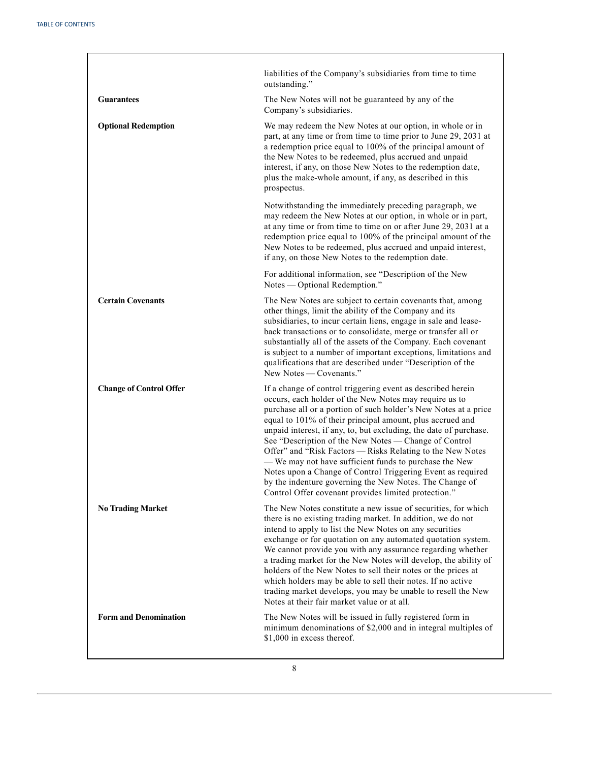| | |
|---|---|
| | liabilities of the Company's subsidiaries from time to time outstanding." |
| **Guarantees** | The New Notes will not be guaranteed by any of the Company's subsidiaries. |
| **Optional Redemption** | We may redeem the New Notes at our option, in whole or in part, at any time or from time to time prior to June 29, 2031 at a redemption price equal to 100% of the principal amount of the New Notes to be redeemed, plus accrued and unpaid interest, if any, on those New Notes to the redemption date, plus the make-whole amount, if any, as described in this prospectus. |
| | Notwithstanding the immediately preceding paragraph, we may redeem the New Notes at our option, in whole or in part, at any time or from time to time on or after June 29, 2031 at a redemption price equal to 100% of the principal amount of the New Notes to be redeemed, plus accrued and unpaid interest, if any, on those New Notes to the redemption date. |
| | For additional information, see "Description of the New Notes — Optional Redemption." |
| **Certain Covenants** | The New Notes are subject to certain covenants that, among other things, limit the ability of the Company and its subsidiaries, to incur certain liens, engage in sale and lease-back transactions or to consolidate, merge or transfer all or substantially all of the assets of the Company. Each covenant is subject to a number of important exceptions, limitations and qualifications that are described under "Description of the New Notes — Covenants." |
| **Change of Control Offer** | If a change of control triggering event as described herein occurs, each holder of the New Notes may require us to purchase all or a portion of such holder's New Notes at a price equal to 101% of their principal amount, plus accrued and unpaid interest, if any, to, but excluding, the date of purchase. See "Description of the New Notes — Change of Control Offer" and "Risk Factors — Risks Relating to the New Notes — We may not have sufficient funds to purchase the New Notes upon a Change of Control Triggering Event as required by the indenture governing the New Notes. The Change of Control Offer covenant provides limited protection." |
| **No Trading Market** | The New Notes constitute a new issue of securities, for which there is no existing trading market. In addition, we do not intend to apply to list the New Notes on any securities exchange or for quotation on any automated quotation system. We cannot provide you with any assurance regarding whether a trading market for the New Notes will develop, the ability of holders of the New Notes to sell their notes or the prices at which holders may be able to sell their notes. If no active trading market develops, you may be unable to resell the New Notes at their fair market value or at all. |
| **Form and Denomination** | The New Notes will be issued in fully registered form in minimum denominations of $2,000 and in integral multiples of $1,000 in excess thereof. |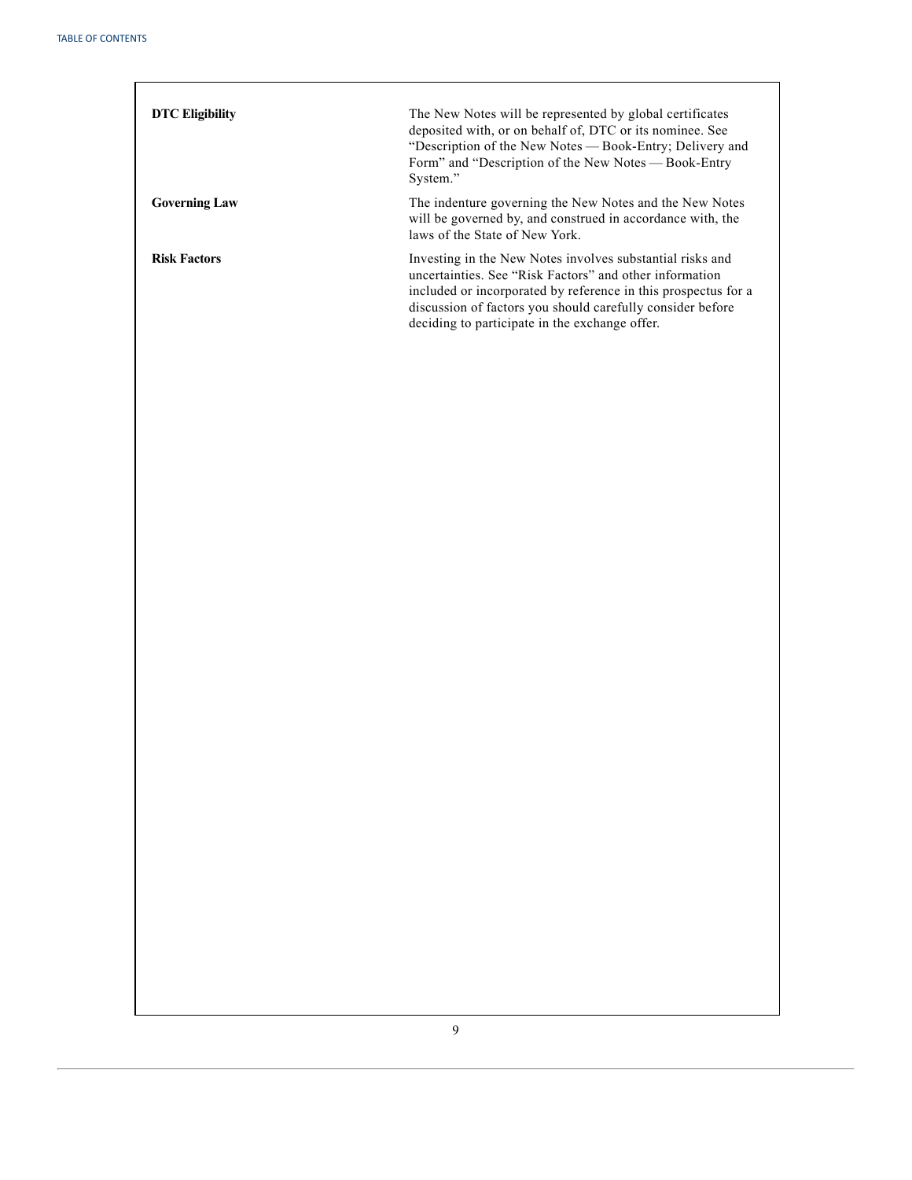| | |
|---|---|
| **DTC Eligibility** | The New Notes will be represented by global certificates deposited with, or on behalf of, DTC or its nominee. See "Description of the New Notes — Book-Entry; Delivery and Form" and "Description of the New Notes — Book-Entry System." |
| **Governing Law** | The indenture governing the New Notes and the New Notes will be governed by, and construed in accordance with, the laws of the State of New York. |
| **Risk Factors** | Investing in the New Notes involves substantial risks and uncertainties. See "Risk Factors" and other information included or incorporated by reference in this prospectus for a discussion of factors you should carefully consider before deciding to participate in the exchange offer. |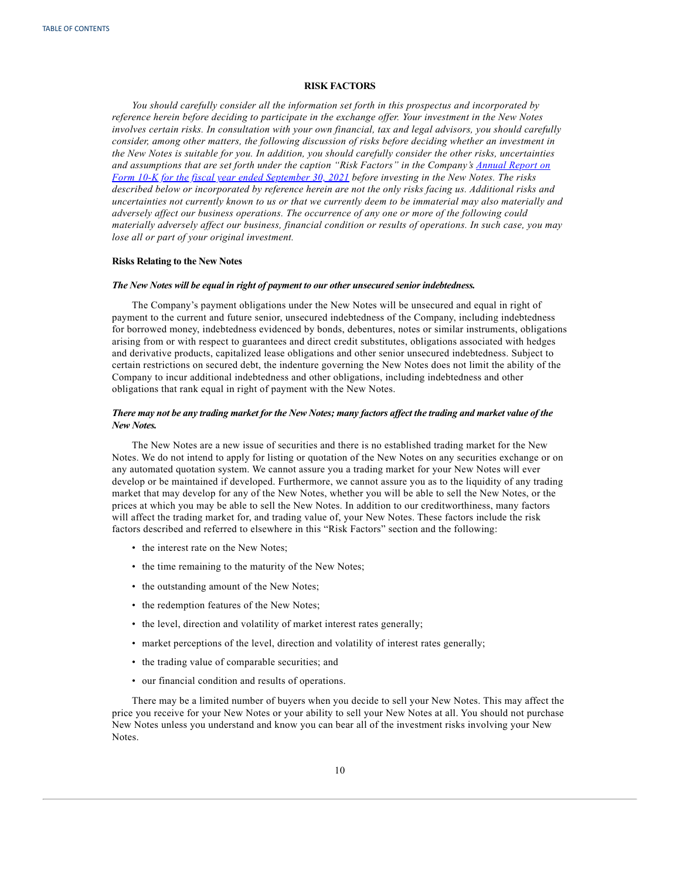## RISK FACTORS

*You should carefully consider all the information set forth in this prospectus and incorporated by reference herein before deciding to participate in the exchange offer. Your investment in the New Notes involves certain risks. In consultation with your own financial, tax and legal advisors, you should carefully consider, among other matters, the following discussion of risks before deciding whether an investment in the New Notes is suitable for you. In addition, you should carefully consider the other risks, uncertainties and assumptions that are set forth under the caption "Risk Factors" in the Company's Annual Report on Form 10-K for the fiscal year ended September 30, 2021 before investing in the New Notes. The risks described below or incorporated by reference herein are not the only risks facing us. Additional risks and uncertainties not currently known to us or that we currently deem to be immaterial may also materially and adversely affect our business operations. The occurrence of any one or more of the following could materially adversely affect our business, financial condition or results of operations. In such case, you may lose all or part of your original investment.*

### Risks Relating to the New Notes

***The New Notes will be equal in right of payment to our other unsecured senior indebtedness.***

The Company's payment obligations under the New Notes will be unsecured and equal in right of payment to the current and future senior, unsecured indebtedness of the Company, including indebtedness for borrowed money, indebtedness evidenced by bonds, debentures, notes or similar instruments, obligations arising from or with respect to guarantees and direct credit substitutes, obligations associated with hedges and derivative products, capitalized lease obligations and other senior unsecured indebtedness. Subject to certain restrictions on secured debt, the indenture governing the New Notes does not limit the ability of the Company to incur additional indebtedness and other obligations, including indebtedness and other obligations that rank equal in right of payment with the New Notes.

***There may not be any trading market for the New Notes; many factors affect the trading and market value of the New Notes.***

The New Notes are a new issue of securities and there is no established trading market for the New Notes. We do not intend to apply for listing or quotation of the New Notes on any securities exchange or on any automated quotation system. We cannot assure you a trading market for your New Notes will ever develop or be maintained if developed. Furthermore, we cannot assure you as to the liquidity of any trading market that may develop for any of the New Notes, whether you will be able to sell the New Notes, or the prices at which you may be able to sell the New Notes. In addition to our creditworthiness, many factors will affect the trading market for, and trading value of, your New Notes. These factors include the risk factors described and referred to elsewhere in this "Risk Factors" section and the following:

- the interest rate on the New Notes;
- the time remaining to the maturity of the New Notes;
- the outstanding amount of the New Notes;
- the redemption features of the New Notes;
- the level, direction and volatility of market interest rates generally;
- market perceptions of the level, direction and volatility of interest rates generally;
- the trading value of comparable securities; and
- our financial condition and results of operations.

There may be a limited number of buyers when you decide to sell your New Notes. This may affect the price you receive for your New Notes or your ability to sell your New Notes at all. You should not purchase New Notes unless you understand and know you can bear all of the investment risks involving your New Notes.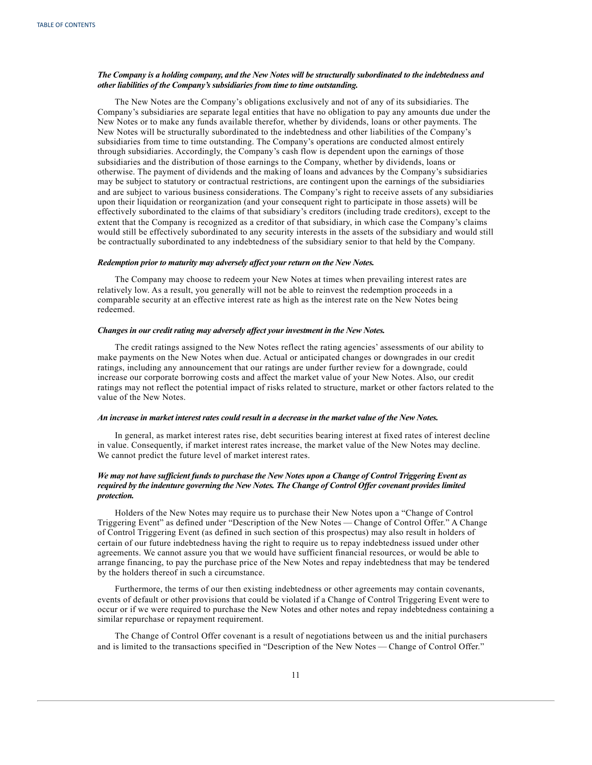***The Company is a holding company, and the New Notes will be structurally subordinated to the indebtedness and other liabilities of the Company's subsidiaries from time to time outstanding.***

The New Notes are the Company's obligations exclusively and not of any of its subsidiaries. The Company's subsidiaries are separate legal entities that have no obligation to pay any amounts due under the New Notes or to make any funds available therefor, whether by dividends, loans or other payments. The New Notes will be structurally subordinated to the indebtedness and other liabilities of the Company's subsidiaries from time to time outstanding. The Company's operations are conducted almost entirely through subsidiaries. Accordingly, the Company's cash flow is dependent upon the earnings of those subsidiaries and the distribution of those earnings to the Company, whether by dividends, loans or otherwise. The payment of dividends and the making of loans and advances by the Company's subsidiaries may be subject to statutory or contractual restrictions, are contingent upon the earnings of the subsidiaries and are subject to various business considerations. The Company's right to receive assets of any subsidiaries upon their liquidation or reorganization (and your consequent right to participate in those assets) will be effectively subordinated to the claims of that subsidiary's creditors (including trade creditors), except to the extent that the Company is recognized as a creditor of that subsidiary, in which case the Company's claims would still be effectively subordinated to any security interests in the assets of the subsidiary and would still be contractually subordinated to any indebtedness of the subsidiary senior to that held by the Company.

***Redemption prior to maturity may adversely affect your return on the New Notes.***

The Company may choose to redeem your New Notes at times when prevailing interest rates are relatively low. As a result, you generally will not be able to reinvest the redemption proceeds in a comparable security at an effective interest rate as high as the interest rate on the New Notes being redeemed.

***Changes in our credit rating may adversely affect your investment in the New Notes.***

The credit ratings assigned to the New Notes reflect the rating agencies' assessments of our ability to make payments on the New Notes when due. Actual or anticipated changes or downgrades in our credit ratings, including any announcement that our ratings are under further review for a downgrade, could increase our corporate borrowing costs and affect the market value of your New Notes. Also, our credit ratings may not reflect the potential impact of risks related to structure, market or other factors related to the value of the New Notes.

***An increase in market interest rates could result in a decrease in the market value of the New Notes.***

In general, as market interest rates rise, debt securities bearing interest at fixed rates of interest decline in value. Consequently, if market interest rates increase, the market value of the New Notes may decline. We cannot predict the future level of market interest rates.

***We may not have sufficient funds to purchase the New Notes upon a Change of Control Triggering Event as required by the indenture governing the New Notes. The Change of Control Offer covenant provides limited protection.***

Holders of the New Notes may require us to purchase their New Notes upon a "Change of Control Triggering Event" as defined under "Description of the New Notes — Change of Control Offer." A Change of Control Triggering Event (as defined in such section of this prospectus) may also result in holders of certain of our future indebtedness having the right to require us to repay indebtedness issued under other agreements. We cannot assure you that we would have sufficient financial resources, or would be able to arrange financing, to pay the purchase price of the New Notes and repay indebtedness that may be tendered by the holders thereof in such a circumstance.

Furthermore, the terms of our then existing indebtedness or other agreements may contain covenants, events of default or other provisions that could be violated if a Change of Control Triggering Event were to occur or if we were required to purchase the New Notes and other notes and repay indebtedness containing a similar repurchase or repayment requirement.

The Change of Control Offer covenant is a result of negotiations between us and the initial purchasers and is limited to the transactions specified in "Description of the New Notes — Change of Control Offer."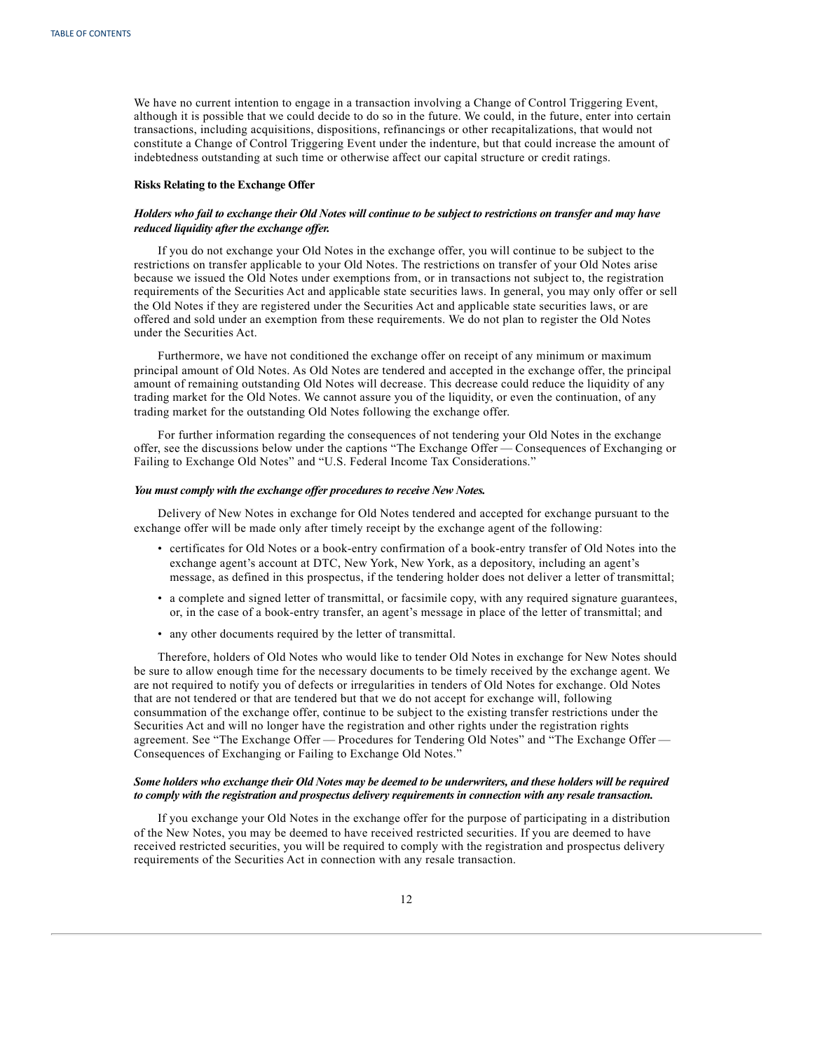We have no current intention to engage in a transaction involving a Change of Control Triggering Event, although it is possible that we could decide to do so in the future. We could, in the future, enter into certain transactions, including acquisitions, dispositions, refinancings or other recapitalizations, that would not constitute a Change of Control Triggering Event under the indenture, but that could increase the amount of indebtedness outstanding at such time or otherwise affect our capital structure or credit ratings.

**Risks Relating to the Exchange Offer**

***Holders who fail to exchange their Old Notes will continue to be subject to restrictions on transfer and may have reduced liquidity after the exchange offer.***

If you do not exchange your Old Notes in the exchange offer, you will continue to be subject to the restrictions on transfer applicable to your Old Notes. The restrictions on transfer of your Old Notes arise because we issued the Old Notes under exemptions from, or in transactions not subject to, the registration requirements of the Securities Act and applicable state securities laws. In general, you may only offer or sell the Old Notes if they are registered under the Securities Act and applicable state securities laws, or are offered and sold under an exemption from these requirements. We do not plan to register the Old Notes under the Securities Act.

Furthermore, we have not conditioned the exchange offer on receipt of any minimum or maximum principal amount of Old Notes. As Old Notes are tendered and accepted in the exchange offer, the principal amount of remaining outstanding Old Notes will decrease. This decrease could reduce the liquidity of any trading market for the Old Notes. We cannot assure you of the liquidity, or even the continuation, of any trading market for the outstanding Old Notes following the exchange offer.

For further information regarding the consequences of not tendering your Old Notes in the exchange offer, see the discussions below under the captions "The Exchange Offer — Consequences of Exchanging or Failing to Exchange Old Notes" and "U.S. Federal Income Tax Considerations."

***You must comply with the exchange offer procedures to receive New Notes.***

Delivery of New Notes in exchange for Old Notes tendered and accepted for exchange pursuant to the exchange offer will be made only after timely receipt by the exchange agent of the following:

- certificates for Old Notes or a book-entry confirmation of a book-entry transfer of Old Notes into the exchange agent's account at DTC, New York, New York, as a depository, including an agent's message, as defined in this prospectus, if the tendering holder does not deliver a letter of transmittal;
- a complete and signed letter of transmittal, or facsimile copy, with any required signature guarantees, or, in the case of a book-entry transfer, an agent's message in place of the letter of transmittal; and
- any other documents required by the letter of transmittal.

Therefore, holders of Old Notes who would like to tender Old Notes in exchange for New Notes should be sure to allow enough time for the necessary documents to be timely received by the exchange agent. We are not required to notify you of defects or irregularities in tenders of Old Notes for exchange. Old Notes that are not tendered or that are tendered but that we do not accept for exchange will, following consummation of the exchange offer, continue to be subject to the existing transfer restrictions under the Securities Act and will no longer have the registration and other rights under the registration rights agreement. See "The Exchange Offer — Procedures for Tendering Old Notes" and "The Exchange Offer — Consequences of Exchanging or Failing to Exchange Old Notes."

***Some holders who exchange their Old Notes may be deemed to be underwriters, and these holders will be required to comply with the registration and prospectus delivery requirements in connection with any resale transaction.***

If you exchange your Old Notes in the exchange offer for the purpose of participating in a distribution of the New Notes, you may be deemed to have received restricted securities. If you are deemed to have received restricted securities, you will be required to comply with the registration and prospectus delivery requirements of the Securities Act in connection with any resale transaction.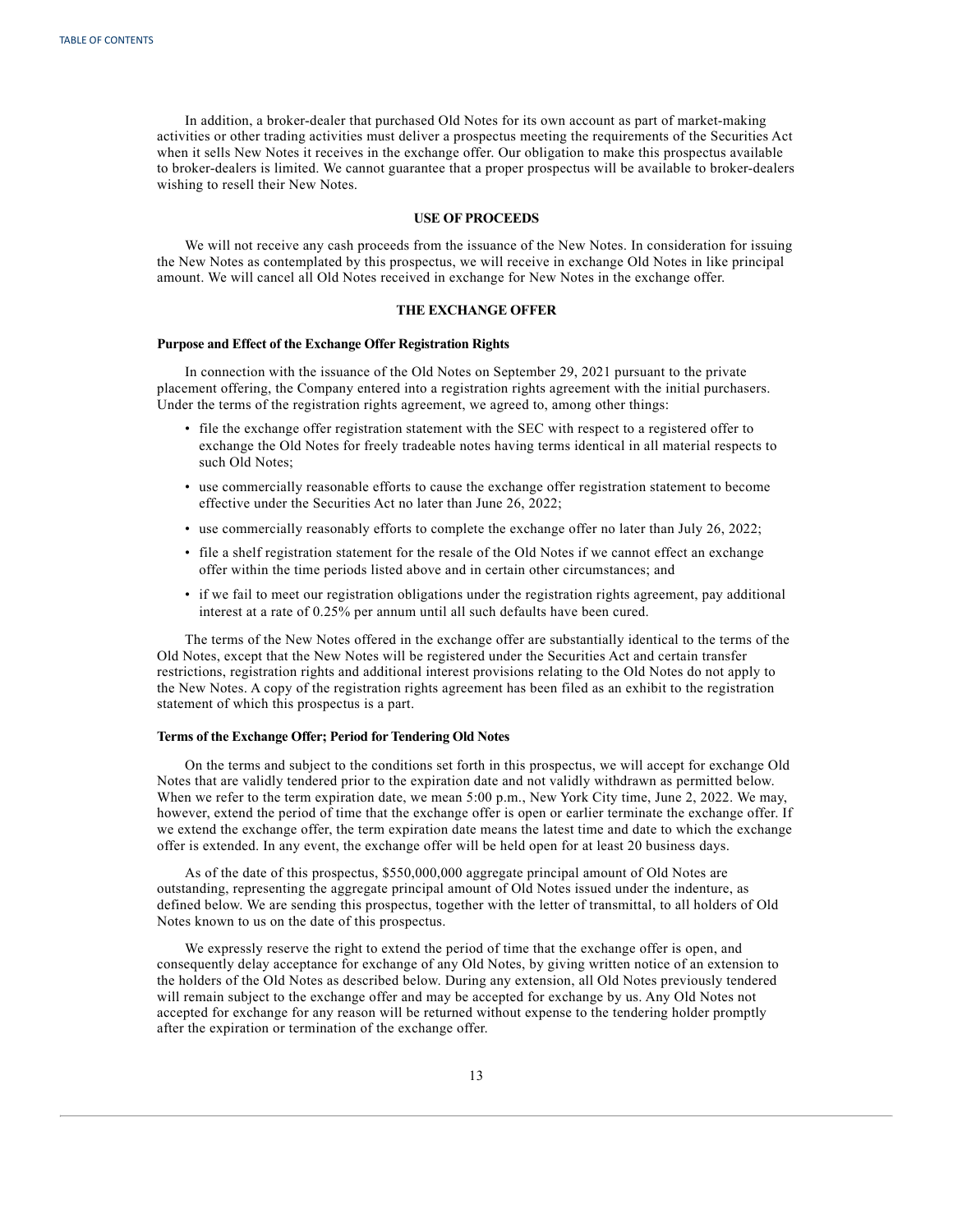In addition, a broker-dealer that purchased Old Notes for its own account as part of market-making activities or other trading activities must deliver a prospectus meeting the requirements of the Securities Act when it sells New Notes it receives in the exchange offer. Our obligation to make this prospectus available to broker-dealers is limited. We cannot guarantee that a proper prospectus will be available to broker-dealers wishing to resell their New Notes.

## USE OF PROCEEDS

We will not receive any cash proceeds from the issuance of the New Notes. In consideration for issuing the New Notes as contemplated by this prospectus, we will receive in exchange Old Notes in like principal amount. We will cancel all Old Notes received in exchange for New Notes in the exchange offer.

## THE EXCHANGE OFFER

### Purpose and Effect of the Exchange Offer Registration Rights

In connection with the issuance of the Old Notes on September 29, 2021 pursuant to the private placement offering, the Company entered into a registration rights agreement with the initial purchasers. Under the terms of the registration rights agreement, we agreed to, among other things:

- file the exchange offer registration statement with the SEC with respect to a registered offer to exchange the Old Notes for freely tradeable notes having terms identical in all material respects to such Old Notes;
- use commercially reasonable efforts to cause the exchange offer registration statement to become effective under the Securities Act no later than June 26, 2022;
- use commercially reasonably efforts to complete the exchange offer no later than July 26, 2022;
- file a shelf registration statement for the resale of the Old Notes if we cannot effect an exchange offer within the time periods listed above and in certain other circumstances; and
- if we fail to meet our registration obligations under the registration rights agreement, pay additional interest at a rate of 0.25% per annum until all such defaults have been cured.

The terms of the New Notes offered in the exchange offer are substantially identical to the terms of the Old Notes, except that the New Notes will be registered under the Securities Act and certain transfer restrictions, registration rights and additional interest provisions relating to the Old Notes do not apply to the New Notes. A copy of the registration rights agreement has been filed as an exhibit to the registration statement of which this prospectus is a part.

### Terms of the Exchange Offer; Period for Tendering Old Notes

On the terms and subject to the conditions set forth in this prospectus, we will accept for exchange Old Notes that are validly tendered prior to the expiration date and not validly withdrawn as permitted below. When we refer to the term expiration date, we mean 5:00 p.m., New York City time, June 2, 2022. We may, however, extend the period of time that the exchange offer is open or earlier terminate the exchange offer. If we extend the exchange offer, the term expiration date means the latest time and date to which the exchange offer is extended. In any event, the exchange offer will be held open for at least 20 business days.

As of the date of this prospectus, $550,000,000 aggregate principal amount of Old Notes are outstanding, representing the aggregate principal amount of Old Notes issued under the indenture, as defined below. We are sending this prospectus, together with the letter of transmittal, to all holders of Old Notes known to us on the date of this prospectus.

We expressly reserve the right to extend the period of time that the exchange offer is open, and consequently delay acceptance for exchange of any Old Notes, by giving written notice of an extension to the holders of the Old Notes as described below. During any extension, all Old Notes previously tendered will remain subject to the exchange offer and may be accepted for exchange by us. Any Old Notes not accepted for exchange for any reason will be returned without expense to the tendering holder promptly after the expiration or termination of the exchange offer.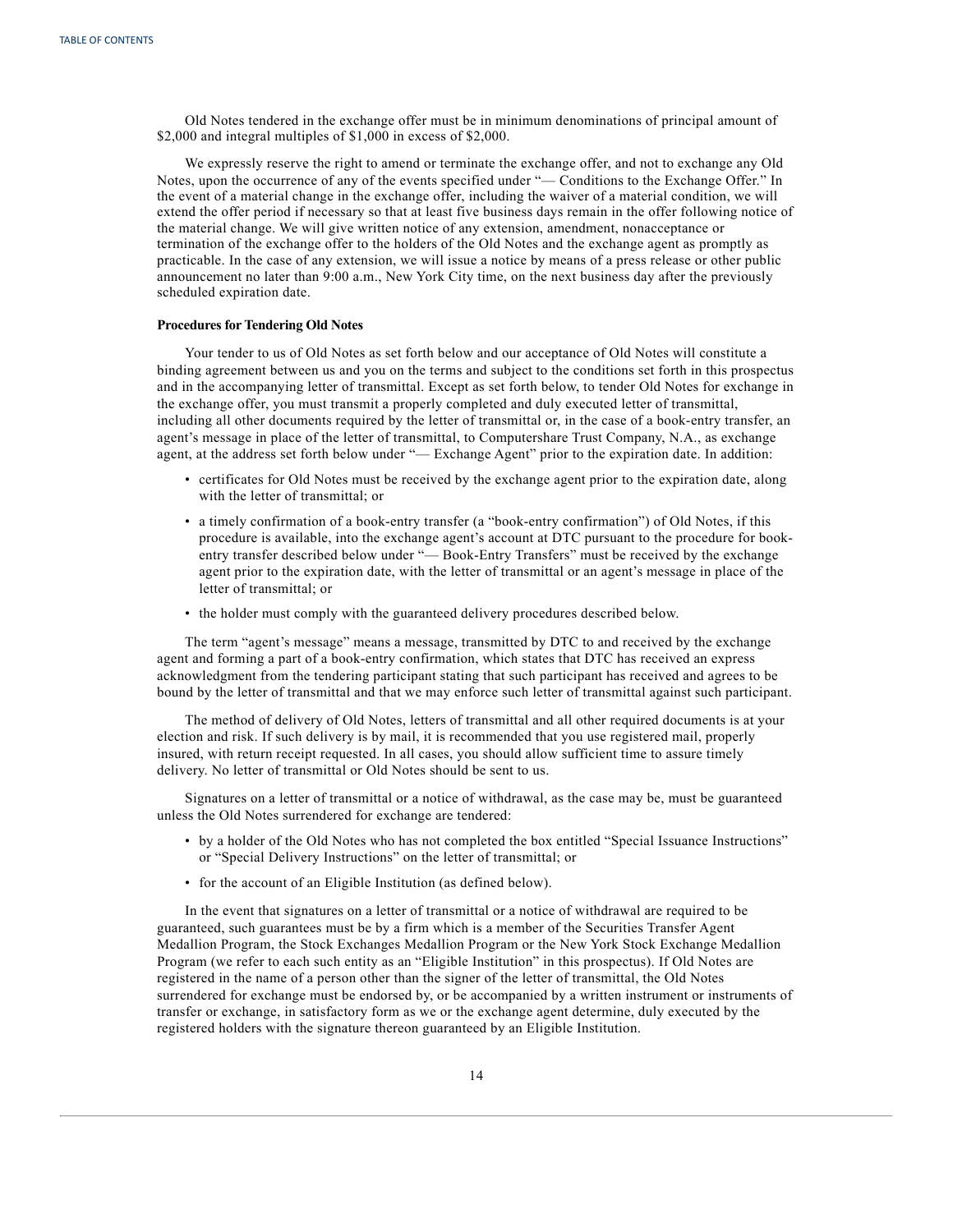Old Notes tendered in the exchange offer must be in minimum denominations of principal amount of $2,000 and integral multiples of $1,000 in excess of $2,000.

We expressly reserve the right to amend or terminate the exchange offer, and not to exchange any Old Notes, upon the occurrence of any of the events specified under "— Conditions to the Exchange Offer." In the event of a material change in the exchange offer, including the waiver of a material condition, we will extend the offer period if necessary so that at least five business days remain in the offer following notice of the material change. We will give written notice of any extension, amendment, nonacceptance or termination of the exchange offer to the holders of the Old Notes and the exchange agent as promptly as practicable. In the case of any extension, we will issue a notice by means of a press release or other public announcement no later than 9:00 a.m., New York City time, on the next business day after the previously scheduled expiration date.

**Procedures for Tendering Old Notes**

Your tender to us of Old Notes as set forth below and our acceptance of Old Notes will constitute a binding agreement between us and you on the terms and subject to the conditions set forth in this prospectus and in the accompanying letter of transmittal. Except as set forth below, to tender Old Notes for exchange in the exchange offer, you must transmit a properly completed and duly executed letter of transmittal, including all other documents required by the letter of transmittal or, in the case of a book-entry transfer, an agent's message in place of the letter of transmittal, to Computershare Trust Company, N.A., as exchange agent, at the address set forth below under "— Exchange Agent" prior to the expiration date. In addition:

- certificates for Old Notes must be received by the exchange agent prior to the expiration date, along with the letter of transmittal; or
- a timely confirmation of a book-entry transfer (a "book-entry confirmation") of Old Notes, if this procedure is available, into the exchange agent's account at DTC pursuant to the procedure for book-entry transfer described below under "— Book-Entry Transfers" must be received by the exchange agent prior to the expiration date, with the letter of transmittal or an agent's message in place of the letter of transmittal; or
- the holder must comply with the guaranteed delivery procedures described below.

The term "agent's message" means a message, transmitted by DTC to and received by the exchange agent and forming a part of a book-entry confirmation, which states that DTC has received an express acknowledgment from the tendering participant stating that such participant has received and agrees to be bound by the letter of transmittal and that we may enforce such letter of transmittal against such participant.

The method of delivery of Old Notes, letters of transmittal and all other required documents is at your election and risk. If such delivery is by mail, it is recommended that you use registered mail, properly insured, with return receipt requested. In all cases, you should allow sufficient time to assure timely delivery. No letter of transmittal or Old Notes should be sent to us.

Signatures on a letter of transmittal or a notice of withdrawal, as the case may be, must be guaranteed unless the Old Notes surrendered for exchange are tendered:

- by a holder of the Old Notes who has not completed the box entitled "Special Issuance Instructions" or "Special Delivery Instructions" on the letter of transmittal; or
- for the account of an Eligible Institution (as defined below).

In the event that signatures on a letter of transmittal or a notice of withdrawal are required to be guaranteed, such guarantees must be by a firm which is a member of the Securities Transfer Agent Medallion Program, the Stock Exchanges Medallion Program or the New York Stock Exchange Medallion Program (we refer to each such entity as an "Eligible Institution" in this prospectus). If Old Notes are registered in the name of a person other than the signer of the letter of transmittal, the Old Notes surrendered for exchange must be endorsed by, or be accompanied by a written instrument or instruments of transfer or exchange, in satisfactory form as we or the exchange agent determine, duly executed by the registered holders with the signature thereon guaranteed by an Eligible Institution.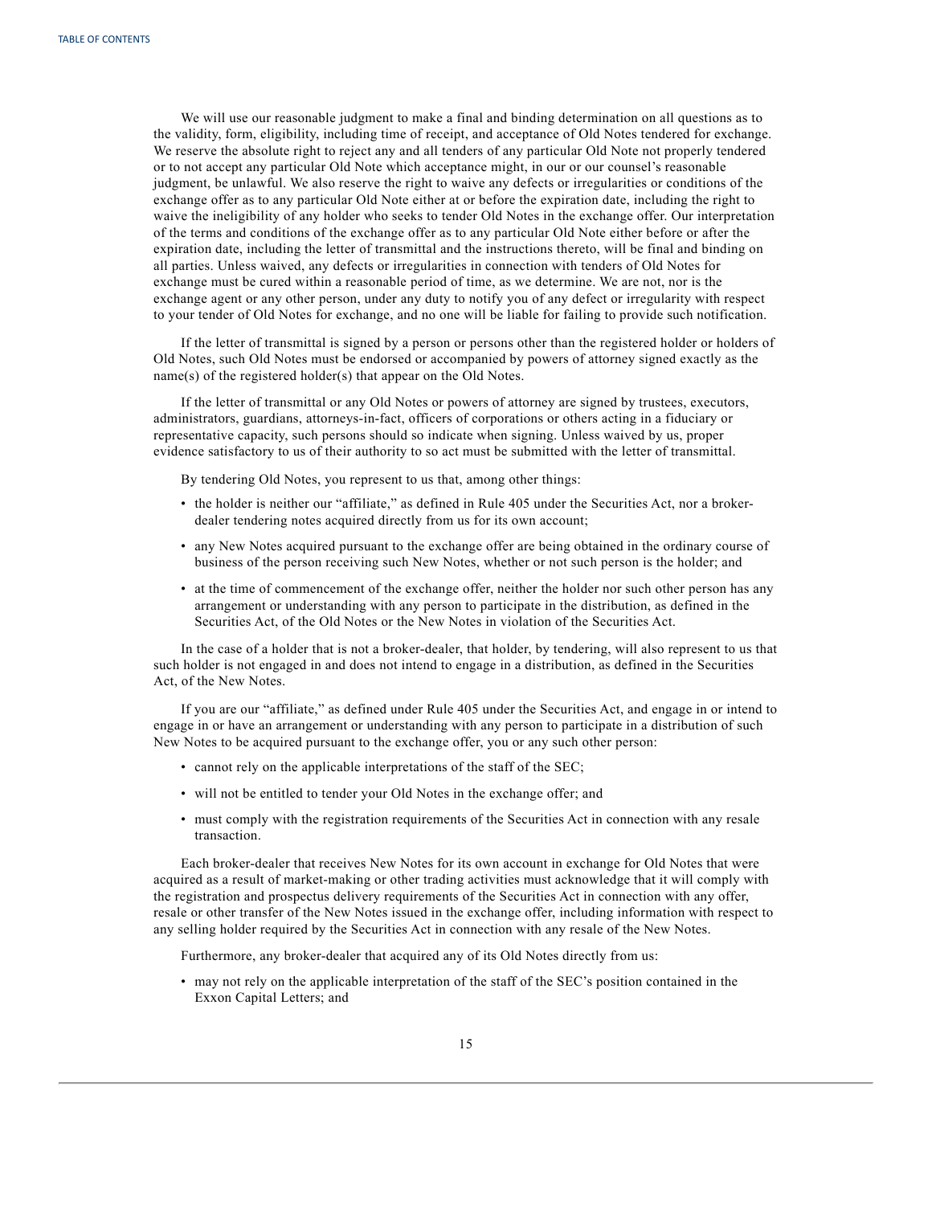We will use our reasonable judgment to make a final and binding determination on all questions as to the validity, form, eligibility, including time of receipt, and acceptance of Old Notes tendered for exchange. We reserve the absolute right to reject any and all tenders of any particular Old Note not properly tendered or to not accept any particular Old Note which acceptance might, in our or our counsel's reasonable judgment, be unlawful. We also reserve the right to waive any defects or irregularities or conditions of the exchange offer as to any particular Old Note either at or before the expiration date, including the right to waive the ineligibility of any holder who seeks to tender Old Notes in the exchange offer. Our interpretation of the terms and conditions of the exchange offer as to any particular Old Note either before or after the expiration date, including the letter of transmittal and the instructions thereto, will be final and binding on all parties. Unless waived, any defects or irregularities in connection with tenders of Old Notes for exchange must be cured within a reasonable period of time, as we determine. We are not, nor is the exchange agent or any other person, under any duty to notify you of any defect or irregularity with respect to your tender of Old Notes for exchange, and no one will be liable for failing to provide such notification.

If the letter of transmittal is signed by a person or persons other than the registered holder or holders of Old Notes, such Old Notes must be endorsed or accompanied by powers of attorney signed exactly as the name(s) of the registered holder(s) that appear on the Old Notes.

If the letter of transmittal or any Old Notes or powers of attorney are signed by trustees, executors, administrators, guardians, attorneys-in-fact, officers of corporations or others acting in a fiduciary or representative capacity, such persons should so indicate when signing. Unless waived by us, proper evidence satisfactory to us of their authority to so act must be submitted with the letter of transmittal.

By tendering Old Notes, you represent to us that, among other things:

- the holder is neither our "affiliate," as defined in Rule 405 under the Securities Act, nor a broker-dealer tendering notes acquired directly from us for its own account;
- any New Notes acquired pursuant to the exchange offer are being obtained in the ordinary course of business of the person receiving such New Notes, whether or not such person is the holder; and
- at the time of commencement of the exchange offer, neither the holder nor such other person has any arrangement or understanding with any person to participate in the distribution, as defined in the Securities Act, of the Old Notes or the New Notes in violation of the Securities Act.

In the case of a holder that is not a broker-dealer, that holder, by tendering, will also represent to us that such holder is not engaged in and does not intend to engage in a distribution, as defined in the Securities Act, of the New Notes.

If you are our "affiliate," as defined under Rule 405 under the Securities Act, and engage in or intend to engage in or have an arrangement or understanding with any person to participate in a distribution of such New Notes to be acquired pursuant to the exchange offer, you or any such other person:

- cannot rely on the applicable interpretations of the staff of the SEC;
- will not be entitled to tender your Old Notes in the exchange offer; and
- must comply with the registration requirements of the Securities Act in connection with any resale transaction.

Each broker-dealer that receives New Notes for its own account in exchange for Old Notes that were acquired as a result of market-making or other trading activities must acknowledge that it will comply with the registration and prospectus delivery requirements of the Securities Act in connection with any offer, resale or other transfer of the New Notes issued in the exchange offer, including information with respect to any selling holder required by the Securities Act in connection with any resale of the New Notes.

Furthermore, any broker-dealer that acquired any of its Old Notes directly from us:

- may not rely on the applicable interpretation of the staff of the SEC's position contained in the Exxon Capital Letters; and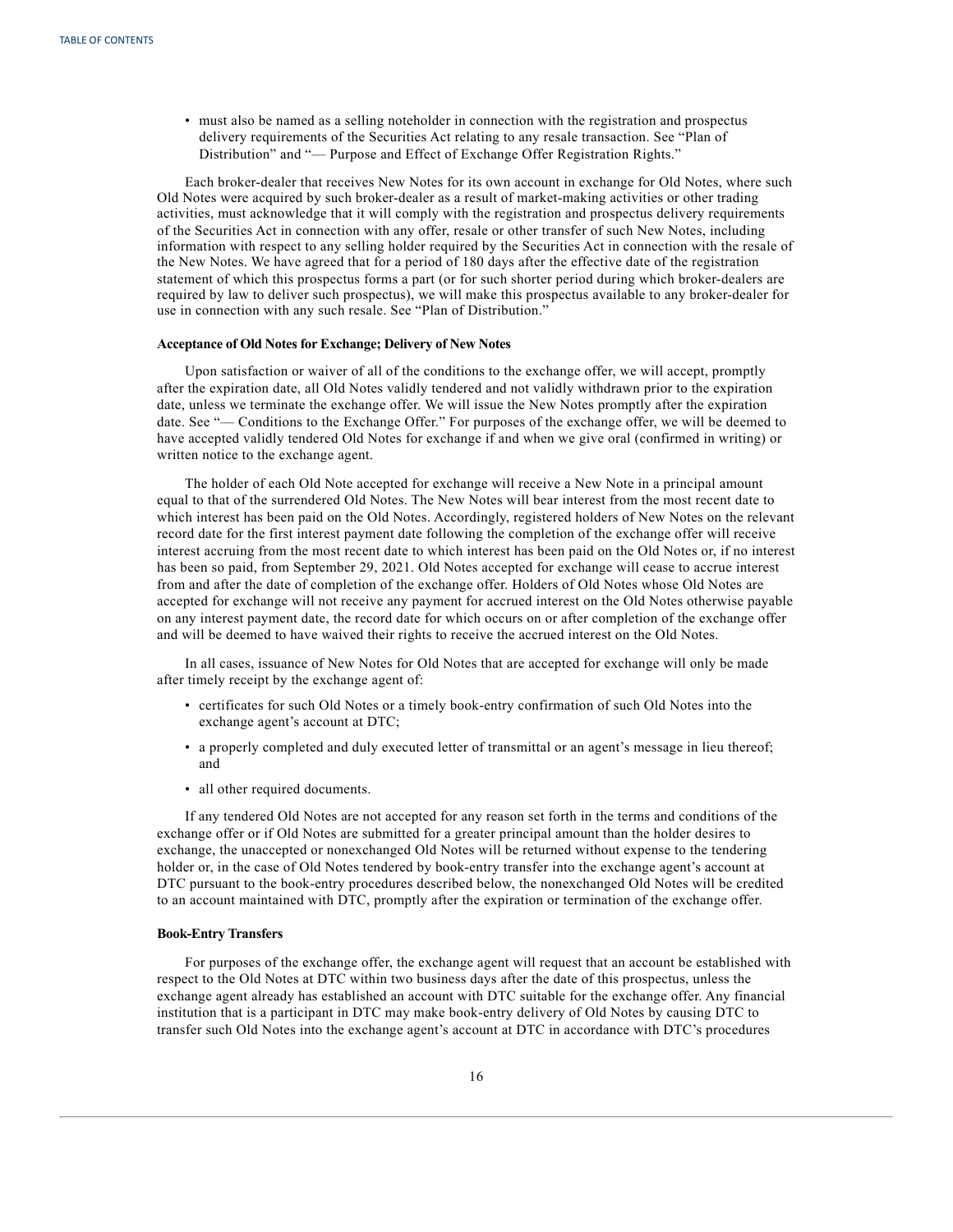- must also be named as a selling noteholder in connection with the registration and prospectus delivery requirements of the Securities Act relating to any resale transaction. See "Plan of Distribution" and "— Purpose and Effect of Exchange Offer Registration Rights."

Each broker-dealer that receives New Notes for its own account in exchange for Old Notes, where such Old Notes were acquired by such broker-dealer as a result of market-making activities or other trading activities, must acknowledge that it will comply with the registration and prospectus delivery requirements of the Securities Act in connection with any offer, resale or other transfer of such New Notes, including information with respect to any selling holder required by the Securities Act in connection with the resale of the New Notes. We have agreed that for a period of 180 days after the effective date of the registration statement of which this prospectus forms a part (or for such shorter period during which broker-dealers are required by law to deliver such prospectus), we will make this prospectus available to any broker-dealer for use in connection with any such resale. See "Plan of Distribution."

**Acceptance of Old Notes for Exchange; Delivery of New Notes**

Upon satisfaction or waiver of all of the conditions to the exchange offer, we will accept, promptly after the expiration date, all Old Notes validly tendered and not validly withdrawn prior to the expiration date, unless we terminate the exchange offer. We will issue the New Notes promptly after the expiration date. See "— Conditions to the Exchange Offer." For purposes of the exchange offer, we will be deemed to have accepted validly tendered Old Notes for exchange if and when we give oral (confirmed in writing) or written notice to the exchange agent.

The holder of each Old Note accepted for exchange will receive a New Note in a principal amount equal to that of the surrendered Old Notes. The New Notes will bear interest from the most recent date to which interest has been paid on the Old Notes. Accordingly, registered holders of New Notes on the relevant record date for the first interest payment date following the completion of the exchange offer will receive interest accruing from the most recent date to which interest has been paid on the Old Notes or, if no interest has been so paid, from September 29, 2021. Old Notes accepted for exchange will cease to accrue interest from and after the date of completion of the exchange offer. Holders of Old Notes whose Old Notes are accepted for exchange will not receive any payment for accrued interest on the Old Notes otherwise payable on any interest payment date, the record date for which occurs on or after completion of the exchange offer and will be deemed to have waived their rights to receive the accrued interest on the Old Notes.

In all cases, issuance of New Notes for Old Notes that are accepted for exchange will only be made after timely receipt by the exchange agent of:

- certificates for such Old Notes or a timely book-entry confirmation of such Old Notes into the exchange agent's account at DTC;
- a properly completed and duly executed letter of transmittal or an agent's message in lieu thereof; and
- all other required documents.

If any tendered Old Notes are not accepted for any reason set forth in the terms and conditions of the exchange offer or if Old Notes are submitted for a greater principal amount than the holder desires to exchange, the unaccepted or nonexchanged Old Notes will be returned without expense to the tendering holder or, in the case of Old Notes tendered by book-entry transfer into the exchange agent's account at DTC pursuant to the book-entry procedures described below, the nonexchanged Old Notes will be credited to an account maintained with DTC, promptly after the expiration or termination of the exchange offer.

**Book-Entry Transfers**

For purposes of the exchange offer, the exchange agent will request that an account be established with respect to the Old Notes at DTC within two business days after the date of this prospectus, unless the exchange agent already has established an account with DTC suitable for the exchange offer. Any financial institution that is a participant in DTC may make book-entry delivery of Old Notes by causing DTC to transfer such Old Notes into the exchange agent's account at DTC in accordance with DTC's procedures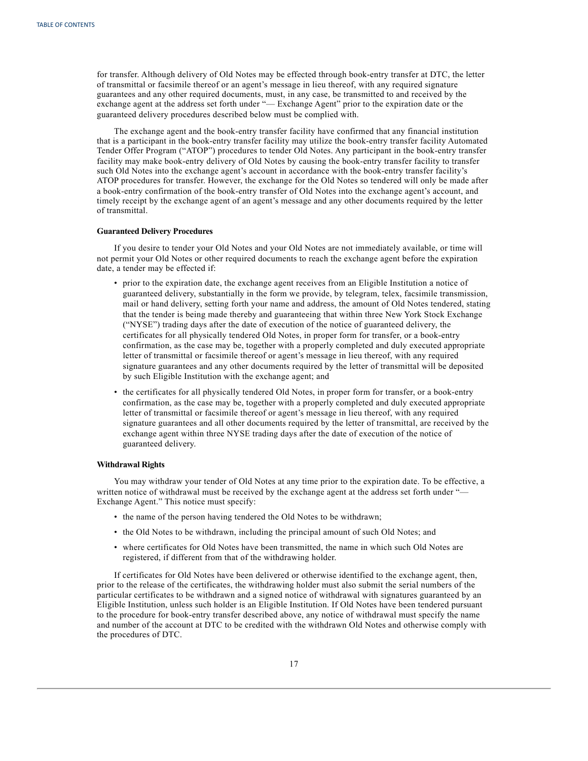for transfer. Although delivery of Old Notes may be effected through book-entry transfer at DTC, the letter of transmittal or facsimile thereof or an agent's message in lieu thereof, with any required signature guarantees and any other required documents, must, in any case, be transmitted to and received by the exchange agent at the address set forth under "— Exchange Agent" prior to the expiration date or the guaranteed delivery procedures described below must be complied with.

The exchange agent and the book-entry transfer facility have confirmed that any financial institution that is a participant in the book-entry transfer facility may utilize the book-entry transfer facility Automated Tender Offer Program ("ATOP") procedures to tender Old Notes. Any participant in the book-entry transfer facility may make book-entry delivery of Old Notes by causing the book-entry transfer facility to transfer such Old Notes into the exchange agent's account in accordance with the book-entry transfer facility's ATOP procedures for transfer. However, the exchange for the Old Notes so tendered will only be made after a book-entry confirmation of the book-entry transfer of Old Notes into the exchange agent's account, and timely receipt by the exchange agent of an agent's message and any other documents required by the letter of transmittal.

**Guaranteed Delivery Procedures**

If you desire to tender your Old Notes and your Old Notes are not immediately available, or time will not permit your Old Notes or other required documents to reach the exchange agent before the expiration date, a tender may be effected if:

- prior to the expiration date, the exchange agent receives from an Eligible Institution a notice of guaranteed delivery, substantially in the form we provide, by telegram, telex, facsimile transmission, mail or hand delivery, setting forth your name and address, the amount of Old Notes tendered, stating that the tender is being made thereby and guaranteeing that within three New York Stock Exchange ("NYSE") trading days after the date of execution of the notice of guaranteed delivery, the certificates for all physically tendered Old Notes, in proper form for transfer, or a book-entry confirmation, as the case may be, together with a properly completed and duly executed appropriate letter of transmittal or facsimile thereof or agent's message in lieu thereof, with any required signature guarantees and any other documents required by the letter of transmittal will be deposited by such Eligible Institution with the exchange agent; and
- the certificates for all physically tendered Old Notes, in proper form for transfer, or a book-entry confirmation, as the case may be, together with a properly completed and duly executed appropriate letter of transmittal or facsimile thereof or agent's message in lieu thereof, with any required signature guarantees and all other documents required by the letter of transmittal, are received by the exchange agent within three NYSE trading days after the date of execution of the notice of guaranteed delivery.

**Withdrawal Rights**

You may withdraw your tender of Old Notes at any time prior to the expiration date. To be effective, a written notice of withdrawal must be received by the exchange agent at the address set forth under "— Exchange Agent." This notice must specify:

- the name of the person having tendered the Old Notes to be withdrawn;
- the Old Notes to be withdrawn, including the principal amount of such Old Notes; and
- where certificates for Old Notes have been transmitted, the name in which such Old Notes are registered, if different from that of the withdrawing holder.

If certificates for Old Notes have been delivered or otherwise identified to the exchange agent, then, prior to the release of the certificates, the withdrawing holder must also submit the serial numbers of the particular certificates to be withdrawn and a signed notice of withdrawal with signatures guaranteed by an Eligible Institution, unless such holder is an Eligible Institution. If Old Notes have been tendered pursuant to the procedure for book-entry transfer described above, any notice of withdrawal must specify the name and number of the account at DTC to be credited with the withdrawn Old Notes and otherwise comply with the procedures of DTC.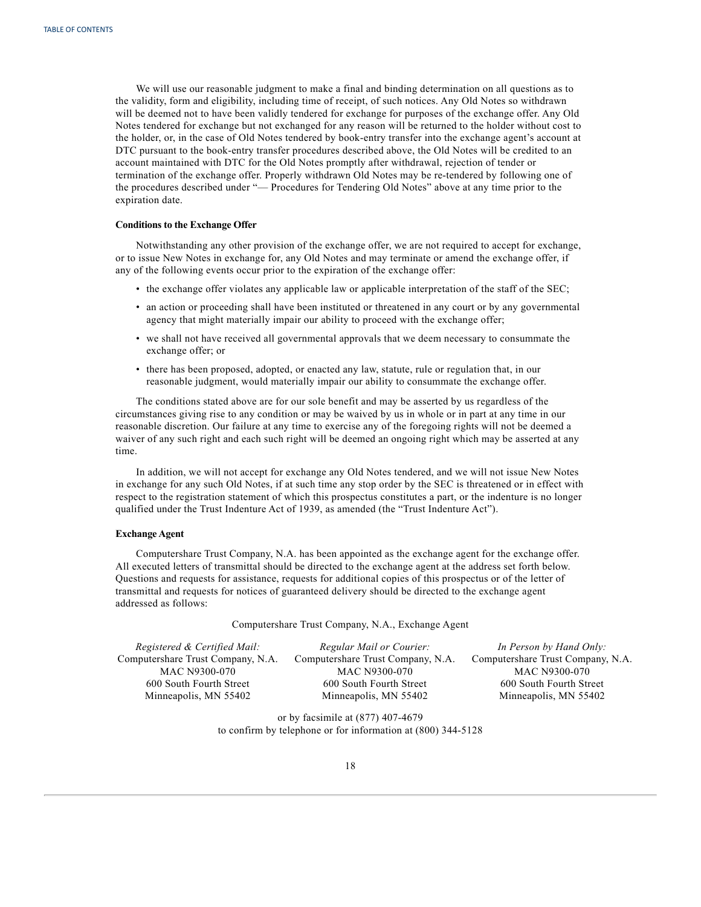We will use our reasonable judgment to make a final and binding determination on all questions as to the validity, form and eligibility, including time of receipt, of such notices. Any Old Notes so withdrawn will be deemed not to have been validly tendered for exchange for purposes of the exchange offer. Any Old Notes tendered for exchange but not exchanged for any reason will be returned to the holder without cost to the holder, or, in the case of Old Notes tendered by book-entry transfer into the exchange agent's account at DTC pursuant to the book-entry transfer procedures described above, the Old Notes will be credited to an account maintained with DTC for the Old Notes promptly after withdrawal, rejection of tender or termination of the exchange offer. Properly withdrawn Old Notes may be re-tendered by following one of the procedures described under "— Procedures for Tendering Old Notes" above at any time prior to the expiration date.

#### Conditions to the Exchange Offer

Notwithstanding any other provision of the exchange offer, we are not required to accept for exchange, or to issue New Notes in exchange for, any Old Notes and may terminate or amend the exchange offer, if any of the following events occur prior to the expiration of the exchange offer:

- the exchange offer violates any applicable law or applicable interpretation of the staff of the SEC;
- an action or proceeding shall have been instituted or threatened in any court or by any governmental agency that might materially impair our ability to proceed with the exchange offer;
- we shall not have received all governmental approvals that we deem necessary to consummate the exchange offer; or
- there has been proposed, adopted, or enacted any law, statute, rule or regulation that, in our reasonable judgment, would materially impair our ability to consummate the exchange offer.

The conditions stated above are for our sole benefit and may be asserted by us regardless of the circumstances giving rise to any condition or may be waived by us in whole or in part at any time in our reasonable discretion. Our failure at any time to exercise any of the foregoing rights will not be deemed a waiver of any such right and each such right will be deemed an ongoing right which may be asserted at any time.

In addition, we will not accept for exchange any Old Notes tendered, and we will not issue New Notes in exchange for any such Old Notes, if at such time any stop order by the SEC is threatened or in effect with respect to the registration statement of which this prospectus constitutes a part, or the indenture is no longer qualified under the Trust Indenture Act of 1939, as amended (the "Trust Indenture Act").

#### Exchange Agent

Computershare Trust Company, N.A. has been appointed as the exchange agent for the exchange offer. All executed letters of transmittal should be directed to the exchange agent at the address set forth below. Questions and requests for assistance, requests for additional copies of this prospectus or of the letter of transmittal and requests for notices of guaranteed delivery should be directed to the exchange agent addressed as follows:

Computershare Trust Company, N.A., Exchange Agent

| *Registered & Certified Mail:* | *Regular Mail or Courier:* | *In Person by Hand Only:* |
|---|---|---|
| Computershare Trust Company, N.A. | Computershare Trust Company, N.A. | Computershare Trust Company, N.A. |
| MAC N9300-070 | MAC N9300-070 | MAC N9300-070 |
| 600 South Fourth Street | 600 South Fourth Street | 600 South Fourth Street |
| Minneapolis, MN 55402 | Minneapolis, MN 55402 | Minneapolis, MN 55402 |

or by facsimile at (877) 407-4679
to confirm by telephone or for information at (800) 344-5128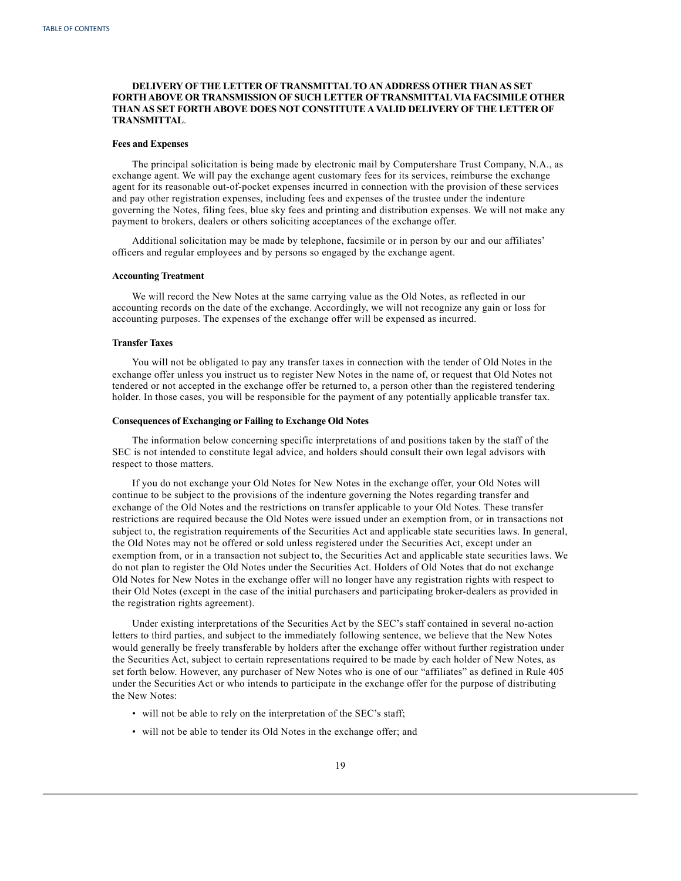**DELIVERY OF THE LETTER OF TRANSMITTAL TO AN ADDRESS OTHER THAN AS SET FORTH ABOVE OR TRANSMISSION OF SUCH LETTER OF TRANSMITTAL VIA FACSIMILE OTHER THAN AS SET FORTH ABOVE DOES NOT CONSTITUTE A VALID DELIVERY OF THE LETTER OF TRANSMITTAL**.

#### Fees and Expenses

The principal solicitation is being made by electronic mail by Computershare Trust Company, N.A., as exchange agent. We will pay the exchange agent customary fees for its services, reimburse the exchange agent for its reasonable out-of-pocket expenses incurred in connection with the provision of these services and pay other registration expenses, including fees and expenses of the trustee under the indenture governing the Notes, filing fees, blue sky fees and printing and distribution expenses. We will not make any payment to brokers, dealers or others soliciting acceptances of the exchange offer.

Additional solicitation may be made by telephone, facsimile or in person by our and our affiliates' officers and regular employees and by persons so engaged by the exchange agent.

#### Accounting Treatment

We will record the New Notes at the same carrying value as the Old Notes, as reflected in our accounting records on the date of the exchange. Accordingly, we will not recognize any gain or loss for accounting purposes. The expenses of the exchange offer will be expensed as incurred.

#### Transfer Taxes

You will not be obligated to pay any transfer taxes in connection with the tender of Old Notes in the exchange offer unless you instruct us to register New Notes in the name of, or request that Old Notes not tendered or not accepted in the exchange offer be returned to, a person other than the registered tendering holder. In those cases, you will be responsible for the payment of any potentially applicable transfer tax.

#### Consequences of Exchanging or Failing to Exchange Old Notes

The information below concerning specific interpretations of and positions taken by the staff of the SEC is not intended to constitute legal advice, and holders should consult their own legal advisors with respect to those matters.

If you do not exchange your Old Notes for New Notes in the exchange offer, your Old Notes will continue to be subject to the provisions of the indenture governing the Notes regarding transfer and exchange of the Old Notes and the restrictions on transfer applicable to your Old Notes. These transfer restrictions are required because the Old Notes were issued under an exemption from, or in transactions not subject to, the registration requirements of the Securities Act and applicable state securities laws. In general, the Old Notes may not be offered or sold unless registered under the Securities Act, except under an exemption from, or in a transaction not subject to, the Securities Act and applicable state securities laws. We do not plan to register the Old Notes under the Securities Act. Holders of Old Notes that do not exchange Old Notes for New Notes in the exchange offer will no longer have any registration rights with respect to their Old Notes (except in the case of the initial purchasers and participating broker-dealers as provided in the registration rights agreement).

Under existing interpretations of the Securities Act by the SEC's staff contained in several no-action letters to third parties, and subject to the immediately following sentence, we believe that the New Notes would generally be freely transferable by holders after the exchange offer without further registration under the Securities Act, subject to certain representations required to be made by each holder of New Notes, as set forth below. However, any purchaser of New Notes who is one of our "affiliates" as defined in Rule 405 under the Securities Act or who intends to participate in the exchange offer for the purpose of distributing the New Notes:

- will not be able to rely on the interpretation of the SEC's staff;
- will not be able to tender its Old Notes in the exchange offer; and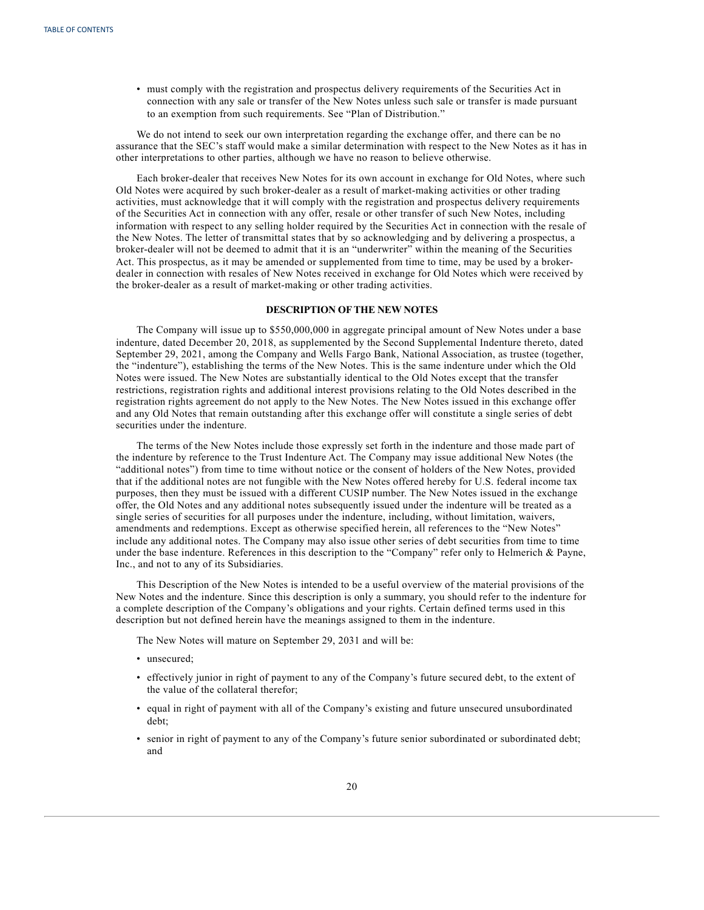- must comply with the registration and prospectus delivery requirements of the Securities Act in connection with any sale or transfer of the New Notes unless such sale or transfer is made pursuant to an exemption from such requirements. See "Plan of Distribution."

We do not intend to seek our own interpretation regarding the exchange offer, and there can be no assurance that the SEC's staff would make a similar determination with respect to the New Notes as it has in other interpretations to other parties, although we have no reason to believe otherwise.

Each broker-dealer that receives New Notes for its own account in exchange for Old Notes, where such Old Notes were acquired by such broker-dealer as a result of market-making activities or other trading activities, must acknowledge that it will comply with the registration and prospectus delivery requirements of the Securities Act in connection with any offer, resale or other transfer of such New Notes, including information with respect to any selling holder required by the Securities Act in connection with the resale of the New Notes. The letter of transmittal states that by so acknowledging and by delivering a prospectus, a broker-dealer will not be deemed to admit that it is an "underwriter" within the meaning of the Securities Act. This prospectus, as it may be amended or supplemented from time to time, may be used by a broker-dealer in connection with resales of New Notes received in exchange for Old Notes which were received by the broker-dealer as a result of market-making or other trading activities.

## DESCRIPTION OF THE NEW NOTES

The Company will issue up to $550,000,000 in aggregate principal amount of New Notes under a base indenture, dated December 20, 2018, as supplemented by the Second Supplemental Indenture thereto, dated September 29, 2021, among the Company and Wells Fargo Bank, National Association, as trustee (together, the "indenture"), establishing the terms of the New Notes. This is the same indenture under which the Old Notes were issued. The New Notes are substantially identical to the Old Notes except that the transfer restrictions, registration rights and additional interest provisions relating to the Old Notes described in the registration rights agreement do not apply to the New Notes. The New Notes issued in this exchange offer and any Old Notes that remain outstanding after this exchange offer will constitute a single series of debt securities under the indenture.

The terms of the New Notes include those expressly set forth in the indenture and those made part of the indenture by reference to the Trust Indenture Act. The Company may issue additional New Notes (the "additional notes") from time to time without notice or the consent of holders of the New Notes, provided that if the additional notes are not fungible with the New Notes offered hereby for U.S. federal income tax purposes, then they must be issued with a different CUSIP number. The New Notes issued in the exchange offer, the Old Notes and any additional notes subsequently issued under the indenture will be treated as a single series of securities for all purposes under the indenture, including, without limitation, waivers, amendments and redemptions. Except as otherwise specified herein, all references to the "New Notes" include any additional notes. The Company may also issue other series of debt securities from time to time under the base indenture. References in this description to the "Company" refer only to Helmerich & Payne, Inc., and not to any of its Subsidiaries.

This Description of the New Notes is intended to be a useful overview of the material provisions of the New Notes and the indenture. Since this description is only a summary, you should refer to the indenture for a complete description of the Company's obligations and your rights. Certain defined terms used in this description but not defined herein have the meanings assigned to them in the indenture.

The New Notes will mature on September 29, 2031 and will be:

- unsecured;
- effectively junior in right of payment to any of the Company's future secured debt, to the extent of the value of the collateral therefor;
- equal in right of payment with all of the Company's existing and future unsecured unsubordinated debt;
- senior in right of payment to any of the Company's future senior subordinated or subordinated debt; and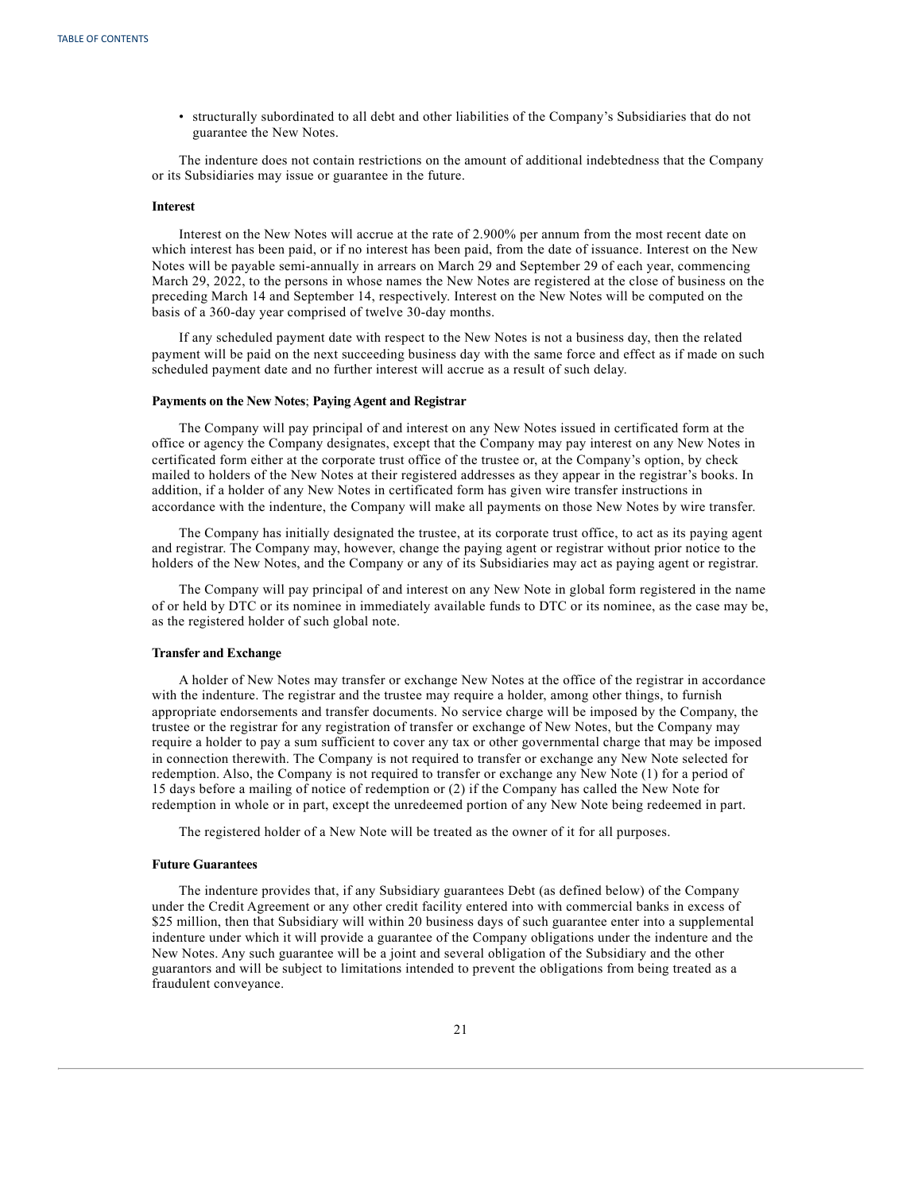- structurally subordinated to all debt and other liabilities of the Company's Subsidiaries that do not guarantee the New Notes.

The indenture does not contain restrictions on the amount of additional indebtedness that the Company or its Subsidiaries may issue or guarantee in the future.

**Interest**

Interest on the New Notes will accrue at the rate of 2.900% per annum from the most recent date on which interest has been paid, or if no interest has been paid, from the date of issuance. Interest on the New Notes will be payable semi-annually in arrears on March 29 and September 29 of each year, commencing March 29, 2022, to the persons in whose names the New Notes are registered at the close of business on the preceding March 14 and September 14, respectively. Interest on the New Notes will be computed on the basis of a 360-day year comprised of twelve 30-day months.

If any scheduled payment date with respect to the New Notes is not a business day, then the related payment will be paid on the next succeeding business day with the same force and effect as if made on such scheduled payment date and no further interest will accrue as a result of such delay.

**Payments on the New Notes**; **Paying Agent and Registrar**

The Company will pay principal of and interest on any New Notes issued in certificated form at the office or agency the Company designates, except that the Company may pay interest on any New Notes in certificated form either at the corporate trust office of the trustee or, at the Company's option, by check mailed to holders of the New Notes at their registered addresses as they appear in the registrar's books. In addition, if a holder of any New Notes in certificated form has given wire transfer instructions in accordance with the indenture, the Company will make all payments on those New Notes by wire transfer.

The Company has initially designated the trustee, at its corporate trust office, to act as its paying agent and registrar. The Company may, however, change the paying agent or registrar without prior notice to the holders of the New Notes, and the Company or any of its Subsidiaries may act as paying agent or registrar.

The Company will pay principal of and interest on any New Note in global form registered in the name of or held by DTC or its nominee in immediately available funds to DTC or its nominee, as the case may be, as the registered holder of such global note.

**Transfer and Exchange**

A holder of New Notes may transfer or exchange New Notes at the office of the registrar in accordance with the indenture. The registrar and the trustee may require a holder, among other things, to furnish appropriate endorsements and transfer documents. No service charge will be imposed by the Company, the trustee or the registrar for any registration of transfer or exchange of New Notes, but the Company may require a holder to pay a sum sufficient to cover any tax or other governmental charge that may be imposed in connection therewith. The Company is not required to transfer or exchange any New Note selected for redemption. Also, the Company is not required to transfer or exchange any New Note (1) for a period of 15 days before a mailing of notice of redemption or (2) if the Company has called the New Note for redemption in whole or in part, except the unredeemed portion of any New Note being redeemed in part.

The registered holder of a New Note will be treated as the owner of it for all purposes.

**Future Guarantees**

The indenture provides that, if any Subsidiary guarantees Debt (as defined below) of the Company under the Credit Agreement or any other credit facility entered into with commercial banks in excess of $25 million, then that Subsidiary will within 20 business days of such guarantee enter into a supplemental indenture under which it will provide a guarantee of the Company obligations under the indenture and the New Notes. Any such guarantee will be a joint and several obligation of the Subsidiary and the other guarantors and will be subject to limitations intended to prevent the obligations from being treated as a fraudulent conveyance.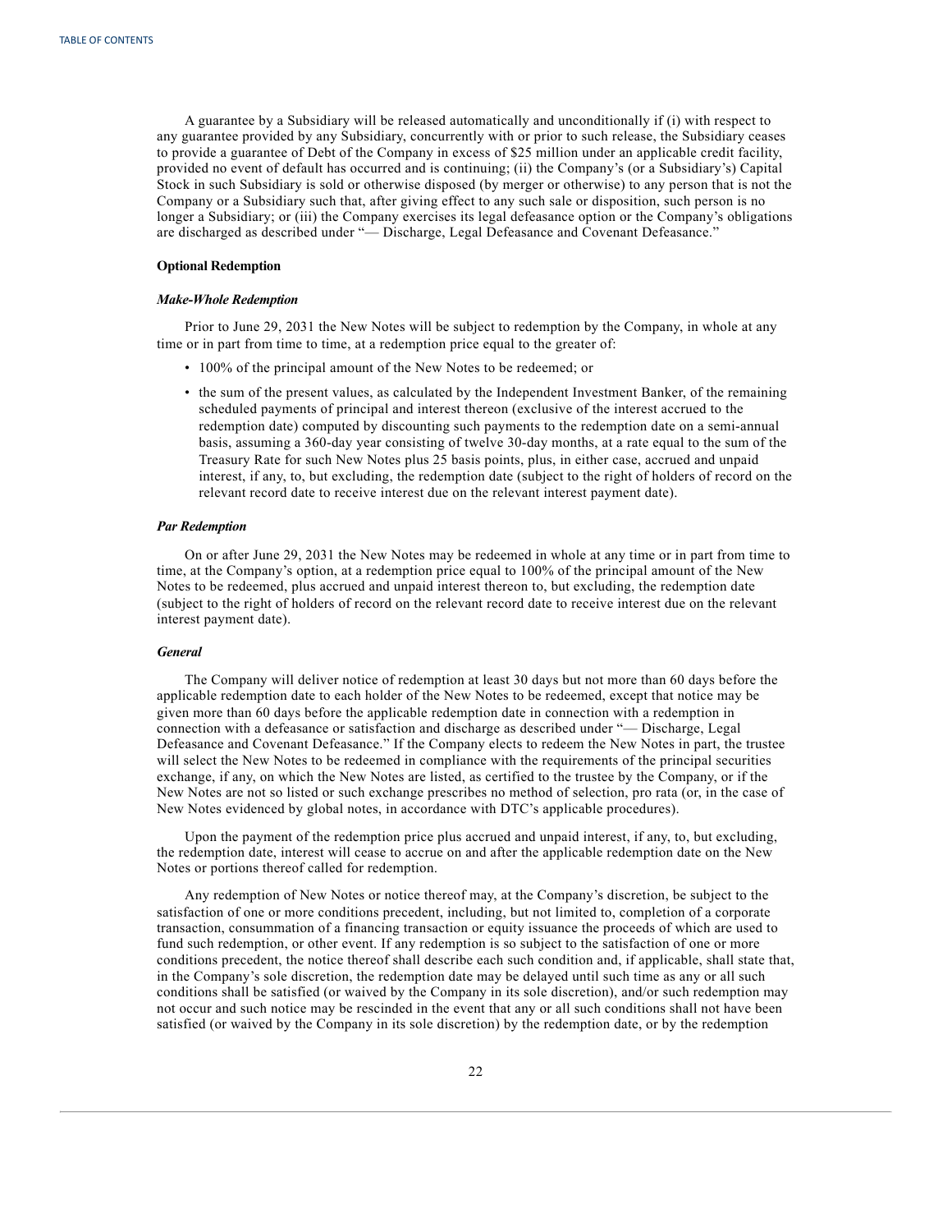A guarantee by a Subsidiary will be released automatically and unconditionally if (i) with respect to any guarantee provided by any Subsidiary, concurrently with or prior to such release, the Subsidiary ceases to provide a guarantee of Debt of the Company in excess of $25 million under an applicable credit facility, provided no event of default has occurred and is continuing; (ii) the Company's (or a Subsidiary's) Capital Stock in such Subsidiary is sold or otherwise disposed (by merger or otherwise) to any person that is not the Company or a Subsidiary such that, after giving effect to any such sale or disposition, such person is no longer a Subsidiary; or (iii) the Company exercises its legal defeasance option or the Company's obligations are discharged as described under "— Discharge, Legal Defeasance and Covenant Defeasance."

**Optional Redemption**

***Make-Whole Redemption***

Prior to June 29, 2031 the New Notes will be subject to redemption by the Company, in whole at any time or in part from time to time, at a redemption price equal to the greater of:

- 100% of the principal amount of the New Notes to be redeemed; or
- the sum of the present values, as calculated by the Independent Investment Banker, of the remaining scheduled payments of principal and interest thereon (exclusive of the interest accrued to the redemption date) computed by discounting such payments to the redemption date on a semi-annual basis, assuming a 360-day year consisting of twelve 30-day months, at a rate equal to the sum of the Treasury Rate for such New Notes plus 25 basis points, plus, in either case, accrued and unpaid interest, if any, to, but excluding, the redemption date (subject to the right of holders of record on the relevant record date to receive interest due on the relevant interest payment date).

***Par Redemption***

On or after June 29, 2031 the New Notes may be redeemed in whole at any time or in part from time to time, at the Company's option, at a redemption price equal to 100% of the principal amount of the New Notes to be redeemed, plus accrued and unpaid interest thereon to, but excluding, the redemption date (subject to the right of holders of record on the relevant record date to receive interest due on the relevant interest payment date).

***General***

The Company will deliver notice of redemption at least 30 days but not more than 60 days before the applicable redemption date to each holder of the New Notes to be redeemed, except that notice may be given more than 60 days before the applicable redemption date in connection with a redemption in connection with a defeasance or satisfaction and discharge as described under "— Discharge, Legal Defeasance and Covenant Defeasance." If the Company elects to redeem the New Notes in part, the trustee will select the New Notes to be redeemed in compliance with the requirements of the principal securities exchange, if any, on which the New Notes are listed, as certified to the trustee by the Company, or if the New Notes are not so listed or such exchange prescribes no method of selection, pro rata (or, in the case of New Notes evidenced by global notes, in accordance with DTC's applicable procedures).

Upon the payment of the redemption price plus accrued and unpaid interest, if any, to, but excluding, the redemption date, interest will cease to accrue on and after the applicable redemption date on the New Notes or portions thereof called for redemption.

Any redemption of New Notes or notice thereof may, at the Company's discretion, be subject to the satisfaction of one or more conditions precedent, including, but not limited to, completion of a corporate transaction, consummation of a financing transaction or equity issuance the proceeds of which are used to fund such redemption, or other event. If any redemption is so subject to the satisfaction of one or more conditions precedent, the notice thereof shall describe each such condition and, if applicable, shall state that, in the Company's sole discretion, the redemption date may be delayed until such time as any or all such conditions shall be satisfied (or waived by the Company in its sole discretion), and/or such redemption may not occur and such notice may be rescinded in the event that any or all such conditions shall not have been satisfied (or waived by the Company in its sole discretion) by the redemption date, or by the redemption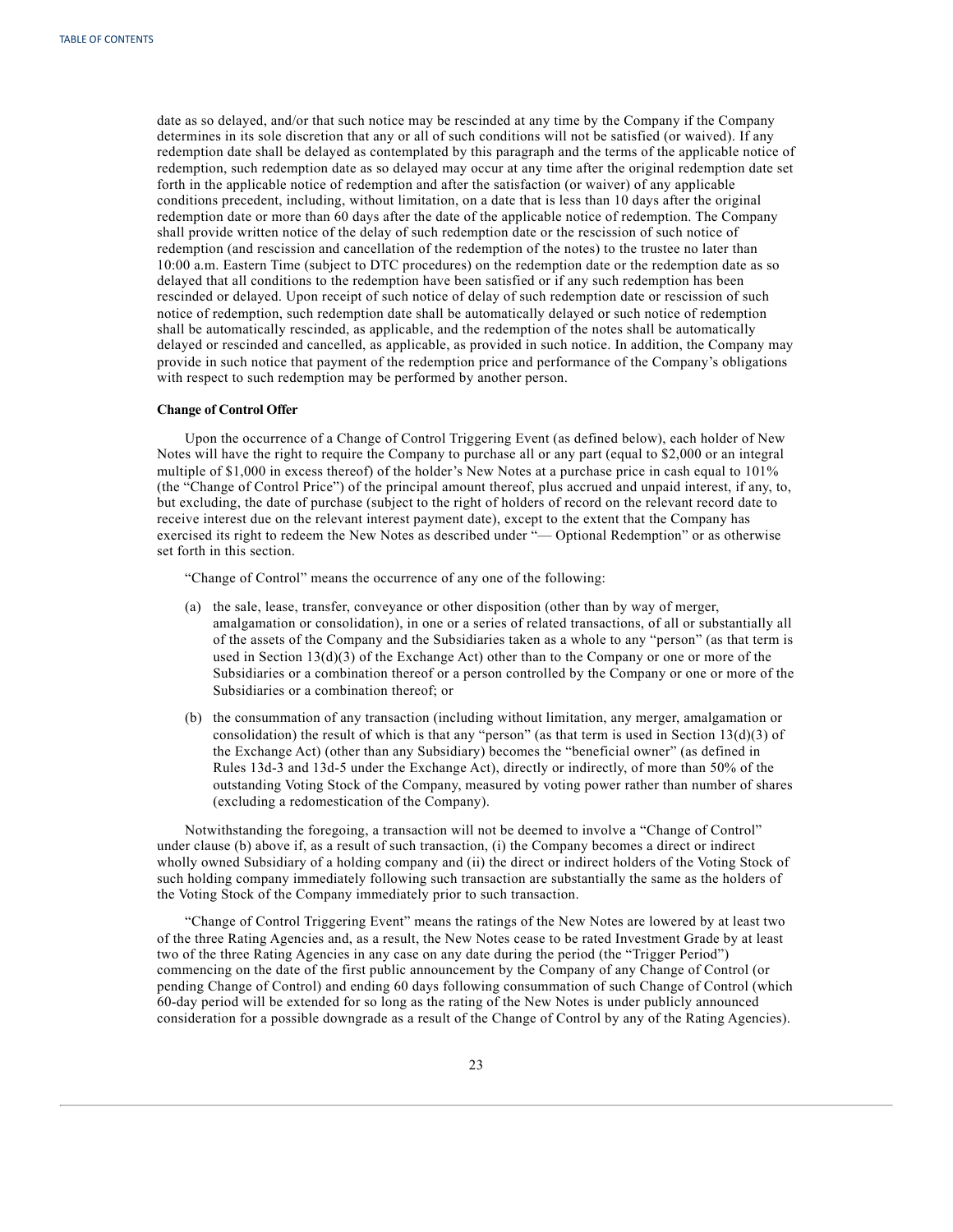date as so delayed, and/or that such notice may be rescinded at any time by the Company if the Company determines in its sole discretion that any or all of such conditions will not be satisfied (or waived). If any redemption date shall be delayed as contemplated by this paragraph and the terms of the applicable notice of redemption, such redemption date as so delayed may occur at any time after the original redemption date set forth in the applicable notice of redemption and after the satisfaction (or waiver) of any applicable conditions precedent, including, without limitation, on a date that is less than 10 days after the original redemption date or more than 60 days after the date of the applicable notice of redemption. The Company shall provide written notice of the delay of such redemption date or the rescission of such notice of redemption (and rescission and cancellation of the redemption of the notes) to the trustee no later than 10:00 a.m. Eastern Time (subject to DTC procedures) on the redemption date or the redemption date as so delayed that all conditions to the redemption have been satisfied or if any such redemption has been rescinded or delayed. Upon receipt of such notice of delay of such redemption date or rescission of such notice of redemption, such redemption date shall be automatically delayed or such notice of redemption shall be automatically rescinded, as applicable, and the redemption of the notes shall be automatically delayed or rescinded and cancelled, as applicable, as provided in such notice. In addition, the Company may provide in such notice that payment of the redemption price and performance of the Company's obligations with respect to such redemption may be performed by another person.

**Change of Control Offer**

Upon the occurrence of a Change of Control Triggering Event (as defined below), each holder of New Notes will have the right to require the Company to purchase all or any part (equal to $2,000 or an integral multiple of $1,000 in excess thereof) of the holder's New Notes at a purchase price in cash equal to 101% (the "Change of Control Price") of the principal amount thereof, plus accrued and unpaid interest, if any, to, but excluding, the date of purchase (subject to the right of holders of record on the relevant record date to receive interest due on the relevant interest payment date), except to the extent that the Company has exercised its right to redeem the New Notes as described under "— Optional Redemption" or as otherwise set forth in this section.

"Change of Control" means the occurrence of any one of the following:

(a) the sale, lease, transfer, conveyance or other disposition (other than by way of merger, amalgamation or consolidation), in one or a series of related transactions, of all or substantially all of the assets of the Company and the Subsidiaries taken as a whole to any "person" (as that term is used in Section 13(d)(3) of the Exchange Act) other than to the Company or one or more of the Subsidiaries or a combination thereof or a person controlled by the Company or one or more of the Subsidiaries or a combination thereof; or

(b) the consummation of any transaction (including without limitation, any merger, amalgamation or consolidation) the result of which is that any "person" (as that term is used in Section 13(d)(3) of the Exchange Act) (other than any Subsidiary) becomes the "beneficial owner" (as defined in Rules 13d-3 and 13d-5 under the Exchange Act), directly or indirectly, of more than 50% of the outstanding Voting Stock of the Company, measured by voting power rather than number of shares (excluding a redomestication of the Company).

Notwithstanding the foregoing, a transaction will not be deemed to involve a "Change of Control" under clause (b) above if, as a result of such transaction, (i) the Company becomes a direct or indirect wholly owned Subsidiary of a holding company and (ii) the direct or indirect holders of the Voting Stock of such holding company immediately following such transaction are substantially the same as the holders of the Voting Stock of the Company immediately prior to such transaction.

"Change of Control Triggering Event" means the ratings of the New Notes are lowered by at least two of the three Rating Agencies and, as a result, the New Notes cease to be rated Investment Grade by at least two of the three Rating Agencies in any case on any date during the period (the "Trigger Period") commencing on the date of the first public announcement by the Company of any Change of Control (or pending Change of Control) and ending 60 days following consummation of such Change of Control (which 60-day period will be extended for so long as the rating of the New Notes is under publicly announced consideration for a possible downgrade as a result of the Change of Control by any of the Rating Agencies).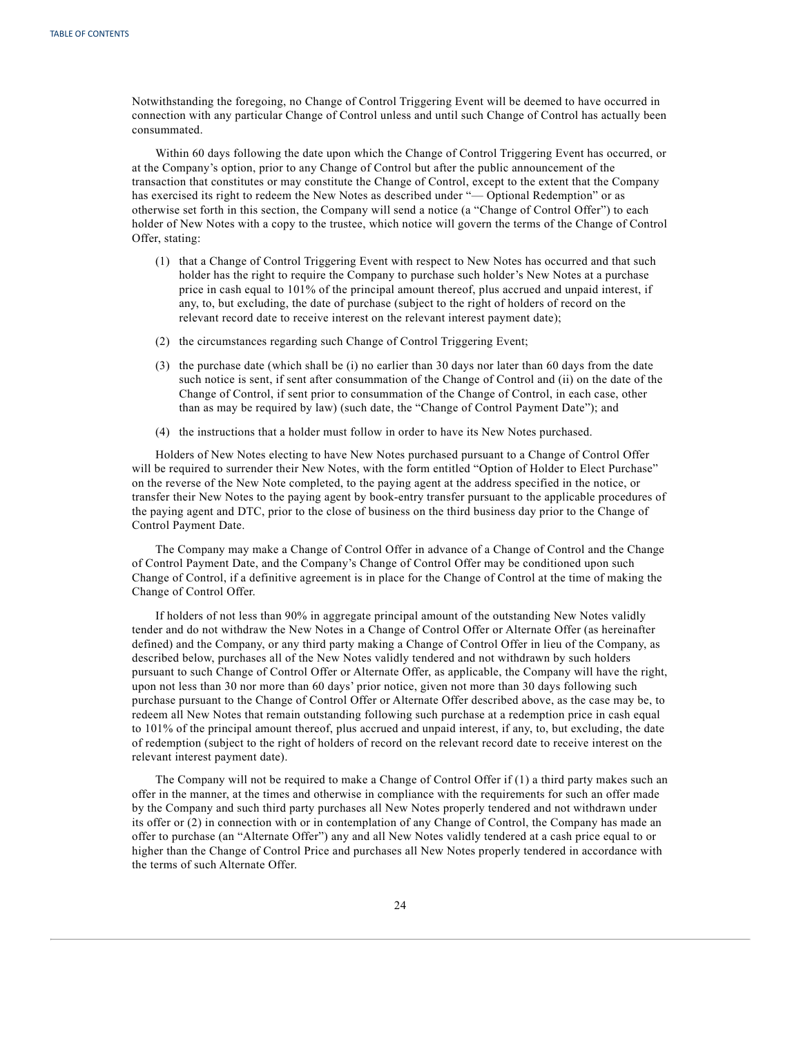Notwithstanding the foregoing, no Change of Control Triggering Event will be deemed to have occurred in connection with any particular Change of Control unless and until such Change of Control has actually been consummated.

Within 60 days following the date upon which the Change of Control Triggering Event has occurred, or at the Company's option, prior to any Change of Control but after the public announcement of the transaction that constitutes or may constitute the Change of Control, except to the extent that the Company has exercised its right to redeem the New Notes as described under "— Optional Redemption" or as otherwise set forth in this section, the Company will send a notice (a "Change of Control Offer") to each holder of New Notes with a copy to the trustee, which notice will govern the terms of the Change of Control Offer, stating:

(1) that a Change of Control Triggering Event with respect to New Notes has occurred and that such holder has the right to require the Company to purchase such holder's New Notes at a purchase price in cash equal to 101% of the principal amount thereof, plus accrued and unpaid interest, if any, to, but excluding, the date of purchase (subject to the right of holders of record on the relevant record date to receive interest on the relevant interest payment date);

(2) the circumstances regarding such Change of Control Triggering Event;

(3) the purchase date (which shall be (i) no earlier than 30 days nor later than 60 days from the date such notice is sent, if sent after consummation of the Change of Control and (ii) on the date of the Change of Control, if sent prior to consummation of the Change of Control, in each case, other than as may be required by law) (such date, the "Change of Control Payment Date"); and

(4) the instructions that a holder must follow in order to have its New Notes purchased.

Holders of New Notes electing to have New Notes purchased pursuant to a Change of Control Offer will be required to surrender their New Notes, with the form entitled "Option of Holder to Elect Purchase" on the reverse of the New Note completed, to the paying agent at the address specified in the notice, or transfer their New Notes to the paying agent by book-entry transfer pursuant to the applicable procedures of the paying agent and DTC, prior to the close of business on the third business day prior to the Change of Control Payment Date.

The Company may make a Change of Control Offer in advance of a Change of Control and the Change of Control Payment Date, and the Company's Change of Control Offer may be conditioned upon such Change of Control, if a definitive agreement is in place for the Change of Control at the time of making the Change of Control Offer.

If holders of not less than 90% in aggregate principal amount of the outstanding New Notes validly tender and do not withdraw the New Notes in a Change of Control Offer or Alternate Offer (as hereinafter defined) and the Company, or any third party making a Change of Control Offer in lieu of the Company, as described below, purchases all of the New Notes validly tendered and not withdrawn by such holders pursuant to such Change of Control Offer or Alternate Offer, as applicable, the Company will have the right, upon not less than 30 nor more than 60 days' prior notice, given not more than 30 days following such purchase pursuant to the Change of Control Offer or Alternate Offer described above, as the case may be, to redeem all New Notes that remain outstanding following such purchase at a redemption price in cash equal to 101% of the principal amount thereof, plus accrued and unpaid interest, if any, to, but excluding, the date of redemption (subject to the right of holders of record on the relevant record date to receive interest on the relevant interest payment date).

The Company will not be required to make a Change of Control Offer if (1) a third party makes such an offer in the manner, at the times and otherwise in compliance with the requirements for such an offer made by the Company and such third party purchases all New Notes properly tendered and not withdrawn under its offer or (2) in connection with or in contemplation of any Change of Control, the Company has made an offer to purchase (an "Alternate Offer") any and all New Notes validly tendered at a cash price equal to or higher than the Change of Control Price and purchases all New Notes properly tendered in accordance with the terms of such Alternate Offer.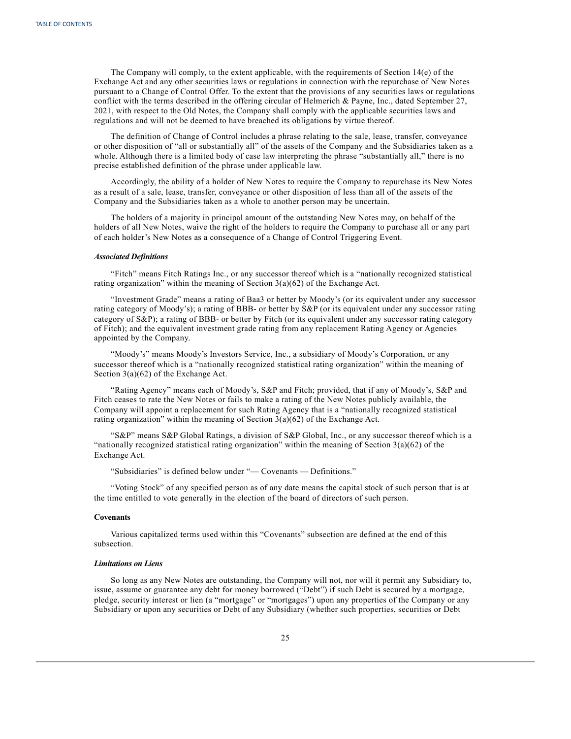The Company will comply, to the extent applicable, with the requirements of Section 14(e) of the Exchange Act and any other securities laws or regulations in connection with the repurchase of New Notes pursuant to a Change of Control Offer. To the extent that the provisions of any securities laws or regulations conflict with the terms described in the offering circular of Helmerich & Payne, Inc., dated September 27, 2021, with respect to the Old Notes, the Company shall comply with the applicable securities laws and regulations and will not be deemed to have breached its obligations by virtue thereof.

The definition of Change of Control includes a phrase relating to the sale, lease, transfer, conveyance or other disposition of "all or substantially all" of the assets of the Company and the Subsidiaries taken as a whole. Although there is a limited body of case law interpreting the phrase "substantially all," there is no precise established definition of the phrase under applicable law.

Accordingly, the ability of a holder of New Notes to require the Company to repurchase its New Notes as a result of a sale, lease, transfer, conveyance or other disposition of less than all of the assets of the Company and the Subsidiaries taken as a whole to another person may be uncertain.

The holders of a majority in principal amount of the outstanding New Notes may, on behalf of the holders of all New Notes, waive the right of the holders to require the Company to purchase all or any part of each holder's New Notes as a consequence of a Change of Control Triggering Event.

***Associated Definitions***

"Fitch" means Fitch Ratings Inc., or any successor thereof which is a "nationally recognized statistical rating organization" within the meaning of Section 3(a)(62) of the Exchange Act.

"Investment Grade" means a rating of Baa3 or better by Moody's (or its equivalent under any successor rating category of Moody's); a rating of BBB- or better by S&P (or its equivalent under any successor rating category of S&P); a rating of BBB- or better by Fitch (or its equivalent under any successor rating category of Fitch); and the equivalent investment grade rating from any replacement Rating Agency or Agencies appointed by the Company.

"Moody's" means Moody's Investors Service, Inc., a subsidiary of Moody's Corporation, or any successor thereof which is a "nationally recognized statistical rating organization" within the meaning of Section 3(a)(62) of the Exchange Act.

"Rating Agency" means each of Moody's, S&P and Fitch; provided, that if any of Moody's, S&P and Fitch ceases to rate the New Notes or fails to make a rating of the New Notes publicly available, the Company will appoint a replacement for such Rating Agency that is a "nationally recognized statistical rating organization" within the meaning of Section 3(a)(62) of the Exchange Act.

"S&P" means S&P Global Ratings, a division of S&P Global, Inc., or any successor thereof which is a "nationally recognized statistical rating organization" within the meaning of Section 3(a)(62) of the Exchange Act.

"Subsidiaries" is defined below under "— Covenants — Definitions."

"Voting Stock" of any specified person as of any date means the capital stock of such person that is at the time entitled to vote generally in the election of the board of directors of such person.

**Covenants**

Various capitalized terms used within this "Covenants" subsection are defined at the end of this subsection.

***Limitations on Liens***

So long as any New Notes are outstanding, the Company will not, nor will it permit any Subsidiary to, issue, assume or guarantee any debt for money borrowed ("Debt") if such Debt is secured by a mortgage, pledge, security interest or lien (a "mortgage" or "mortgages") upon any properties of the Company or any Subsidiary or upon any securities or Debt of any Subsidiary (whether such properties, securities or Debt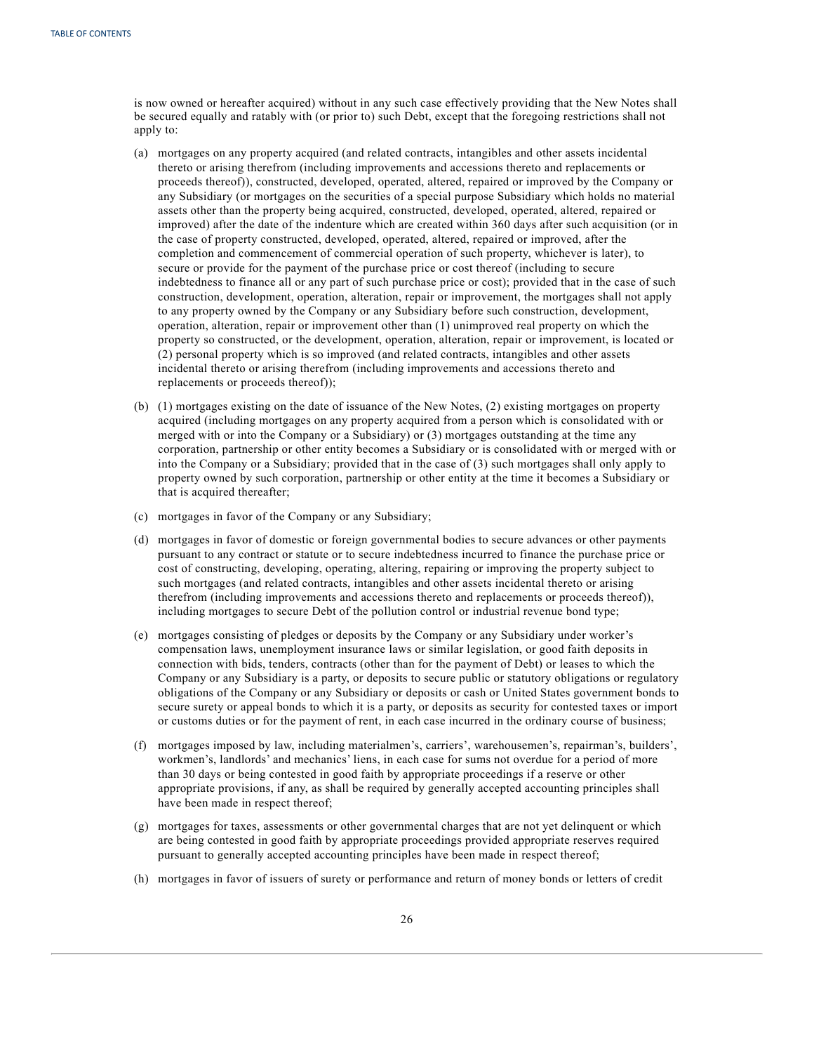is now owned or hereafter acquired) without in any such case effectively providing that the New Notes shall be secured equally and ratably with (or prior to) such Debt, except that the foregoing restrictions shall not apply to:

(a) mortgages on any property acquired (and related contracts, intangibles and other assets incidental thereto or arising therefrom (including improvements and accessions thereto and replacements or proceeds thereof)), constructed, developed, operated, altered, repaired or improved by the Company or any Subsidiary (or mortgages on the securities of a special purpose Subsidiary which holds no material assets other than the property being acquired, constructed, developed, operated, altered, repaired or improved) after the date of the indenture which are created within 360 days after such acquisition (or in the case of property constructed, developed, operated, altered, repaired or improved, after the completion and commencement of commercial operation of such property, whichever is later), to secure or provide for the payment of the purchase price or cost thereof (including to secure indebtedness to finance all or any part of such purchase price or cost); provided that in the case of such construction, development, operation, alteration, repair or improvement, the mortgages shall not apply to any property owned by the Company or any Subsidiary before such construction, development, operation, alteration, repair or improvement other than (1) unimproved real property on which the property so constructed, or the development, operation, alteration, repair or improvement, is located or (2) personal property which is so improved (and related contracts, intangibles and other assets incidental thereto or arising therefrom (including improvements and accessions thereto and replacements or proceeds thereof));

(b) (1) mortgages existing on the date of issuance of the New Notes, (2) existing mortgages on property acquired (including mortgages on any property acquired from a person which is consolidated with or merged with or into the Company or a Subsidiary) or (3) mortgages outstanding at the time any corporation, partnership or other entity becomes a Subsidiary or is consolidated with or merged with or into the Company or a Subsidiary; provided that in the case of (3) such mortgages shall only apply to property owned by such corporation, partnership or other entity at the time it becomes a Subsidiary or that is acquired thereafter;

(c) mortgages in favor of the Company or any Subsidiary;

(d) mortgages in favor of domestic or foreign governmental bodies to secure advances or other payments pursuant to any contract or statute or to secure indebtedness incurred to finance the purchase price or cost of constructing, developing, operating, altering, repairing or improving the property subject to such mortgages (and related contracts, intangibles and other assets incidental thereto or arising therefrom (including improvements and accessions thereto and replacements or proceeds thereof)), including mortgages to secure Debt of the pollution control or industrial revenue bond type;

(e) mortgages consisting of pledges or deposits by the Company or any Subsidiary under worker's compensation laws, unemployment insurance laws or similar legislation, or good faith deposits in connection with bids, tenders, contracts (other than for the payment of Debt) or leases to which the Company or any Subsidiary is a party, or deposits to secure public or statutory obligations or regulatory obligations of the Company or any Subsidiary or deposits or cash or United States government bonds to secure surety or appeal bonds to which it is a party, or deposits as security for contested taxes or import or customs duties or for the payment of rent, in each case incurred in the ordinary course of business;

(f) mortgages imposed by law, including materialmen's, carriers', warehousemen's, repairman's, builders', workmen's, landlords' and mechanics' liens, in each case for sums not overdue for a period of more than 30 days or being contested in good faith by appropriate proceedings if a reserve or other appropriate provisions, if any, as shall be required by generally accepted accounting principles shall have been made in respect thereof;

(g) mortgages for taxes, assessments or other governmental charges that are not yet delinquent or which are being contested in good faith by appropriate proceedings provided appropriate reserves required pursuant to generally accepted accounting principles have been made in respect thereof;

(h) mortgages in favor of issuers of surety or performance and return of money bonds or letters of credit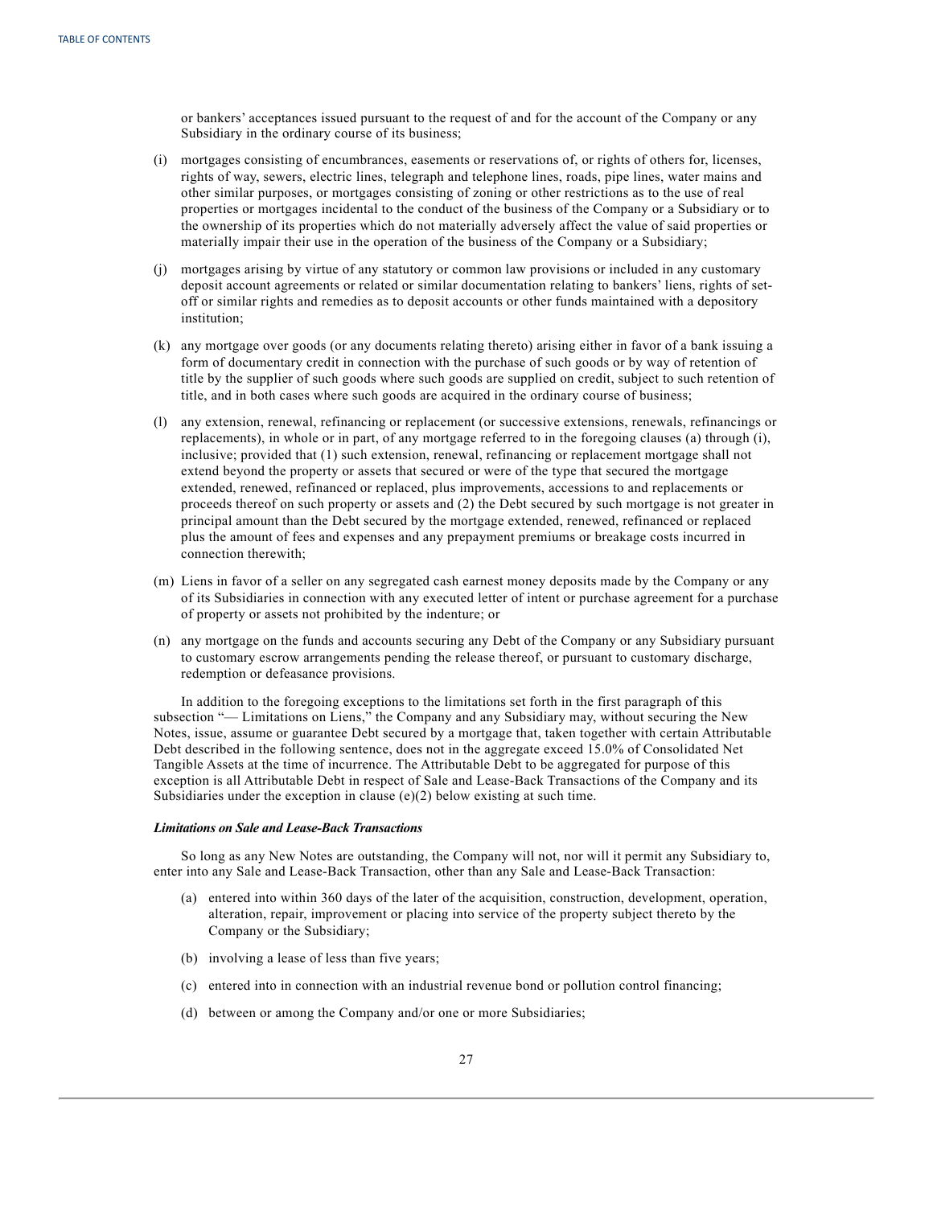or bankers' acceptances issued pursuant to the request of and for the account of the Company or any Subsidiary in the ordinary course of its business;

(i) mortgages consisting of encumbrances, easements or reservations of, or rights of others for, licenses, rights of way, sewers, electric lines, telegraph and telephone lines, roads, pipe lines, water mains and other similar purposes, or mortgages consisting of zoning or other restrictions as to the use of real properties or mortgages incidental to the conduct of the business of the Company or a Subsidiary or to the ownership of its properties which do not materially adversely affect the value of said properties or materially impair their use in the operation of the business of the Company or a Subsidiary;

(j) mortgages arising by virtue of any statutory or common law provisions or included in any customary deposit account agreements or related or similar documentation relating to bankers' liens, rights of set-off or similar rights and remedies as to deposit accounts or other funds maintained with a depository institution;

(k) any mortgage over goods (or any documents relating thereto) arising either in favor of a bank issuing a form of documentary credit in connection with the purchase of such goods or by way of retention of title by the supplier of such goods where such goods are supplied on credit, subject to such retention of title, and in both cases where such goods are acquired in the ordinary course of business;

(l) any extension, renewal, refinancing or replacement (or successive extensions, renewals, refinancings or replacements), in whole or in part, of any mortgage referred to in the foregoing clauses (a) through (i), inclusive; provided that (1) such extension, renewal, refinancing or replacement mortgage shall not extend beyond the property or assets that secured or were of the type that secured the mortgage extended, renewed, refinanced or replaced, plus improvements, accessions to and replacements or proceeds thereof on such property or assets and (2) the Debt secured by such mortgage is not greater in principal amount than the Debt secured by the mortgage extended, renewed, refinanced or replaced plus the amount of fees and expenses and any prepayment premiums or breakage costs incurred in connection therewith;

(m) Liens in favor of a seller on any segregated cash earnest money deposits made by the Company or any of its Subsidiaries in connection with any executed letter of intent or purchase agreement for a purchase of property or assets not prohibited by the indenture; or

(n) any mortgage on the funds and accounts securing any Debt of the Company or any Subsidiary pursuant to customary escrow arrangements pending the release thereof, or pursuant to customary discharge, redemption or defeasance provisions.

In addition to the foregoing exceptions to the limitations set forth in the first paragraph of this subsection "— Limitations on Liens," the Company and any Subsidiary may, without securing the New Notes, issue, assume or guarantee Debt secured by a mortgage that, taken together with certain Attributable Debt described in the following sentence, does not in the aggregate exceed 15.0% of Consolidated Net Tangible Assets at the time of incurrence. The Attributable Debt to be aggregated for purpose of this exception is all Attributable Debt in respect of Sale and Lease-Back Transactions of the Company and its Subsidiaries under the exception in clause (e)(2) below existing at such time.

***Limitations on Sale and Lease-Back Transactions***

So long as any New Notes are outstanding, the Company will not, nor will it permit any Subsidiary to, enter into any Sale and Lease-Back Transaction, other than any Sale and Lease-Back Transaction:

(a) entered into within 360 days of the later of the acquisition, construction, development, operation, alteration, repair, improvement or placing into service of the property subject thereto by the Company or the Subsidiary;

(b) involving a lease of less than five years;

(c) entered into in connection with an industrial revenue bond or pollution control financing;

(d) between or among the Company and/or one or more Subsidiaries;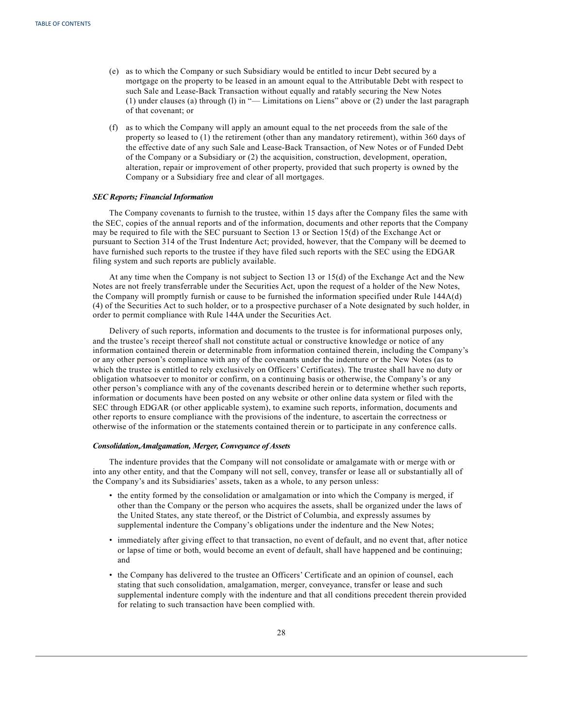(e) as to which the Company or such Subsidiary would be entitled to incur Debt secured by a mortgage on the property to be leased in an amount equal to the Attributable Debt with respect to such Sale and Lease-Back Transaction without equally and ratably securing the New Notes (1) under clauses (a) through (l) in "— Limitations on Liens" above or (2) under the last paragraph of that covenant; or

(f) as to which the Company will apply an amount equal to the net proceeds from the sale of the property so leased to (1) the retirement (other than any mandatory retirement), within 360 days of the effective date of any such Sale and Lease-Back Transaction, of New Notes or of Funded Debt of the Company or a Subsidiary or (2) the acquisition, construction, development, operation, alteration, repair or improvement of other property, provided that such property is owned by the Company or a Subsidiary free and clear of all mortgages.

***SEC Reports; Financial Information***

The Company covenants to furnish to the trustee, within 15 days after the Company files the same with the SEC, copies of the annual reports and of the information, documents and other reports that the Company may be required to file with the SEC pursuant to Section 13 or Section 15(d) of the Exchange Act or pursuant to Section 314 of the Trust Indenture Act; provided, however, that the Company will be deemed to have furnished such reports to the trustee if they have filed such reports with the SEC using the EDGAR filing system and such reports are publicly available.

At any time when the Company is not subject to Section 13 or 15(d) of the Exchange Act and the New Notes are not freely transferrable under the Securities Act, upon the request of a holder of the New Notes, the Company will promptly furnish or cause to be furnished the information specified under Rule 144A(d)(4) of the Securities Act to such holder, or to a prospective purchaser of a Note designated by such holder, in order to permit compliance with Rule 144A under the Securities Act.

Delivery of such reports, information and documents to the trustee is for informational purposes only, and the trustee's receipt thereof shall not constitute actual or constructive knowledge or notice of any information contained therein or determinable from information contained therein, including the Company's or any other person's compliance with any of the covenants under the indenture or the New Notes (as to which the trustee is entitled to rely exclusively on Officers' Certificates). The trustee shall have no duty or obligation whatsoever to monitor or confirm, on a continuing basis or otherwise, the Company's or any other person's compliance with any of the covenants described herein or to determine whether such reports, information or documents have been posted on any website or other online data system or filed with the SEC through EDGAR (or other applicable system), to examine such reports, information, documents and other reports to ensure compliance with the provisions of the indenture, to ascertain the correctness or otherwise of the information or the statements contained therein or to participate in any conference calls.

***Consolidation,Amalgamation, Merger, Conveyance of Assets***

The indenture provides that the Company will not consolidate or amalgamate with or merge with or into any other entity, and that the Company will not sell, convey, transfer or lease all or substantially all of the Company's and its Subsidiaries' assets, taken as a whole, to any person unless:

- the entity formed by the consolidation or amalgamation or into which the Company is merged, if other than the Company or the person who acquires the assets, shall be organized under the laws of the United States, any state thereof, or the District of Columbia, and expressly assumes by supplemental indenture the Company's obligations under the indenture and the New Notes;
- immediately after giving effect to that transaction, no event of default, and no event that, after notice or lapse of time or both, would become an event of default, shall have happened and be continuing; and
- the Company has delivered to the trustee an Officers' Certificate and an opinion of counsel, each stating that such consolidation, amalgamation, merger, conveyance, transfer or lease and such supplemental indenture comply with the indenture and that all conditions precedent therein provided for relating to such transaction have been complied with.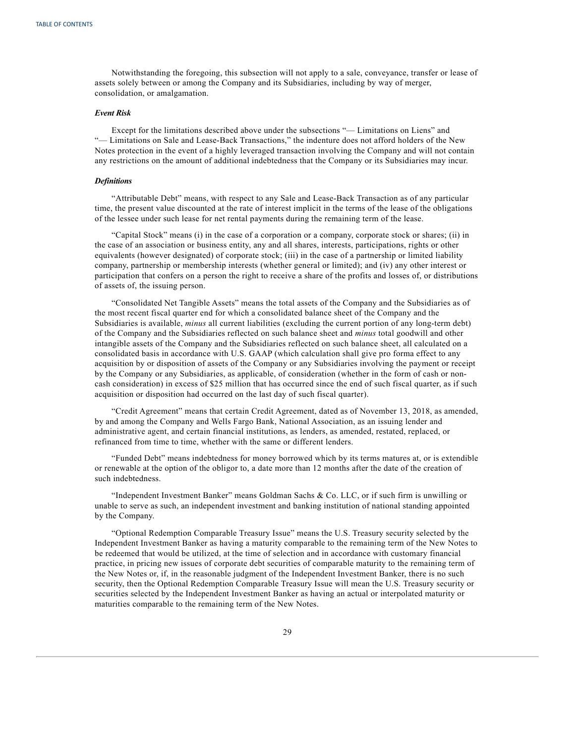Notwithstanding the foregoing, this subsection will not apply to a sale, conveyance, transfer or lease of assets solely between or among the Company and its Subsidiaries, including by way of merger, consolidation, or amalgamation.

***Event Risk***

Except for the limitations described above under the subsections "— Limitations on Liens" and "— Limitations on Sale and Lease-Back Transactions," the indenture does not afford holders of the New Notes protection in the event of a highly leveraged transaction involving the Company and will not contain any restrictions on the amount of additional indebtedness that the Company or its Subsidiaries may incur.

***Definitions***

"Attributable Debt" means, with respect to any Sale and Lease-Back Transaction as of any particular time, the present value discounted at the rate of interest implicit in the terms of the lease of the obligations of the lessee under such lease for net rental payments during the remaining term of the lease.

"Capital Stock" means (i) in the case of a corporation or a company, corporate stock or shares; (ii) in the case of an association or business entity, any and all shares, interests, participations, rights or other equivalents (however designated) of corporate stock; (iii) in the case of a partnership or limited liability company, partnership or membership interests (whether general or limited); and (iv) any other interest or participation that confers on a person the right to receive a share of the profits and losses of, or distributions of assets of, the issuing person.

"Consolidated Net Tangible Assets" means the total assets of the Company and the Subsidiaries as of the most recent fiscal quarter end for which a consolidated balance sheet of the Company and the Subsidiaries is available, *minus* all current liabilities (excluding the current portion of any long-term debt) of the Company and the Subsidiaries reflected on such balance sheet and *minus* total goodwill and other intangible assets of the Company and the Subsidiaries reflected on such balance sheet, all calculated on a consolidated basis in accordance with U.S. GAAP (which calculation shall give pro forma effect to any acquisition by or disposition of assets of the Company or any Subsidiaries involving the payment or receipt by the Company or any Subsidiaries, as applicable, of consideration (whether in the form of cash or non-cash consideration) in excess of $25 million that has occurred since the end of such fiscal quarter, as if such acquisition or disposition had occurred on the last day of such fiscal quarter).

"Credit Agreement" means that certain Credit Agreement, dated as of November 13, 2018, as amended, by and among the Company and Wells Fargo Bank, National Association, as an issuing lender and administrative agent, and certain financial institutions, as lenders, as amended, restated, replaced, or refinanced from time to time, whether with the same or different lenders.

"Funded Debt" means indebtedness for money borrowed which by its terms matures at, or is extendible or renewable at the option of the obligor to, a date more than 12 months after the date of the creation of such indebtedness.

"Independent Investment Banker" means Goldman Sachs & Co. LLC, or if such firm is unwilling or unable to serve as such, an independent investment and banking institution of national standing appointed by the Company.

"Optional Redemption Comparable Treasury Issue" means the U.S. Treasury security selected by the Independent Investment Banker as having a maturity comparable to the remaining term of the New Notes to be redeemed that would be utilized, at the time of selection and in accordance with customary financial practice, in pricing new issues of corporate debt securities of comparable maturity to the remaining term of the New Notes or, if, in the reasonable judgment of the Independent Investment Banker, there is no such security, then the Optional Redemption Comparable Treasury Issue will mean the U.S. Treasury security or securities selected by the Independent Investment Banker as having an actual or interpolated maturity or maturities comparable to the remaining term of the New Notes.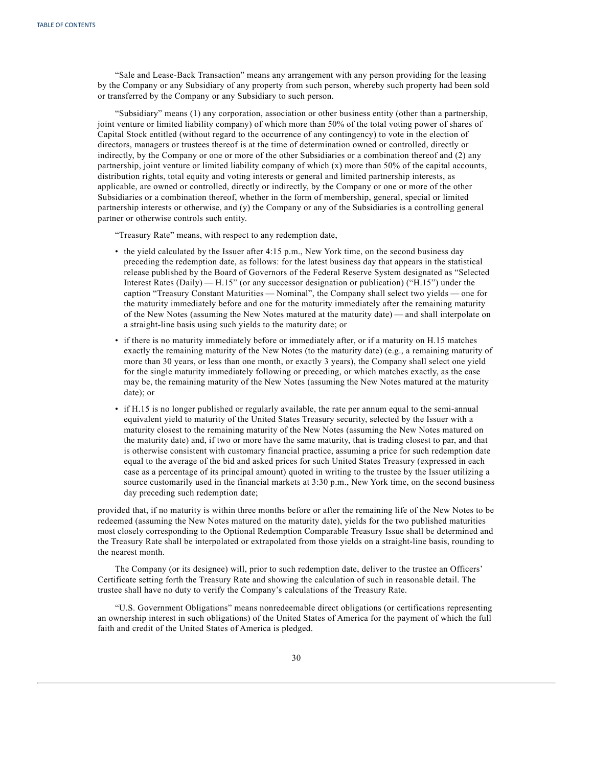"Sale and Lease-Back Transaction" means any arrangement with any person providing for the leasing by the Company or any Subsidiary of any property from such person, whereby such property had been sold or transferred by the Company or any Subsidiary to such person.

"Subsidiary" means (1) any corporation, association or other business entity (other than a partnership, joint venture or limited liability company) of which more than 50% of the total voting power of shares of Capital Stock entitled (without regard to the occurrence of any contingency) to vote in the election of directors, managers or trustees thereof is at the time of determination owned or controlled, directly or indirectly, by the Company or one or more of the other Subsidiaries or a combination thereof and (2) any partnership, joint venture or limited liability company of which (x) more than 50% of the capital accounts, distribution rights, total equity and voting interests or general and limited partnership interests, as applicable, are owned or controlled, directly or indirectly, by the Company or one or more of the other Subsidiaries or a combination thereof, whether in the form of membership, general, special or limited partnership interests or otherwise, and (y) the Company or any of the Subsidiaries is a controlling general partner or otherwise controls such entity.

"Treasury Rate" means, with respect to any redemption date,

- the yield calculated by the Issuer after 4:15 p.m., New York time, on the second business day preceding the redemption date, as follows: for the latest business day that appears in the statistical release published by the Board of Governors of the Federal Reserve System designated as "Selected Interest Rates (Daily) — H.15" (or any successor designation or publication) ("H.15") under the caption "Treasury Constant Maturities — Nominal", the Company shall select two yields — one for the maturity immediately before and one for the maturity immediately after the remaining maturity of the New Notes (assuming the New Notes matured at the maturity date) — and shall interpolate on a straight-line basis using such yields to the maturity date; or
- if there is no maturity immediately before or immediately after, or if a maturity on H.15 matches exactly the remaining maturity of the New Notes (to the maturity date) (e.g., a remaining maturity of more than 30 years, or less than one month, or exactly 3 years), the Company shall select one yield for the single maturity immediately following or preceding, or which matches exactly, as the case may be, the remaining maturity of the New Notes (assuming the New Notes matured at the maturity date); or
- if H.15 is no longer published or regularly available, the rate per annum equal to the semi-annual equivalent yield to maturity of the United States Treasury security, selected by the Issuer with a maturity closest to the remaining maturity of the New Notes (assuming the New Notes matured on the maturity date) and, if two or more have the same maturity, that is trading closest to par, and that is otherwise consistent with customary financial practice, assuming a price for such redemption date equal to the average of the bid and asked prices for such United States Treasury (expressed in each case as a percentage of its principal amount) quoted in writing to the trustee by the Issuer utilizing a source customarily used in the financial markets at 3:30 p.m., New York time, on the second business day preceding such redemption date;

provided that, if no maturity is within three months before or after the remaining life of the New Notes to be redeemed (assuming the New Notes matured on the maturity date), yields for the two published maturities most closely corresponding to the Optional Redemption Comparable Treasury Issue shall be determined and the Treasury Rate shall be interpolated or extrapolated from those yields on a straight-line basis, rounding to the nearest month.

The Company (or its designee) will, prior to such redemption date, deliver to the trustee an Officers' Certificate setting forth the Treasury Rate and showing the calculation of such in reasonable detail. The trustee shall have no duty to verify the Company's calculations of the Treasury Rate.

"U.S. Government Obligations" means nonredeemable direct obligations (or certifications representing an ownership interest in such obligations) of the United States of America for the payment of which the full faith and credit of the United States of America is pledged.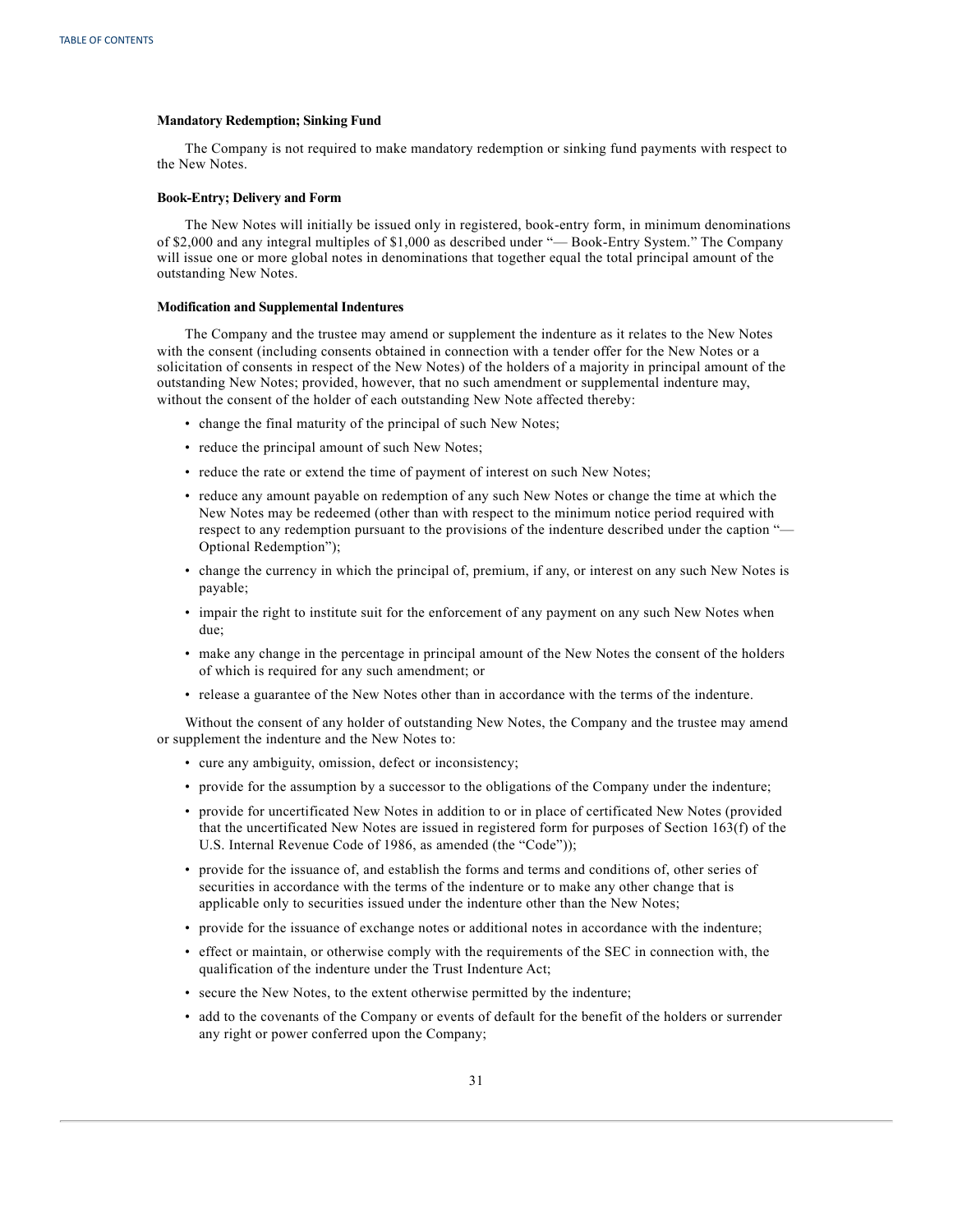**Mandatory Redemption; Sinking Fund**

The Company is not required to make mandatory redemption or sinking fund payments with respect to the New Notes.

**Book-Entry; Delivery and Form**

The New Notes will initially be issued only in registered, book-entry form, in minimum denominations of $2,000 and any integral multiples of $1,000 as described under "— Book-Entry System." The Company will issue one or more global notes in denominations that together equal the total principal amount of the outstanding New Notes.

**Modification and Supplemental Indentures**

The Company and the trustee may amend or supplement the indenture as it relates to the New Notes with the consent (including consents obtained in connection with a tender offer for the New Notes or a solicitation of consents in respect of the New Notes) of the holders of a majority in principal amount of the outstanding New Notes; provided, however, that no such amendment or supplemental indenture may, without the consent of the holder of each outstanding New Note affected thereby:

- change the final maturity of the principal of such New Notes;
- reduce the principal amount of such New Notes;
- reduce the rate or extend the time of payment of interest on such New Notes;
- reduce any amount payable on redemption of any such New Notes or change the time at which the New Notes may be redeemed (other than with respect to the minimum notice period required with respect to any redemption pursuant to the provisions of the indenture described under the caption "— Optional Redemption");
- change the currency in which the principal of, premium, if any, or interest on any such New Notes is payable;
- impair the right to institute suit for the enforcement of any payment on any such New Notes when due;
- make any change in the percentage in principal amount of the New Notes the consent of the holders of which is required for any such amendment; or
- release a guarantee of the New Notes other than in accordance with the terms of the indenture.

Without the consent of any holder of outstanding New Notes, the Company and the trustee may amend or supplement the indenture and the New Notes to:

- cure any ambiguity, omission, defect or inconsistency;
- provide for the assumption by a successor to the obligations of the Company under the indenture;
- provide for uncertificated New Notes in addition to or in place of certificated New Notes (provided that the uncertificated New Notes are issued in registered form for purposes of Section 163(f) of the U.S. Internal Revenue Code of 1986, as amended (the "Code"));
- provide for the issuance of, and establish the forms and terms and conditions of, other series of securities in accordance with the terms of the indenture or to make any other change that is applicable only to securities issued under the indenture other than the New Notes;
- provide for the issuance of exchange notes or additional notes in accordance with the indenture;
- effect or maintain, or otherwise comply with the requirements of the SEC in connection with, the qualification of the indenture under the Trust Indenture Act;
- secure the New Notes, to the extent otherwise permitted by the indenture;
- add to the covenants of the Company or events of default for the benefit of the holders or surrender any right or power conferred upon the Company;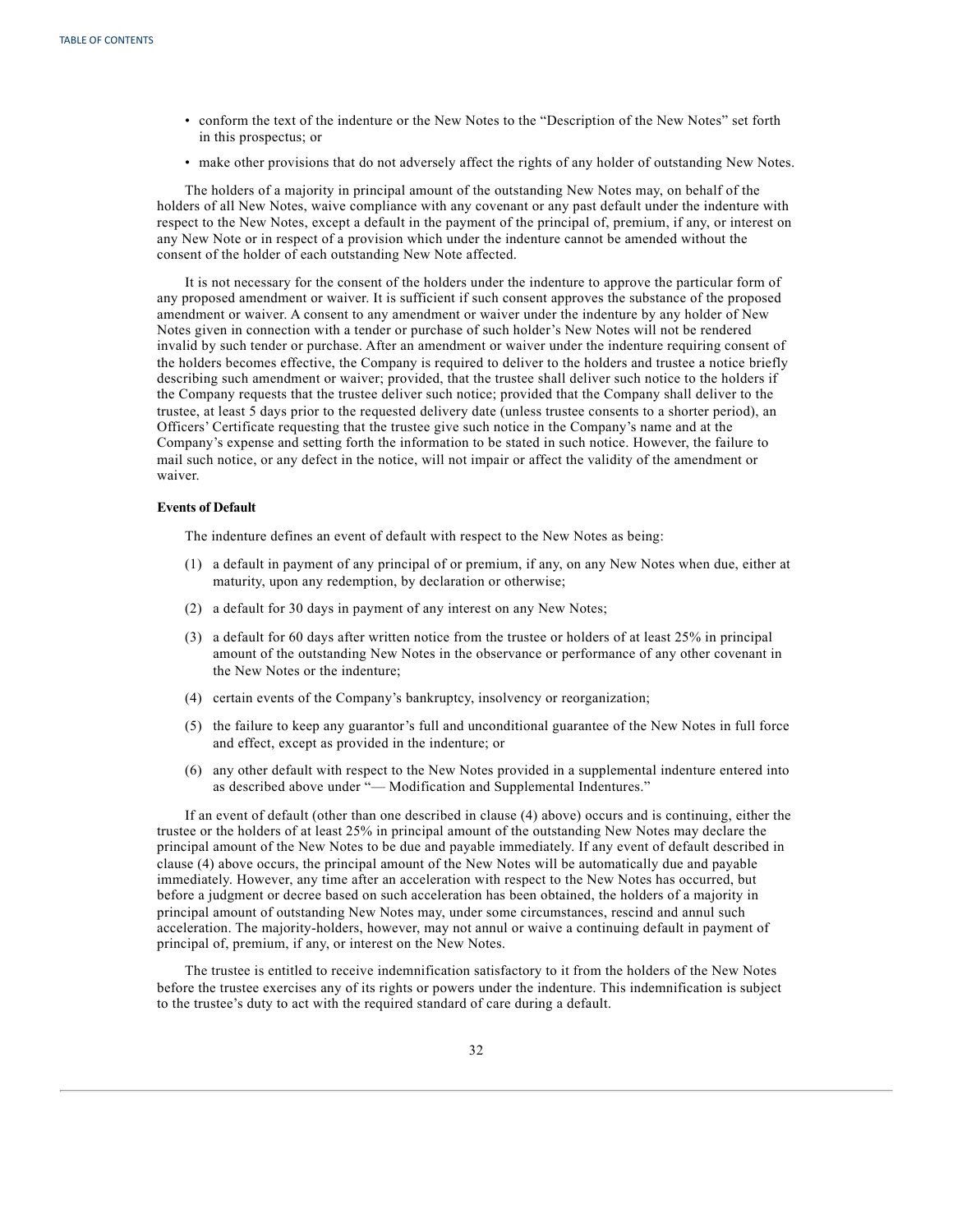- conform the text of the indenture or the New Notes to the "Description of the New Notes" set forth in this prospectus; or
- make other provisions that do not adversely affect the rights of any holder of outstanding New Notes.

The holders of a majority in principal amount of the outstanding New Notes may, on behalf of the holders of all New Notes, waive compliance with any covenant or any past default under the indenture with respect to the New Notes, except a default in the payment of the principal of, premium, if any, or interest on any New Note or in respect of a provision which under the indenture cannot be amended without the consent of the holder of each outstanding New Note affected.

It is not necessary for the consent of the holders under the indenture to approve the particular form of any proposed amendment or waiver. It is sufficient if such consent approves the substance of the proposed amendment or waiver. A consent to any amendment or waiver under the indenture by any holder of New Notes given in connection with a tender or purchase of such holder's New Notes will not be rendered invalid by such tender or purchase. After an amendment or waiver under the indenture requiring consent of the holders becomes effective, the Company is required to deliver to the holders and trustee a notice briefly describing such amendment or waiver; provided, that the trustee shall deliver such notice to the holders if the Company requests that the trustee deliver such notice; provided that the Company shall deliver to the trustee, at least 5 days prior to the requested delivery date (unless trustee consents to a shorter period), an Officers' Certificate requesting that the trustee give such notice in the Company's name and at the Company's expense and setting forth the information to be stated in such notice. However, the failure to mail such notice, or any defect in the notice, will not impair or affect the validity of the amendment or waiver.

**Events of Default**

The indenture defines an event of default with respect to the New Notes as being:

(1) a default in payment of any principal of or premium, if any, on any New Notes when due, either at maturity, upon any redemption, by declaration or otherwise;

(2) a default for 30 days in payment of any interest on any New Notes;

(3) a default for 60 days after written notice from the trustee or holders of at least 25% in principal amount of the outstanding New Notes in the observance or performance of any other covenant in the New Notes or the indenture;

(4) certain events of the Company's bankruptcy, insolvency or reorganization;

(5) the failure to keep any guarantor's full and unconditional guarantee of the New Notes in full force and effect, except as provided in the indenture; or

(6) any other default with respect to the New Notes provided in a supplemental indenture entered into as described above under "— Modification and Supplemental Indentures."

If an event of default (other than one described in clause (4) above) occurs and is continuing, either the trustee or the holders of at least 25% in principal amount of the outstanding New Notes may declare the principal amount of the New Notes to be due and payable immediately. If any event of default described in clause (4) above occurs, the principal amount of the New Notes will be automatically due and payable immediately. However, any time after an acceleration with respect to the New Notes has occurred, but before a judgment or decree based on such acceleration has been obtained, the holders of a majority in principal amount of outstanding New Notes may, under some circumstances, rescind and annul such acceleration. The majority-holders, however, may not annul or waive a continuing default in payment of principal of, premium, if any, or interest on the New Notes.

The trustee is entitled to receive indemnification satisfactory to it from the holders of the New Notes before the trustee exercises any of its rights or powers under the indenture. This indemnification is subject to the trustee's duty to act with the required standard of care during a default.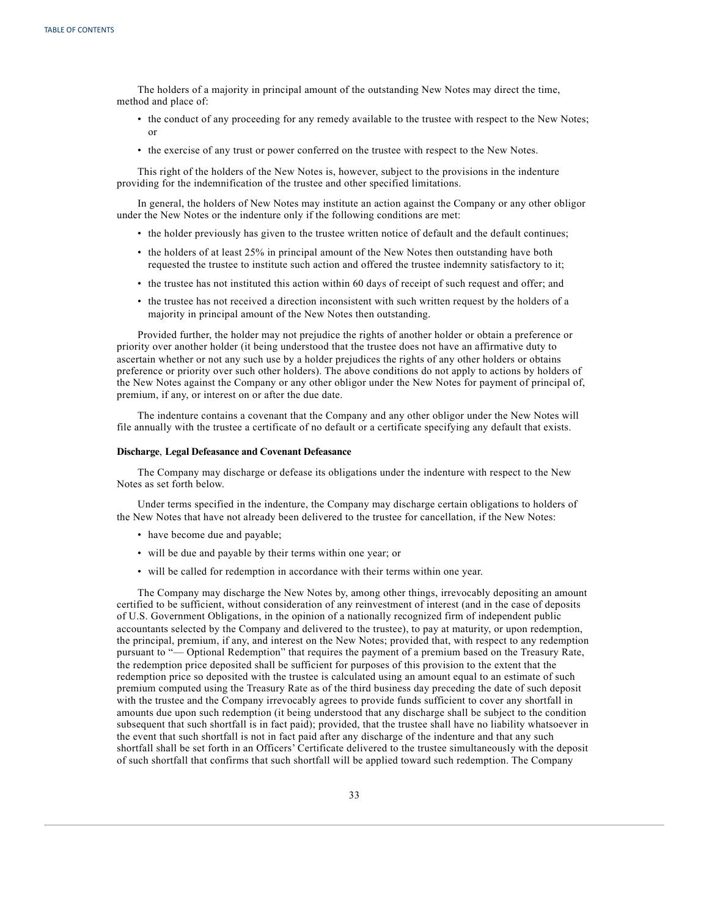The holders of a majority in principal amount of the outstanding New Notes may direct the time, method and place of:

- the conduct of any proceeding for any remedy available to the trustee with respect to the New Notes; or
- the exercise of any trust or power conferred on the trustee with respect to the New Notes.

This right of the holders of the New Notes is, however, subject to the provisions in the indenture providing for the indemnification of the trustee and other specified limitations.

In general, the holders of New Notes may institute an action against the Company or any other obligor under the New Notes or the indenture only if the following conditions are met:

- the holder previously has given to the trustee written notice of default and the default continues;
- the holders of at least 25% in principal amount of the New Notes then outstanding have both requested the trustee to institute such action and offered the trustee indemnity satisfactory to it;
- the trustee has not instituted this action within 60 days of receipt of such request and offer; and
- the trustee has not received a direction inconsistent with such written request by the holders of a majority in principal amount of the New Notes then outstanding.

Provided further, the holder may not prejudice the rights of another holder or obtain a preference or priority over another holder (it being understood that the trustee does not have an affirmative duty to ascertain whether or not any such use by a holder prejudices the rights of any other holders or obtains preference or priority over such other holders). The above conditions do not apply to actions by holders of the New Notes against the Company or any other obligor under the New Notes for payment of principal of, premium, if any, or interest on or after the due date.

The indenture contains a covenant that the Company and any other obligor under the New Notes will file annually with the trustee a certificate of no default or a certificate specifying any default that exists.

**Discharge**, **Legal Defeasance and Covenant Defeasance**

The Company may discharge or defease its obligations under the indenture with respect to the New Notes as set forth below.

Under terms specified in the indenture, the Company may discharge certain obligations to holders of the New Notes that have not already been delivered to the trustee for cancellation, if the New Notes:

- have become due and payable;
- will be due and payable by their terms within one year; or
- will be called for redemption in accordance with their terms within one year.

The Company may discharge the New Notes by, among other things, irrevocably depositing an amount certified to be sufficient, without consideration of any reinvestment of interest (and in the case of deposits of U.S. Government Obligations, in the opinion of a nationally recognized firm of independent public accountants selected by the Company and delivered to the trustee), to pay at maturity, or upon redemption, the principal, premium, if any, and interest on the New Notes; provided that, with respect to any redemption pursuant to "— Optional Redemption" that requires the payment of a premium based on the Treasury Rate, the redemption price deposited shall be sufficient for purposes of this provision to the extent that the redemption price so deposited with the trustee is calculated using an amount equal to an estimate of such premium computed using the Treasury Rate as of the third business day preceding the date of such deposit with the trustee and the Company irrevocably agrees to provide funds sufficient to cover any shortfall in amounts due upon such redemption (it being understood that any discharge shall be subject to the condition subsequent that such shortfall is in fact paid); provided, that the trustee shall have no liability whatsoever in the event that such shortfall is not in fact paid after any discharge of the indenture and that any such shortfall shall be set forth in an Officers' Certificate delivered to the trustee simultaneously with the deposit of such shortfall that confirms that such shortfall will be applied toward such redemption. The Company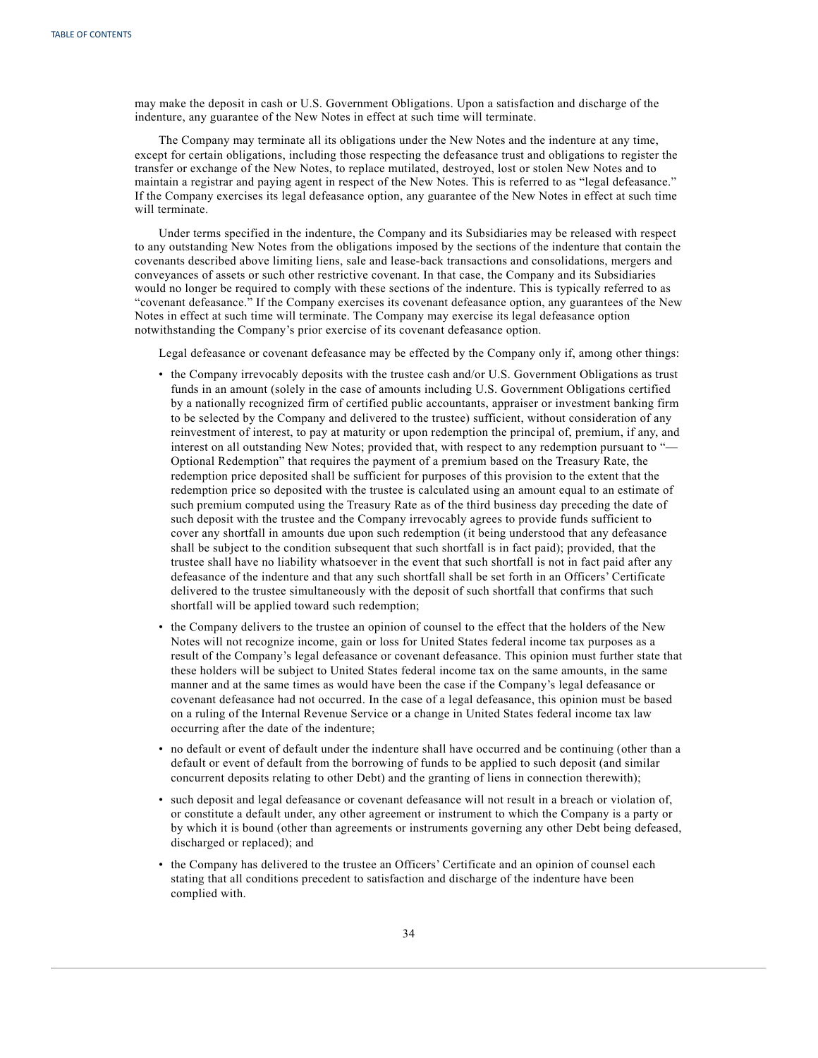may make the deposit in cash or U.S. Government Obligations. Upon a satisfaction and discharge of the indenture, any guarantee of the New Notes in effect at such time will terminate.

The Company may terminate all its obligations under the New Notes and the indenture at any time, except for certain obligations, including those respecting the defeasance trust and obligations to register the transfer or exchange of the New Notes, to replace mutilated, destroyed, lost or stolen New Notes and to maintain a registrar and paying agent in respect of the New Notes. This is referred to as "legal defeasance." If the Company exercises its legal defeasance option, any guarantee of the New Notes in effect at such time will terminate.

Under terms specified in the indenture, the Company and its Subsidiaries may be released with respect to any outstanding New Notes from the obligations imposed by the sections of the indenture that contain the covenants described above limiting liens, sale and lease-back transactions and consolidations, mergers and conveyances of assets or such other restrictive covenant. In that case, the Company and its Subsidiaries would no longer be required to comply with these sections of the indenture. This is typically referred to as "covenant defeasance." If the Company exercises its covenant defeasance option, any guarantees of the New Notes in effect at such time will terminate. The Company may exercise its legal defeasance option notwithstanding the Company's prior exercise of its covenant defeasance option.

Legal defeasance or covenant defeasance may be effected by the Company only if, among other things:

- the Company irrevocably deposits with the trustee cash and/or U.S. Government Obligations as trust funds in an amount (solely in the case of amounts including U.S. Government Obligations certified by a nationally recognized firm of certified public accountants, appraiser or investment banking firm to be selected by the Company and delivered to the trustee) sufficient, without consideration of any reinvestment of interest, to pay at maturity or upon redemption the principal of, premium, if any, and interest on all outstanding New Notes; provided that, with respect to any redemption pursuant to "—Optional Redemption" that requires the payment of a premium based on the Treasury Rate, the redemption price deposited shall be sufficient for purposes of this provision to the extent that the redemption price so deposited with the trustee is calculated using an amount equal to an estimate of such premium computed using the Treasury Rate as of the third business day preceding the date of such deposit with the trustee and the Company irrevocably agrees to provide funds sufficient to cover any shortfall in amounts due upon such redemption (it being understood that any defeasance shall be subject to the condition subsequent that such shortfall is in fact paid); provided, that the trustee shall have no liability whatsoever in the event that such shortfall is not in fact paid after any defeasance of the indenture and that any such shortfall shall be set forth in an Officers' Certificate delivered to the trustee simultaneously with the deposit of such shortfall that confirms that such shortfall will be applied toward such redemption;
- the Company delivers to the trustee an opinion of counsel to the effect that the holders of the New Notes will not recognize income, gain or loss for United States federal income tax purposes as a result of the Company's legal defeasance or covenant defeasance. This opinion must further state that these holders will be subject to United States federal income tax on the same amounts, in the same manner and at the same times as would have been the case if the Company's legal defeasance or covenant defeasance had not occurred. In the case of a legal defeasance, this opinion must be based on a ruling of the Internal Revenue Service or a change in United States federal income tax law occurring after the date of the indenture;
- no default or event of default under the indenture shall have occurred and be continuing (other than a default or event of default from the borrowing of funds to be applied to such deposit (and similar concurrent deposits relating to other Debt) and the granting of liens in connection therewith);
- such deposit and legal defeasance or covenant defeasance will not result in a breach or violation of, or constitute a default under, any other agreement or instrument to which the Company is a party or by which it is bound (other than agreements or instruments governing any other Debt being defeased, discharged or replaced); and
- the Company has delivered to the trustee an Officers' Certificate and an opinion of counsel each stating that all conditions precedent to satisfaction and discharge of the indenture have been complied with.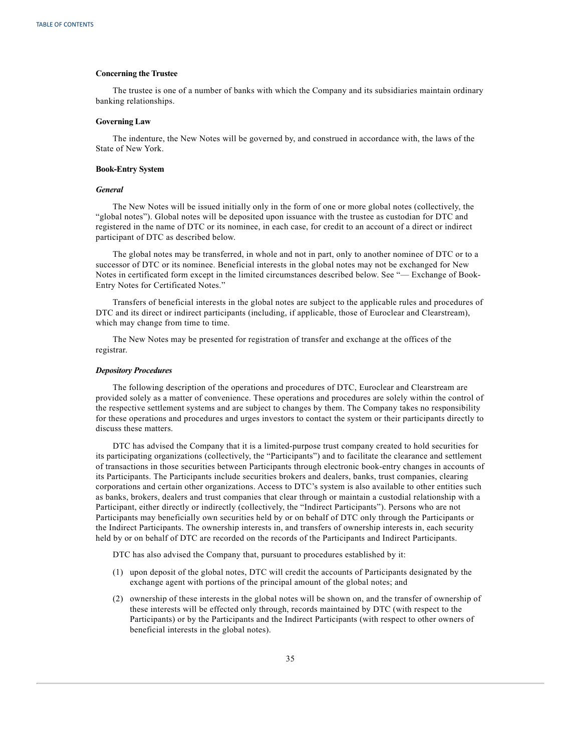### Concerning the Trustee

The trustee is one of a number of banks with which the Company and its subsidiaries maintain ordinary banking relationships.

### Governing Law

The indenture, the New Notes will be governed by, and construed in accordance with, the laws of the State of New York.

### Book-Entry System

#### *General*

The New Notes will be issued initially only in the form of one or more global notes (collectively, the "global notes"). Global notes will be deposited upon issuance with the trustee as custodian for DTC and registered in the name of DTC or its nominee, in each case, for credit to an account of a direct or indirect participant of DTC as described below.

The global notes may be transferred, in whole and not in part, only to another nominee of DTC or to a successor of DTC or its nominee. Beneficial interests in the global notes may not be exchanged for New Notes in certificated form except in the limited circumstances described below. See "— Exchange of Book-Entry Notes for Certificated Notes."

Transfers of beneficial interests in the global notes are subject to the applicable rules and procedures of DTC and its direct or indirect participants (including, if applicable, those of Euroclear and Clearstream), which may change from time to time.

The New Notes may be presented for registration of transfer and exchange at the offices of the registrar.

#### *Depository Procedures*

The following description of the operations and procedures of DTC, Euroclear and Clearstream are provided solely as a matter of convenience. These operations and procedures are solely within the control of the respective settlement systems and are subject to changes by them. The Company takes no responsibility for these operations and procedures and urges investors to contact the system or their participants directly to discuss these matters.

DTC has advised the Company that it is a limited-purpose trust company created to hold securities for its participating organizations (collectively, the "Participants") and to facilitate the clearance and settlement of transactions in those securities between Participants through electronic book-entry changes in accounts of its Participants. The Participants include securities brokers and dealers, banks, trust companies, clearing corporations and certain other organizations. Access to DTC's system is also available to other entities such as banks, brokers, dealers and trust companies that clear through or maintain a custodial relationship with a Participant, either directly or indirectly (collectively, the "Indirect Participants"). Persons who are not Participants may beneficially own securities held by or on behalf of DTC only through the Participants or the Indirect Participants. The ownership interests in, and transfers of ownership interests in, each security held by or on behalf of DTC are recorded on the records of the Participants and Indirect Participants.

DTC has also advised the Company that, pursuant to procedures established by it:

(1) upon deposit of the global notes, DTC will credit the accounts of Participants designated by the exchange agent with portions of the principal amount of the global notes; and

(2) ownership of these interests in the global notes will be shown on, and the transfer of ownership of these interests will be effected only through, records maintained by DTC (with respect to the Participants) or by the Participants and the Indirect Participants (with respect to other owners of beneficial interests in the global notes).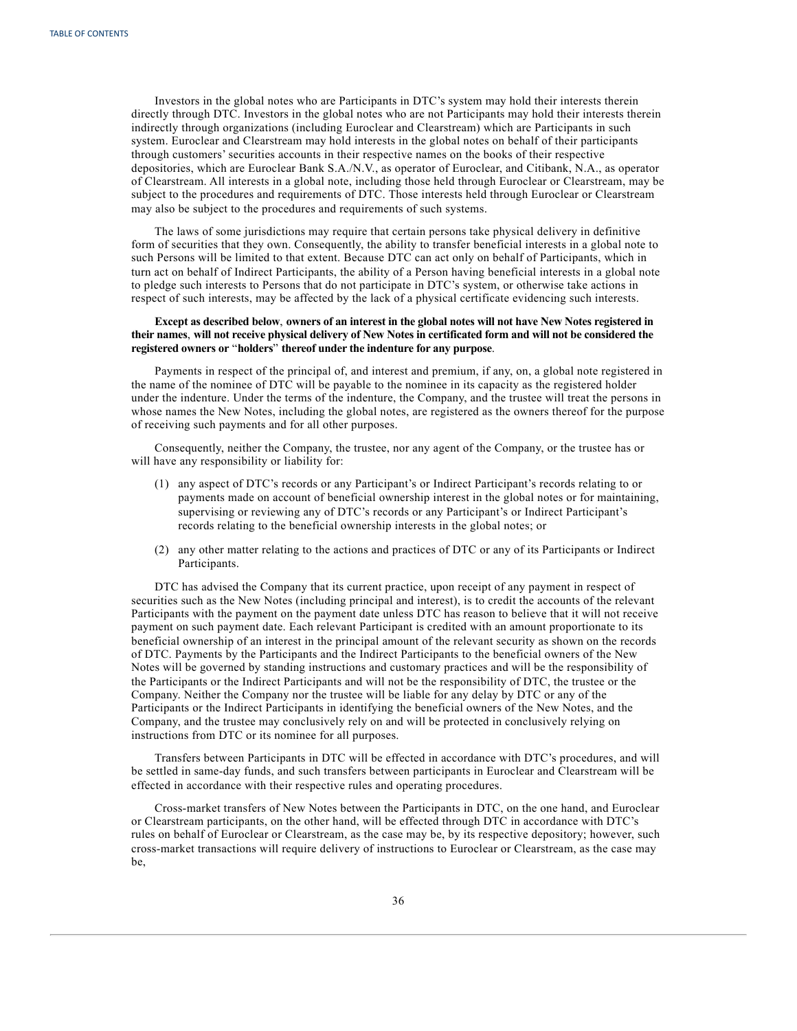Investors in the global notes who are Participants in DTC's system may hold their interests therein directly through DTC. Investors in the global notes who are not Participants may hold their interests therein indirectly through organizations (including Euroclear and Clearstream) which are Participants in such system. Euroclear and Clearstream may hold interests in the global notes on behalf of their participants through customers' securities accounts in their respective names on the books of their respective depositories, which are Euroclear Bank S.A./N.V., as operator of Euroclear, and Citibank, N.A., as operator of Clearstream. All interests in a global note, including those held through Euroclear or Clearstream, may be subject to the procedures and requirements of DTC. Those interests held through Euroclear or Clearstream may also be subject to the procedures and requirements of such systems.

The laws of some jurisdictions may require that certain persons take physical delivery in definitive form of securities that they own. Consequently, the ability to transfer beneficial interests in a global note to such Persons will be limited to that extent. Because DTC can act only on behalf of Participants, which in turn act on behalf of Indirect Participants, the ability of a Person having beneficial interests in a global note to pledge such interests to Persons that do not participate in DTC's system, or otherwise take actions in respect of such interests, may be affected by the lack of a physical certificate evidencing such interests.

**Except as described below**, **owners of an interest in the global notes will not have New Notes registered in their names**, **will not receive physical delivery of New Notes in certificated form and will not be considered the registered owners or** "**holders**" **thereof under the indenture for any purpose**.

Payments in respect of the principal of, and interest and premium, if any, on, a global note registered in the name of the nominee of DTC will be payable to the nominee in its capacity as the registered holder under the indenture. Under the terms of the indenture, the Company, and the trustee will treat the persons in whose names the New Notes, including the global notes, are registered as the owners thereof for the purpose of receiving such payments and for all other purposes.

Consequently, neither the Company, the trustee, nor any agent of the Company, or the trustee has or will have any responsibility or liability for:

(1) any aspect of DTC's records or any Participant's or Indirect Participant's records relating to or payments made on account of beneficial ownership interest in the global notes or for maintaining, supervising or reviewing any of DTC's records or any Participant's or Indirect Participant's records relating to the beneficial ownership interests in the global notes; or

(2) any other matter relating to the actions and practices of DTC or any of its Participants or Indirect Participants.

DTC has advised the Company that its current practice, upon receipt of any payment in respect of securities such as the New Notes (including principal and interest), is to credit the accounts of the relevant Participants with the payment on the payment date unless DTC has reason to believe that it will not receive payment on such payment date. Each relevant Participant is credited with an amount proportionate to its beneficial ownership of an interest in the principal amount of the relevant security as shown on the records of DTC. Payments by the Participants and the Indirect Participants to the beneficial owners of the New Notes will be governed by standing instructions and customary practices and will be the responsibility of the Participants or the Indirect Participants and will not be the responsibility of DTC, the trustee or the Company. Neither the Company nor the trustee will be liable for any delay by DTC or any of the Participants or the Indirect Participants in identifying the beneficial owners of the New Notes, and the Company, and the trustee may conclusively rely on and will be protected in conclusively relying on instructions from DTC or its nominee for all purposes.

Transfers between Participants in DTC will be effected in accordance with DTC's procedures, and will be settled in same-day funds, and such transfers between participants in Euroclear and Clearstream will be effected in accordance with their respective rules and operating procedures.

Cross-market transfers of New Notes between the Participants in DTC, on the one hand, and Euroclear or Clearstream participants, on the other hand, will be effected through DTC in accordance with DTC's rules on behalf of Euroclear or Clearstream, as the case may be, by its respective depository; however, such cross-market transactions will require delivery of instructions to Euroclear or Clearstream, as the case may be,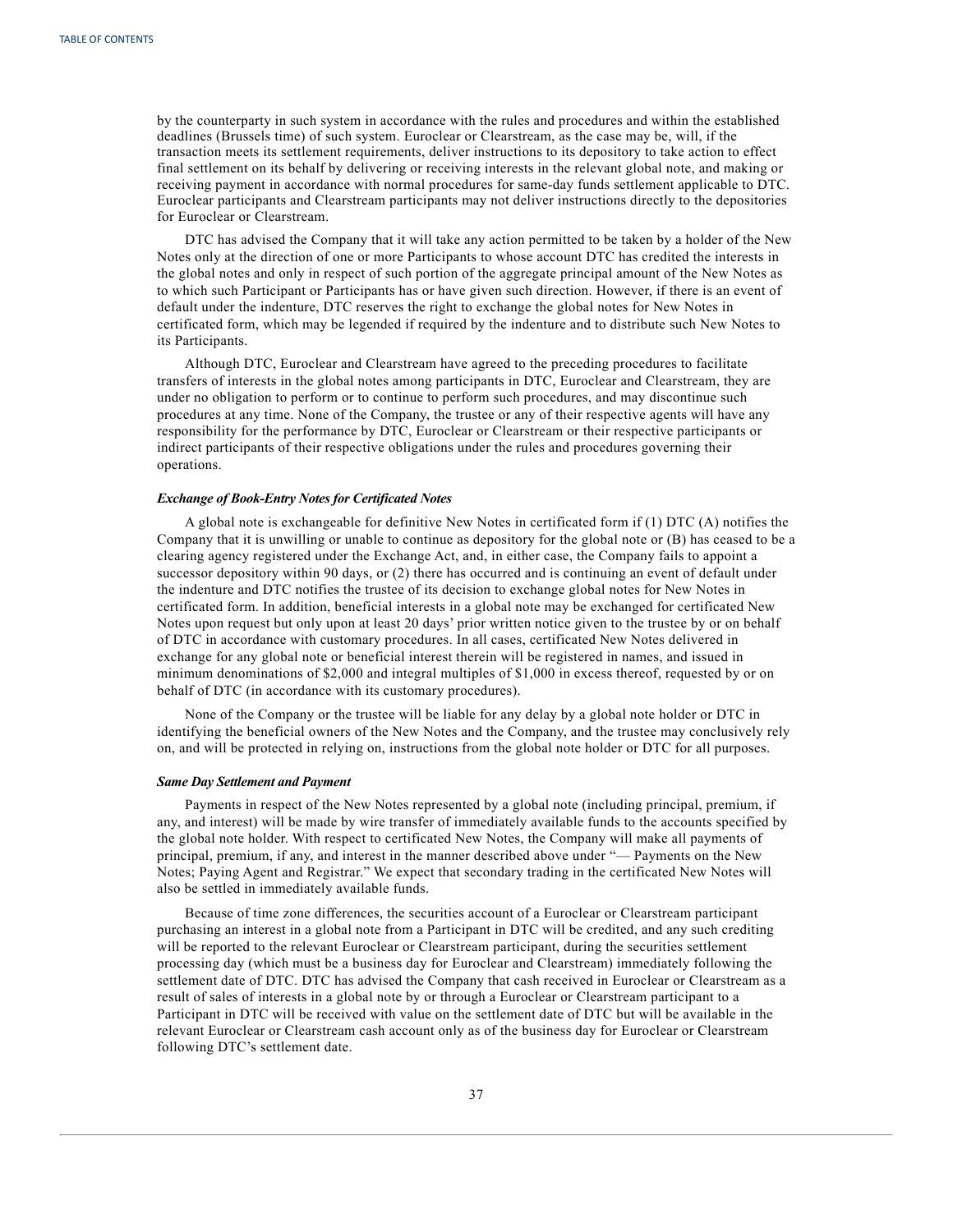by the counterparty in such system in accordance with the rules and procedures and within the established deadlines (Brussels time) of such system. Euroclear or Clearstream, as the case may be, will, if the transaction meets its settlement requirements, deliver instructions to its depository to take action to effect final settlement on its behalf by delivering or receiving interests in the relevant global note, and making or receiving payment in accordance with normal procedures for same-day funds settlement applicable to DTC. Euroclear participants and Clearstream participants may not deliver instructions directly to the depositories for Euroclear or Clearstream.

DTC has advised the Company that it will take any action permitted to be taken by a holder of the New Notes only at the direction of one or more Participants to whose account DTC has credited the interests in the global notes and only in respect of such portion of the aggregate principal amount of the New Notes as to which such Participant or Participants has or have given such direction. However, if there is an event of default under the indenture, DTC reserves the right to exchange the global notes for New Notes in certificated form, which may be legended if required by the indenture and to distribute such New Notes to its Participants.

Although DTC, Euroclear and Clearstream have agreed to the preceding procedures to facilitate transfers of interests in the global notes among participants in DTC, Euroclear and Clearstream, they are under no obligation to perform or to continue to perform such procedures, and may discontinue such procedures at any time. None of the Company, the trustee or any of their respective agents will have any responsibility for the performance by DTC, Euroclear or Clearstream or their respective participants or indirect participants of their respective obligations under the rules and procedures governing their operations.

***Exchange of Book-Entry Notes for Certificated Notes***

A global note is exchangeable for definitive New Notes in certificated form if (1) DTC (A) notifies the Company that it is unwilling or unable to continue as depository for the global note or (B) has ceased to be a clearing agency registered under the Exchange Act, and, in either case, the Company fails to appoint a successor depository within 90 days, or (2) there has occurred and is continuing an event of default under the indenture and DTC notifies the trustee of its decision to exchange global notes for New Notes in certificated form. In addition, beneficial interests in a global note may be exchanged for certificated New Notes upon request but only upon at least 20 days' prior written notice given to the trustee by or on behalf of DTC in accordance with customary procedures. In all cases, certificated New Notes delivered in exchange for any global note or beneficial interest therein will be registered in names, and issued in minimum denominations of $2,000 and integral multiples of $1,000 in excess thereof, requested by or on behalf of DTC (in accordance with its customary procedures).

None of the Company or the trustee will be liable for any delay by a global note holder or DTC in identifying the beneficial owners of the New Notes and the Company, and the trustee may conclusively rely on, and will be protected in relying on, instructions from the global note holder or DTC for all purposes.

***Same Day Settlement and Payment***

Payments in respect of the New Notes represented by a global note (including principal, premium, if any, and interest) will be made by wire transfer of immediately available funds to the accounts specified by the global note holder. With respect to certificated New Notes, the Company will make all payments of principal, premium, if any, and interest in the manner described above under "— Payments on the New Notes; Paying Agent and Registrar." We expect that secondary trading in the certificated New Notes will also be settled in immediately available funds.

Because of time zone differences, the securities account of a Euroclear or Clearstream participant purchasing an interest in a global note from a Participant in DTC will be credited, and any such crediting will be reported to the relevant Euroclear or Clearstream participant, during the securities settlement processing day (which must be a business day for Euroclear and Clearstream) immediately following the settlement date of DTC. DTC has advised the Company that cash received in Euroclear or Clearstream as a result of sales of interests in a global note by or through a Euroclear or Clearstream participant to a Participant in DTC will be received with value on the settlement date of DTC but will be available in the relevant Euroclear or Clearstream cash account only as of the business day for Euroclear or Clearstream following DTC's settlement date.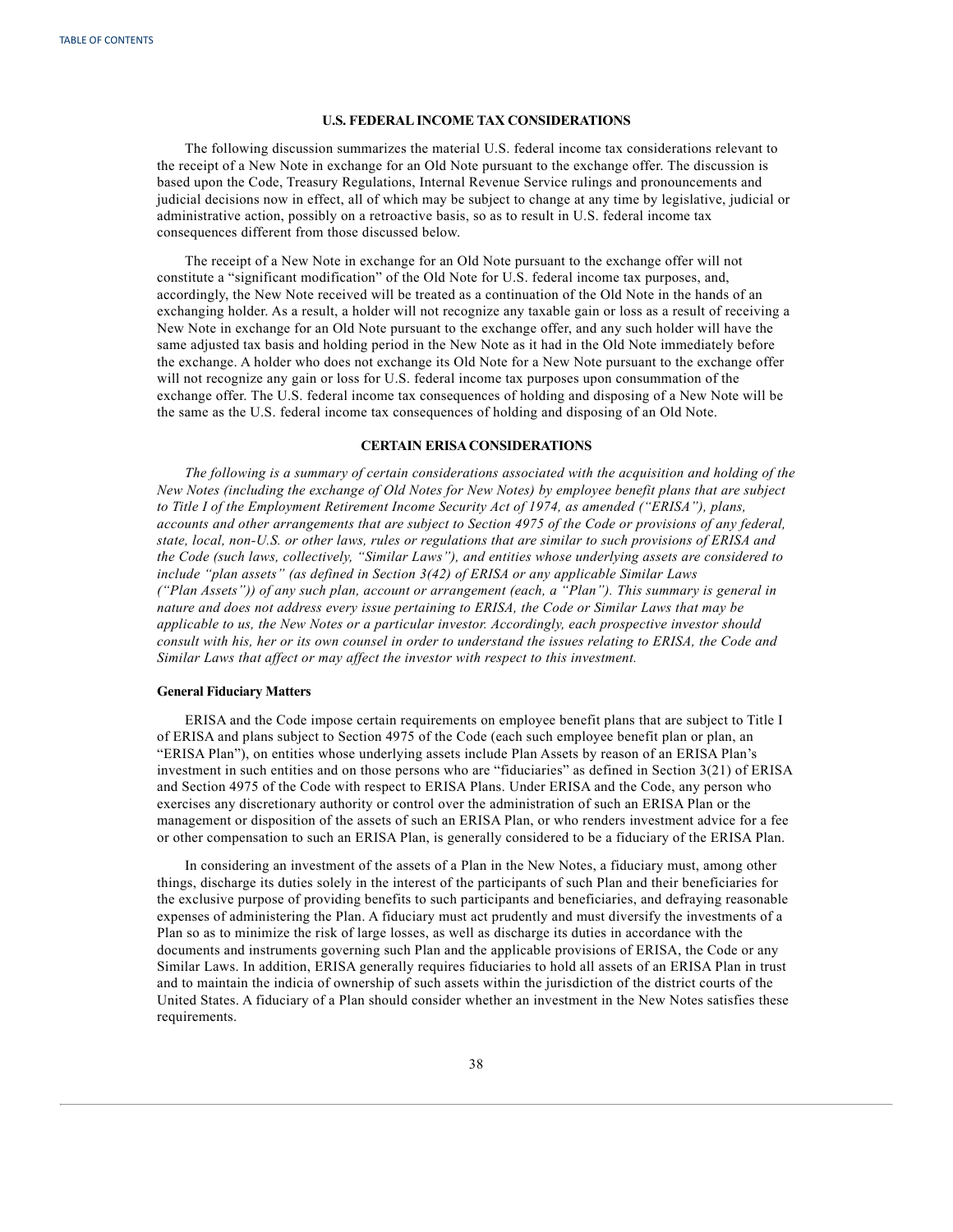## U.S. FEDERAL INCOME TAX CONSIDERATIONS

The following discussion summarizes the material U.S. federal income tax considerations relevant to the receipt of a New Note in exchange for an Old Note pursuant to the exchange offer. The discussion is based upon the Code, Treasury Regulations, Internal Revenue Service rulings and pronouncements and judicial decisions now in effect, all of which may be subject to change at any time by legislative, judicial or administrative action, possibly on a retroactive basis, so as to result in U.S. federal income tax consequences different from those discussed below.

The receipt of a New Note in exchange for an Old Note pursuant to the exchange offer will not constitute a "significant modification" of the Old Note for U.S. federal income tax purposes, and, accordingly, the New Note received will be treated as a continuation of the Old Note in the hands of an exchanging holder. As a result, a holder will not recognize any taxable gain or loss as a result of receiving a New Note in exchange for an Old Note pursuant to the exchange offer, and any such holder will have the same adjusted tax basis and holding period in the New Note as it had in the Old Note immediately before the exchange. A holder who does not exchange its Old Note for a New Note pursuant to the exchange offer will not recognize any gain or loss for U.S. federal income tax purposes upon consummation of the exchange offer. The U.S. federal income tax consequences of holding and disposing of a New Note will be the same as the U.S. federal income tax consequences of holding and disposing of an Old Note.

## CERTAIN ERISA CONSIDERATIONS

*The following is a summary of certain considerations associated with the acquisition and holding of the New Notes (including the exchange of Old Notes for New Notes) by employee benefit plans that are subject to Title I of the Employment Retirement Income Security Act of 1974, as amended ("ERISA"), plans, accounts and other arrangements that are subject to Section 4975 of the Code or provisions of any federal, state, local, non-U.S. or other laws, rules or regulations that are similar to such provisions of ERISA and the Code (such laws, collectively, "Similar Laws"), and entities whose underlying assets are considered to include "plan assets" (as defined in Section 3(42) of ERISA or any applicable Similar Laws ("Plan Assets")) of any such plan, account or arrangement (each, a "Plan"). This summary is general in nature and does not address every issue pertaining to ERISA, the Code or Similar Laws that may be applicable to us, the New Notes or a particular investor. Accordingly, each prospective investor should consult with his, her or its own counsel in order to understand the issues relating to ERISA, the Code and Similar Laws that affect or may affect the investor with respect to this investment.*

### General Fiduciary Matters

ERISA and the Code impose certain requirements on employee benefit plans that are subject to Title I of ERISA and plans subject to Section 4975 of the Code (each such employee benefit plan or plan, an "ERISA Plan"), on entities whose underlying assets include Plan Assets by reason of an ERISA Plan's investment in such entities and on those persons who are "fiduciaries" as defined in Section 3(21) of ERISA and Section 4975 of the Code with respect to ERISA Plans. Under ERISA and the Code, any person who exercises any discretionary authority or control over the administration of such an ERISA Plan or the management or disposition of the assets of such an ERISA Plan, or who renders investment advice for a fee or other compensation to such an ERISA Plan, is generally considered to be a fiduciary of the ERISA Plan.

In considering an investment of the assets of a Plan in the New Notes, a fiduciary must, among other things, discharge its duties solely in the interest of the participants of such Plan and their beneficiaries for the exclusive purpose of providing benefits to such participants and beneficiaries, and defraying reasonable expenses of administering the Plan. A fiduciary must act prudently and must diversify the investments of a Plan so as to minimize the risk of large losses, as well as discharge its duties in accordance with the documents and instruments governing such Plan and the applicable provisions of ERISA, the Code or any Similar Laws. In addition, ERISA generally requires fiduciaries to hold all assets of an ERISA Plan in trust and to maintain the indicia of ownership of such assets within the jurisdiction of the district courts of the United States. A fiduciary of a Plan should consider whether an investment in the New Notes satisfies these requirements.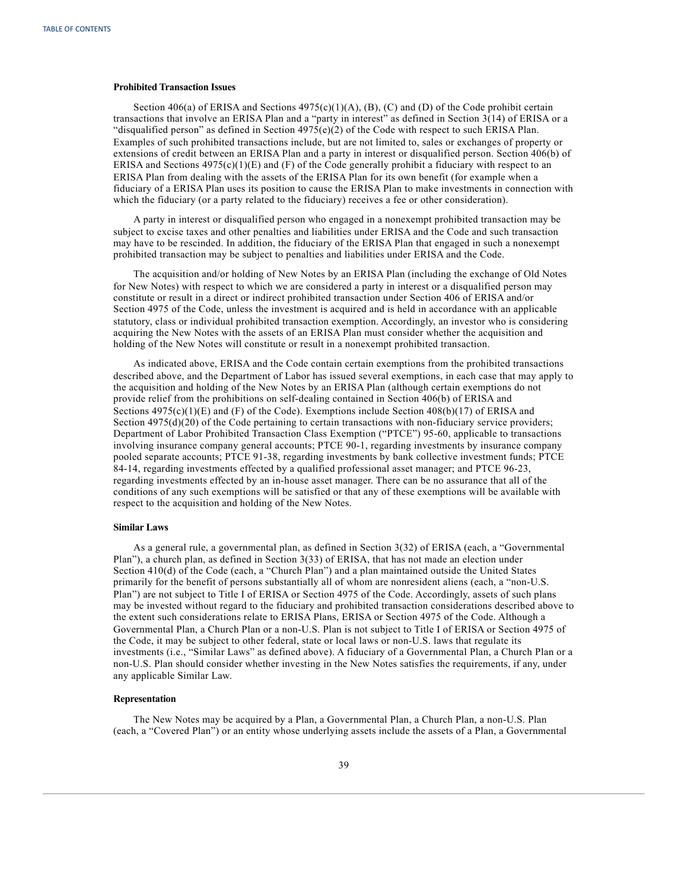**Prohibited Transaction Issues**

Section 406(a) of ERISA and Sections 4975(c)(1)(A), (B), (C) and (D) of the Code prohibit certain transactions that involve an ERISA Plan and a "party in interest" as defined in Section 3(14) of ERISA or a "disqualified person" as defined in Section 4975(e)(2) of the Code with respect to such ERISA Plan. Examples of such prohibited transactions include, but are not limited to, sales or exchanges of property or extensions of credit between an ERISA Plan and a party in interest or disqualified person. Section 406(b) of ERISA and Sections 4975(c)(1)(E) and (F) of the Code generally prohibit a fiduciary with respect to an ERISA Plan from dealing with the assets of the ERISA Plan for its own benefit (for example when a fiduciary of a ERISA Plan uses its position to cause the ERISA Plan to make investments in connection with which the fiduciary (or a party related to the fiduciary) receives a fee or other consideration).

A party in interest or disqualified person who engaged in a nonexempt prohibited transaction may be subject to excise taxes and other penalties and liabilities under ERISA and the Code and such transaction may have to be rescinded. In addition, the fiduciary of the ERISA Plan that engaged in such a nonexempt prohibited transaction may be subject to penalties and liabilities under ERISA and the Code.

The acquisition and/or holding of New Notes by an ERISA Plan (including the exchange of Old Notes for New Notes) with respect to which we are considered a party in interest or a disqualified person may constitute or result in a direct or indirect prohibited transaction under Section 406 of ERISA and/or Section 4975 of the Code, unless the investment is acquired and is held in accordance with an applicable statutory, class or individual prohibited transaction exemption. Accordingly, an investor who is considering acquiring the New Notes with the assets of an ERISA Plan must consider whether the acquisition and holding of the New Notes will constitute or result in a nonexempt prohibited transaction.

As indicated above, ERISA and the Code contain certain exemptions from the prohibited transactions described above, and the Department of Labor has issued several exemptions, in each case that may apply to the acquisition and holding of the New Notes by an ERISA Plan (although certain exemptions do not provide relief from the prohibitions on self-dealing contained in Section 406(b) of ERISA and Sections 4975(c)(1)(E) and (F) of the Code). Exemptions include Section 408(b)(17) of ERISA and Section 4975(d)(20) of the Code pertaining to certain transactions with non-fiduciary service providers; Department of Labor Prohibited Transaction Class Exemption ("PTCE") 95-60, applicable to transactions involving insurance company general accounts; PTCE 90-1, regarding investments by insurance company pooled separate accounts; PTCE 91-38, regarding investments by bank collective investment funds; PTCE 84-14, regarding investments effected by a qualified professional asset manager; and PTCE 96-23, regarding investments effected by an in-house asset manager. There can be no assurance that all of the conditions of any such exemptions will be satisfied or that any of these exemptions will be available with respect to the acquisition and holding of the New Notes.

**Similar Laws**

As a general rule, a governmental plan, as defined in Section 3(32) of ERISA (each, a "Governmental Plan"), a church plan, as defined in Section 3(33) of ERISA, that has not made an election under Section 410(d) of the Code (each, a "Church Plan") and a plan maintained outside the United States primarily for the benefit of persons substantially all of whom are nonresident aliens (each, a "non-U.S. Plan") are not subject to Title I of ERISA or Section 4975 of the Code. Accordingly, assets of such plans may be invested without regard to the fiduciary and prohibited transaction considerations described above to the extent such considerations relate to ERISA Plans, ERISA or Section 4975 of the Code. Although a Governmental Plan, a Church Plan or a non-U.S. Plan is not subject to Title I of ERISA or Section 4975 of the Code, it may be subject to other federal, state or local laws or non-U.S. laws that regulate its investments (i.e., "Similar Laws" as defined above). A fiduciary of a Governmental Plan, a Church Plan or a non-U.S. Plan should consider whether investing in the New Notes satisfies the requirements, if any, under any applicable Similar Law.

**Representation**

The New Notes may be acquired by a Plan, a Governmental Plan, a Church Plan, a non-U.S. Plan (each, a "Covered Plan") or an entity whose underlying assets include the assets of a Plan, a Governmental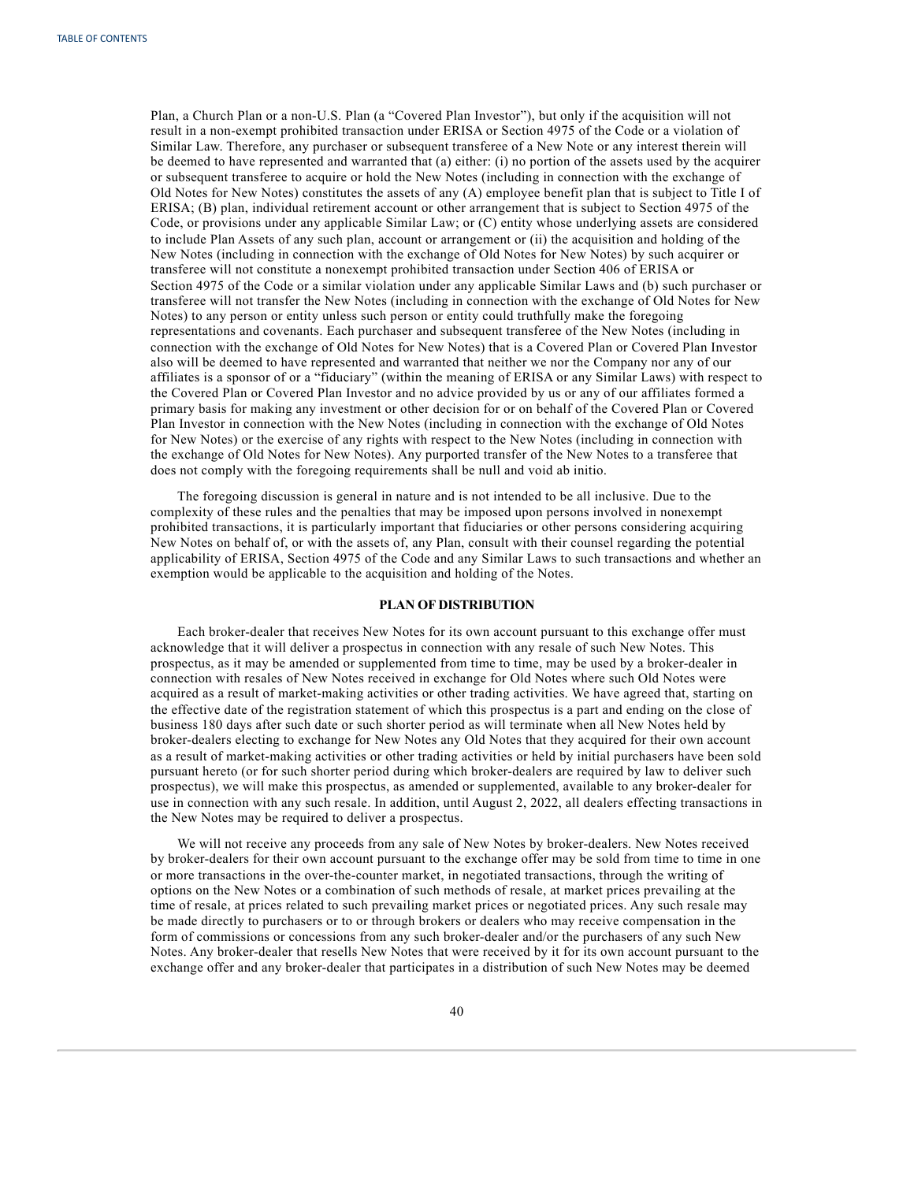Plan, a Church Plan or a non-U.S. Plan (a "Covered Plan Investor"), but only if the acquisition will not result in a non-exempt prohibited transaction under ERISA or Section 4975 of the Code or a violation of Similar Law. Therefore, any purchaser or subsequent transferee of a New Note or any interest therein will be deemed to have represented and warranted that (a) either: (i) no portion of the assets used by the acquirer or subsequent transferee to acquire or hold the New Notes (including in connection with the exchange of Old Notes for New Notes) constitutes the assets of any (A) employee benefit plan that is subject to Title I of ERISA; (B) plan, individual retirement account or other arrangement that is subject to Section 4975 of the Code, or provisions under any applicable Similar Law; or (C) entity whose underlying assets are considered to include Plan Assets of any such plan, account or arrangement or (ii) the acquisition and holding of the New Notes (including in connection with the exchange of Old Notes for New Notes) by such acquirer or transferee will not constitute a nonexempt prohibited transaction under Section 406 of ERISA or Section 4975 of the Code or a similar violation under any applicable Similar Laws and (b) such purchaser or transferee will not transfer the New Notes (including in connection with the exchange of Old Notes for New Notes) to any person or entity unless such person or entity could truthfully make the foregoing representations and covenants. Each purchaser and subsequent transferee of the New Notes (including in connection with the exchange of Old Notes for New Notes) that is a Covered Plan or Covered Plan Investor also will be deemed to have represented and warranted that neither we nor the Company nor any of our affiliates is a sponsor of or a "fiduciary" (within the meaning of ERISA or any Similar Laws) with respect to the Covered Plan or Covered Plan Investor and no advice provided by us or any of our affiliates formed a primary basis for making any investment or other decision for or on behalf of the Covered Plan or Covered Plan Investor in connection with the New Notes (including in connection with the exchange of Old Notes for New Notes) or the exercise of any rights with respect to the New Notes (including in connection with the exchange of Old Notes for New Notes). Any purported transfer of the New Notes to a transferee that does not comply with the foregoing requirements shall be null and void ab initio.

The foregoing discussion is general in nature and is not intended to be all inclusive. Due to the complexity of these rules and the penalties that may be imposed upon persons involved in nonexempt prohibited transactions, it is particularly important that fiduciaries or other persons considering acquiring New Notes on behalf of, or with the assets of, any Plan, consult with their counsel regarding the potential applicability of ERISA, Section 4975 of the Code and any Similar Laws to such transactions and whether an exemption would be applicable to the acquisition and holding of the Notes.

## PLAN OF DISTRIBUTION

Each broker-dealer that receives New Notes for its own account pursuant to this exchange offer must acknowledge that it will deliver a prospectus in connection with any resale of such New Notes. This prospectus, as it may be amended or supplemented from time to time, may be used by a broker-dealer in connection with resales of New Notes received in exchange for Old Notes where such Old Notes were acquired as a result of market-making activities or other trading activities. We have agreed that, starting on the effective date of the registration statement of which this prospectus is a part and ending on the close of business 180 days after such date or such shorter period as will terminate when all New Notes held by broker-dealers electing to exchange for New Notes any Old Notes that they acquired for their own account as a result of market-making activities or other trading activities or held by initial purchasers have been sold pursuant hereto (or for such shorter period during which broker-dealers are required by law to deliver such prospectus), we will make this prospectus, as amended or supplemented, available to any broker-dealer for use in connection with any such resale. In addition, until August 2, 2022, all dealers effecting transactions in the New Notes may be required to deliver a prospectus.

We will not receive any proceeds from any sale of New Notes by broker-dealers. New Notes received by broker-dealers for their own account pursuant to the exchange offer may be sold from time to time in one or more transactions in the over-the-counter market, in negotiated transactions, through the writing of options on the New Notes or a combination of such methods of resale, at market prices prevailing at the time of resale, at prices related to such prevailing market prices or negotiated prices. Any such resale may be made directly to purchasers or to or through brokers or dealers who may receive compensation in the form of commissions or concessions from any such broker-dealer and/or the purchasers of any such New Notes. Any broker-dealer that resells New Notes that were received by it for its own account pursuant to the exchange offer and any broker-dealer that participates in a distribution of such New Notes may be deemed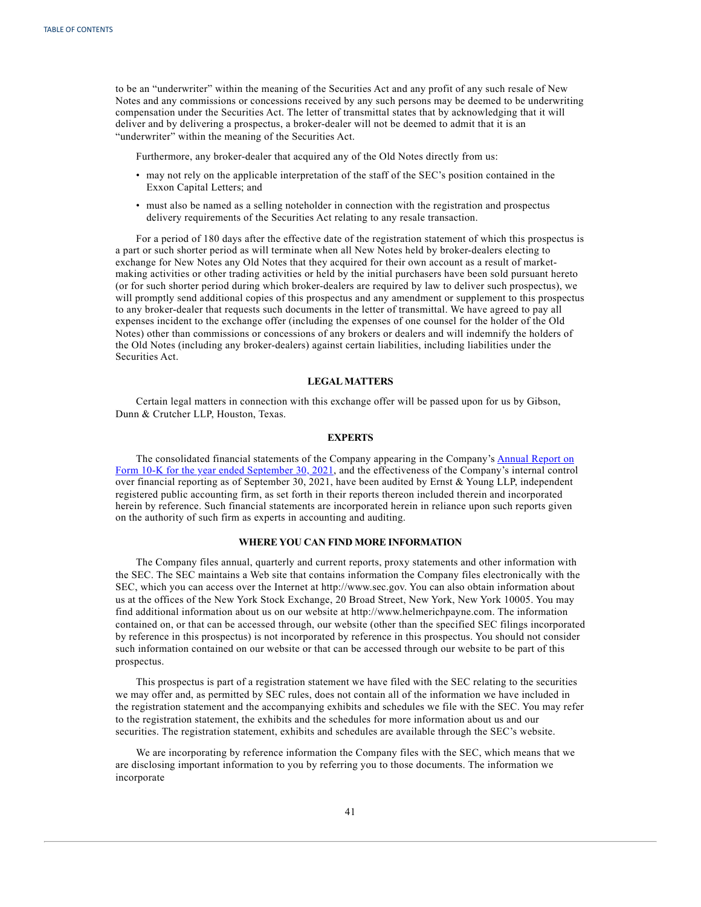to be an "underwriter" within the meaning of the Securities Act and any profit of any such resale of New Notes and any commissions or concessions received by any such persons may be deemed to be underwriting compensation under the Securities Act. The letter of transmittal states that by acknowledging that it will deliver and by delivering a prospectus, a broker-dealer will not be deemed to admit that it is an "underwriter" within the meaning of the Securities Act.

Furthermore, any broker-dealer that acquired any of the Old Notes directly from us:

- may not rely on the applicable interpretation of the staff of the SEC's position contained in the Exxon Capital Letters; and
- must also be named as a selling noteholder in connection with the registration and prospectus delivery requirements of the Securities Act relating to any resale transaction.

For a period of 180 days after the effective date of the registration statement of which this prospectus is a part or such shorter period as will terminate when all New Notes held by broker-dealers electing to exchange for New Notes any Old Notes that they acquired for their own account as a result of market-making activities or other trading activities or held by the initial purchasers have been sold pursuant hereto (or for such shorter period during which broker-dealers are required by law to deliver such prospectus), we will promptly send additional copies of this prospectus and any amendment or supplement to this prospectus to any broker-dealer that requests such documents in the letter of transmittal. We have agreed to pay all expenses incident to the exchange offer (including the expenses of one counsel for the holder of the Old Notes) other than commissions or concessions of any brokers or dealers and will indemnify the holders of the Old Notes (including any broker-dealers) against certain liabilities, including liabilities under the Securities Act.

## LEGAL MATTERS

Certain legal matters in connection with this exchange offer will be passed upon for us by Gibson, Dunn & Crutcher LLP, Houston, Texas.

## EXPERTS

The consolidated financial statements of the Company appearing in the Company's Annual Report on Form 10-K for the year ended September 30, 2021, and the effectiveness of the Company's internal control over financial reporting as of September 30, 2021, have been audited by Ernst & Young LLP, independent registered public accounting firm, as set forth in their reports thereon included therein and incorporated herein by reference. Such financial statements are incorporated herein in reliance upon such reports given on the authority of such firm as experts in accounting and auditing.

## WHERE YOU CAN FIND MORE INFORMATION

The Company files annual, quarterly and current reports, proxy statements and other information with the SEC. The SEC maintains a Web site that contains information the Company files electronically with the SEC, which you can access over the Internet at http://www.sec.gov. You can also obtain information about us at the offices of the New York Stock Exchange, 20 Broad Street, New York, New York 10005. You may find additional information about us on our website at http://www.helmerichpayne.com. The information contained on, or that can be accessed through, our website (other than the specified SEC filings incorporated by reference in this prospectus) is not incorporated by reference in this prospectus. You should not consider such information contained on our website or that can be accessed through our website to be part of this prospectus.

This prospectus is part of a registration statement we have filed with the SEC relating to the securities we may offer and, as permitted by SEC rules, does not contain all of the information we have included in the registration statement and the accompanying exhibits and schedules we file with the SEC. You may refer to the registration statement, the exhibits and the schedules for more information about us and our securities. The registration statement, exhibits and schedules are available through the SEC's website.

We are incorporating by reference information the Company files with the SEC, which means that we are disclosing important information to you by referring you to those documents. The information we incorporate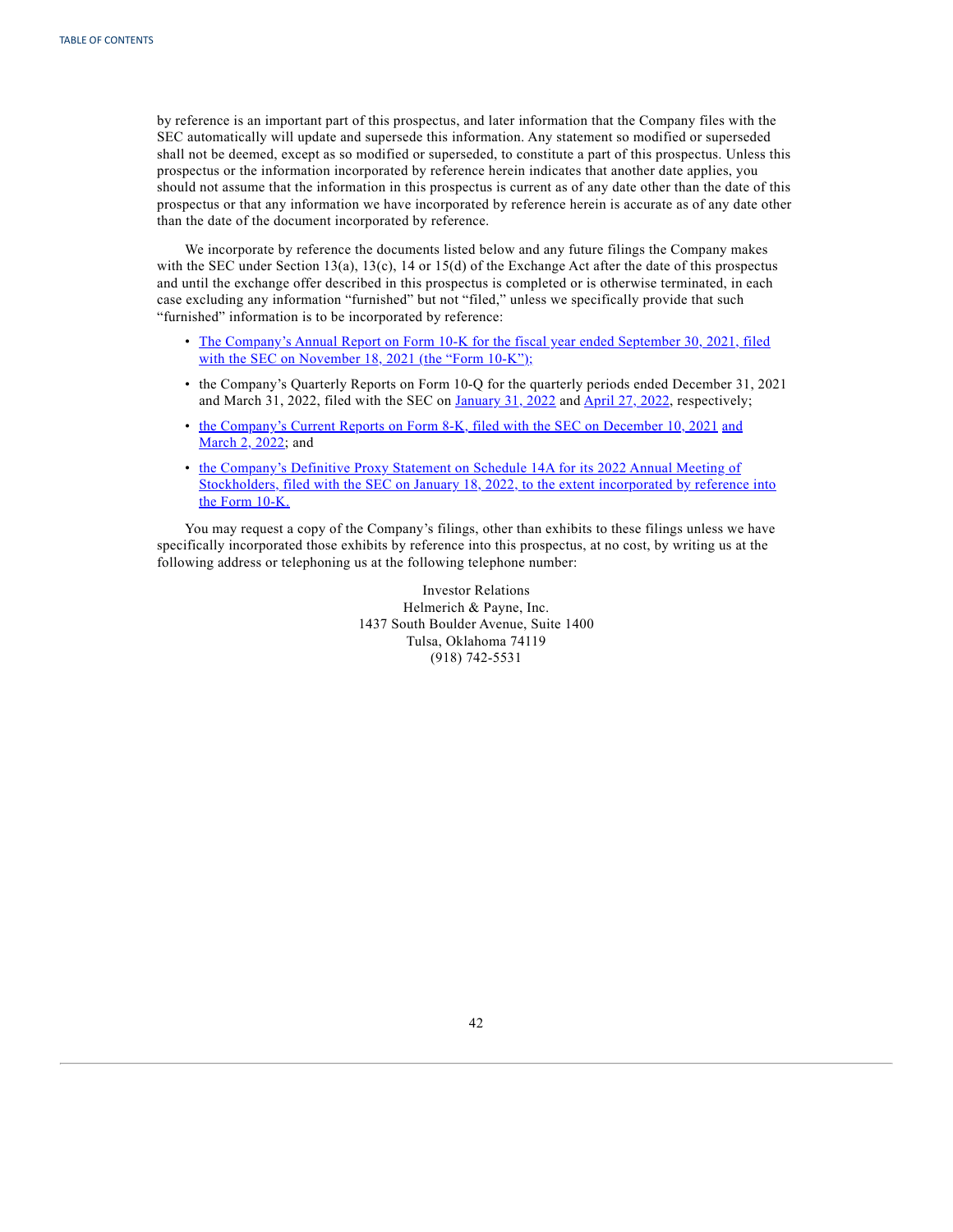by reference is an important part of this prospectus, and later information that the Company files with the SEC automatically will update and supersede this information. Any statement so modified or superseded shall not be deemed, except as so modified or superseded, to constitute a part of this prospectus. Unless this prospectus or the information incorporated by reference herein indicates that another date applies, you should not assume that the information in this prospectus is current as of any date other than the date of this prospectus or that any information we have incorporated by reference herein is accurate as of any date other than the date of the document incorporated by reference.

We incorporate by reference the documents listed below and any future filings the Company makes with the SEC under Section 13(a), 13(c), 14 or 15(d) of the Exchange Act after the date of this prospectus and until the exchange offer described in this prospectus is completed or is otherwise terminated, in each case excluding any information "furnished" but not "filed," unless we specifically provide that such "furnished" information is to be incorporated by reference:

- The Company's Annual Report on Form 10-K for the fiscal year ended September 30, 2021, filed with the SEC on November 18, 2021 (the "Form 10-K");
- the Company's Quarterly Reports on Form 10-Q for the quarterly periods ended December 31, 2021 and March 31, 2022, filed with the SEC on January 31, 2022 and April 27, 2022, respectively;
- the Company's Current Reports on Form 8-K, filed with the SEC on December 10, 2021 and March 2, 2022; and
- the Company's Definitive Proxy Statement on Schedule 14A for its 2022 Annual Meeting of Stockholders, filed with the SEC on January 18, 2022, to the extent incorporated by reference into the Form 10-K.

You may request a copy of the Company's filings, other than exhibits to these filings unless we have specifically incorporated those exhibits by reference into this prospectus, at no cost, by writing us at the following address or telephoning us at the following telephone number:

Investor Relations
Helmerich & Payne, Inc.
1437 South Boulder Avenue, Suite 1400
Tulsa, Oklahoma 74119
(918) 742-5531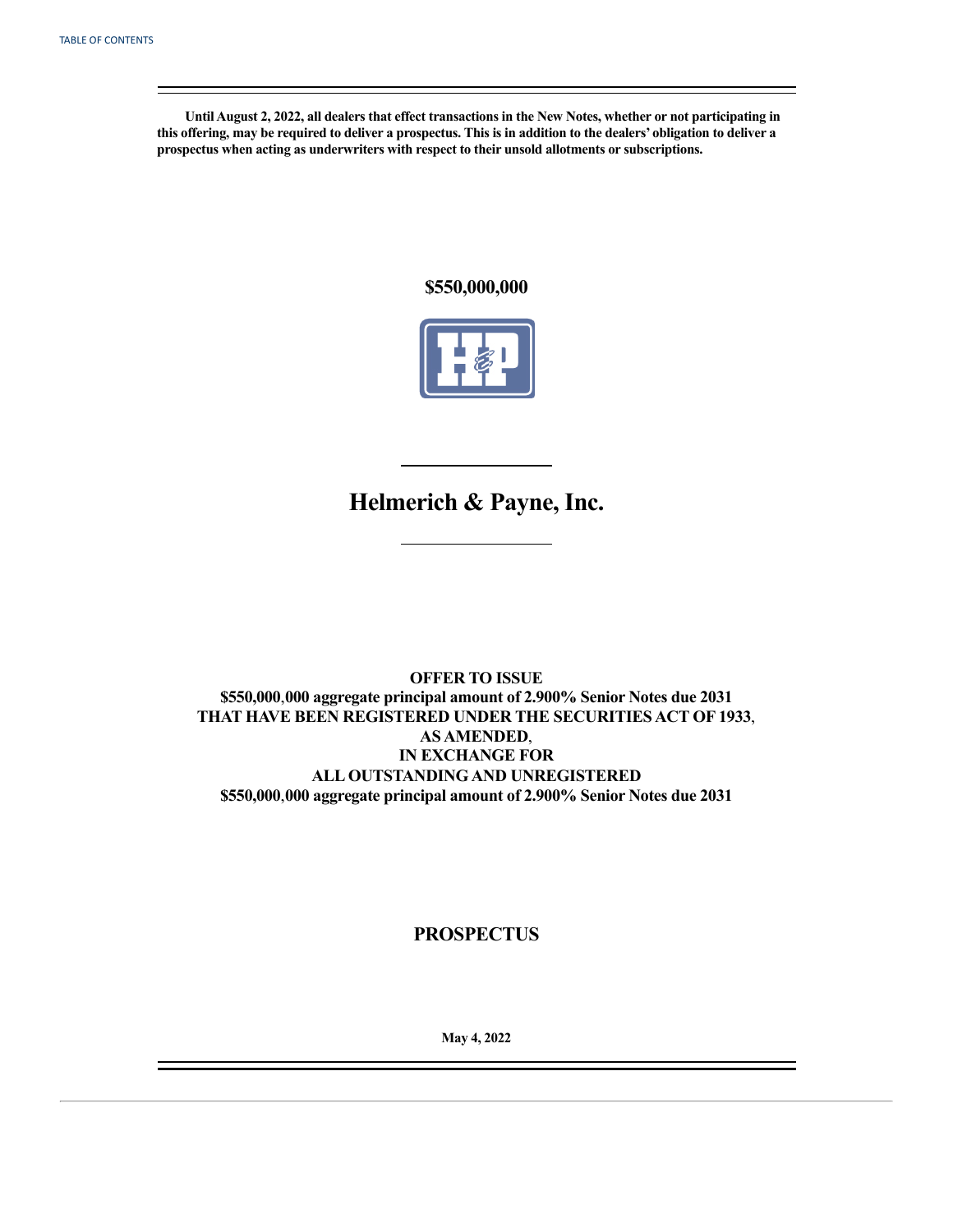**Until August 2, 2022, all dealers that effect transactions in the New Notes, whether or not participating in this offering, may be required to deliver a prospectus. This is in addition to the dealers' obligation to deliver a prospectus when acting as underwriters with respect to their unsold allotments or subscriptions.**

**$550,000,000**

# Helmerich & Payne, Inc.

**OFFER TO ISSUE**
**$550,000,000 aggregate principal amount of 2.900% Senior Notes due 2031**
**THAT HAVE BEEN REGISTERED UNDER THE SECURITIES ACT OF 1933, AS AMENDED,**
**IN EXCHANGE FOR**
**ALL OUTSTANDING AND UNREGISTERED**
**$550,000,000 aggregate principal amount of 2.900% Senior Notes due 2031**

## PROSPECTUS

**May 4, 2022**